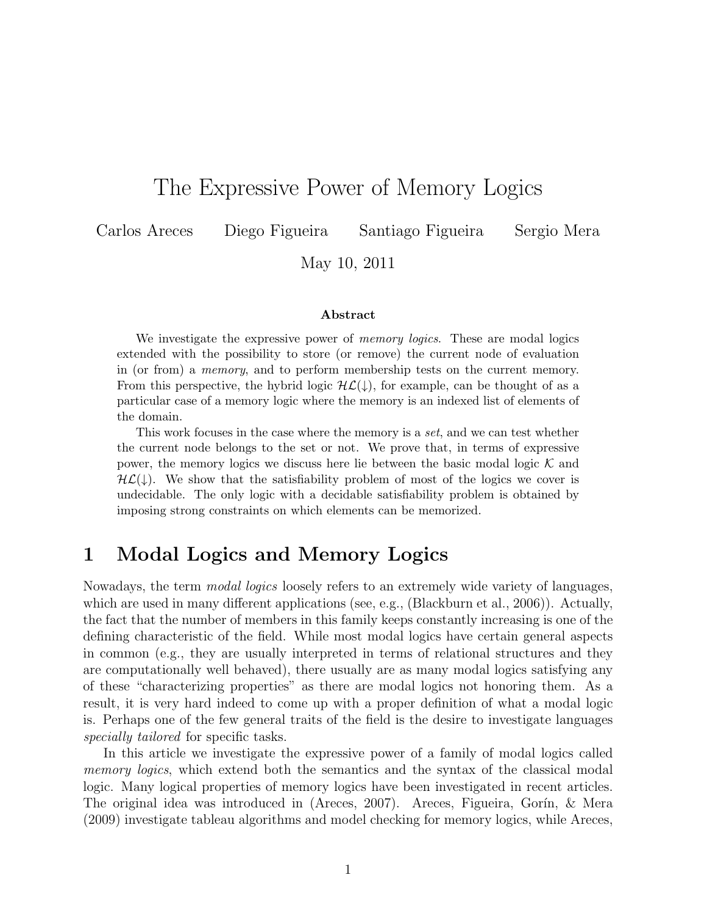# The Expressive Power of Memory Logics

Carlos Areces  Diego Figueira  Santiago Figueira  Sergio Mera

May 10, 2011

### Abstract

We investigate the expressive power of *memory logics*. These are modal logics extended with the possibility to store (or remove) the current node of evaluation in (or from) a *memory*, and to perform membership tests on the current memory. From this perspective, the hybrid logic $\mathcal{HL}(\downarrow)$, for example, can be thought of as a particular case of a memory logic where the memory is an indexed list of elements of the domain.

This work focuses in the case where the memory is a *set*, and we can test whether the current node belongs to the set or not. We prove that, in terms of expressive power, the memory logics we discuss here lie between the basic modal logic $\mathcal{K}$ and $\mathcal{HL}(\downarrow)$. We show that the satisfiability problem of most of the logics we cover is undecidable. The only logic with a decidable satisfiability problem is obtained by imposing strong constraints on which elements can be memorized.

## 1 Modal Logics and Memory Logics

Nowadays, the term *modal logics* loosely refers to an extremely wide variety of languages, which are used in many different applications (see, e.g., (Blackburn et al., 2006)). Actually, the fact that the number of members in this family keeps constantly increasing is one of the defining characteristic of the field. While most modal logics have certain general aspects in common (e.g., they are usually interpreted in terms of relational structures and they are computationally well behaved), there usually are as many modal logics satisfying any of these "characterizing properties" as there are modal logics not honoring them. As a result, it is very hard indeed to come up with a proper definition of what a modal logic is. Perhaps one of the few general traits of the field is the desire to investigate languages *specially tailored* for specific tasks.

In this article we investigate the expressive power of a family of modal logics called *memory logics*, which extend both the semantics and the syntax of the classical modal logic. Many logical properties of memory logics have been investigated in recent articles. The original idea was introduced in (Areces, 2007). Areces, Figueira, Gorín, & Mera (2009) investigate tableau algorithms and model checking for memory logics, while Areces,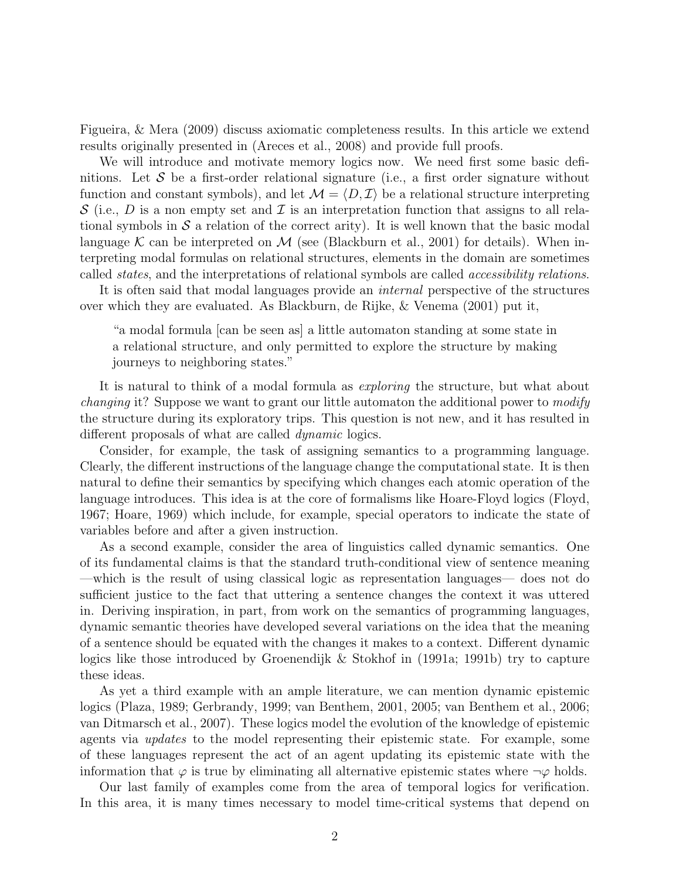Figueira, & Mera (2009) discuss axiomatic completeness results. In this article we extend results originally presented in (Areces et al., 2008) and provide full proofs.

We will introduce and motivate memory logics now. We need first some basic definitions. Let $\mathcal{S}$ be a first-order relational signature (i.e., a first order signature without function and constant symbols), and let $\mathcal{M} = \langle D, \mathcal{I} \rangle$ be a relational structure interpreting $\mathcal{S}$ (i.e., $D$ is a non empty set and $\mathcal{I}$ is an interpretation function that assigns to all relational symbols in $\mathcal{S}$ a relation of the correct arity). It is well known that the basic modal language $\mathcal{K}$ can be interpreted on $\mathcal{M}$ (see (Blackburn et al., 2001) for details). When interpreting modal formulas on relational structures, elements in the domain are sometimes called *states*, and the interpretations of relational symbols are called *accessibility relations.*

It is often said that modal languages provide an *internal* perspective of the structures over which they are evaluated. As Blackburn, de Rijke, & Venema (2001) put it,

> "a modal formula [can be seen as] a little automaton standing at some state in a relational structure, and only permitted to explore the structure by making journeys to neighboring states."

It is natural to think of a modal formula as *exploring* the structure, but what about *changing* it? Suppose we want to grant our little automaton the additional power to *modify* the structure during its exploratory trips. This question is not new, and it has resulted in different proposals of what are called *dynamic* logics.

Consider, for example, the task of assigning semantics to a programming language. Clearly, the different instructions of the language change the computational state. It is then natural to define their semantics by specifying which changes each atomic operation of the language introduces. This idea is at the core of formalisms like Hoare-Floyd logics (Floyd, 1967; Hoare, 1969) which include, for example, special operators to indicate the state of variables before and after a given instruction.

As a second example, consider the area of linguistics called dynamic semantics. One of its fundamental claims is that the standard truth-conditional view of sentence meaning —which is the result of using classical logic as representation languages— does not do sufficient justice to the fact that uttering a sentence changes the context it was uttered in. Deriving inspiration, in part, from work on the semantics of programming languages, dynamic semantic theories have developed several variations on the idea that the meaning of a sentence should be equated with the changes it makes to a context. Different dynamic logics like those introduced by Groenendijk & Stokhof in (1991a; 1991b) try to capture these ideas.

As yet a third example with an ample literature, we can mention dynamic epistemic logics (Plaza, 1989; Gerbrandy, 1999; van Benthem, 2001, 2005; van Benthem et al., 2006; van Ditmarsch et al., 2007). These logics model the evolution of the knowledge of epistemic agents via *updates* to the model representing their epistemic state. For example, some of these languages represent the act of an agent updating its epistemic state with the information that $\varphi$ is true by eliminating all alternative epistemic states where $\neg\varphi$ holds.

Our last family of examples come from the area of temporal logics for verification. In this area, it is many times necessary to model time-critical systems that depend on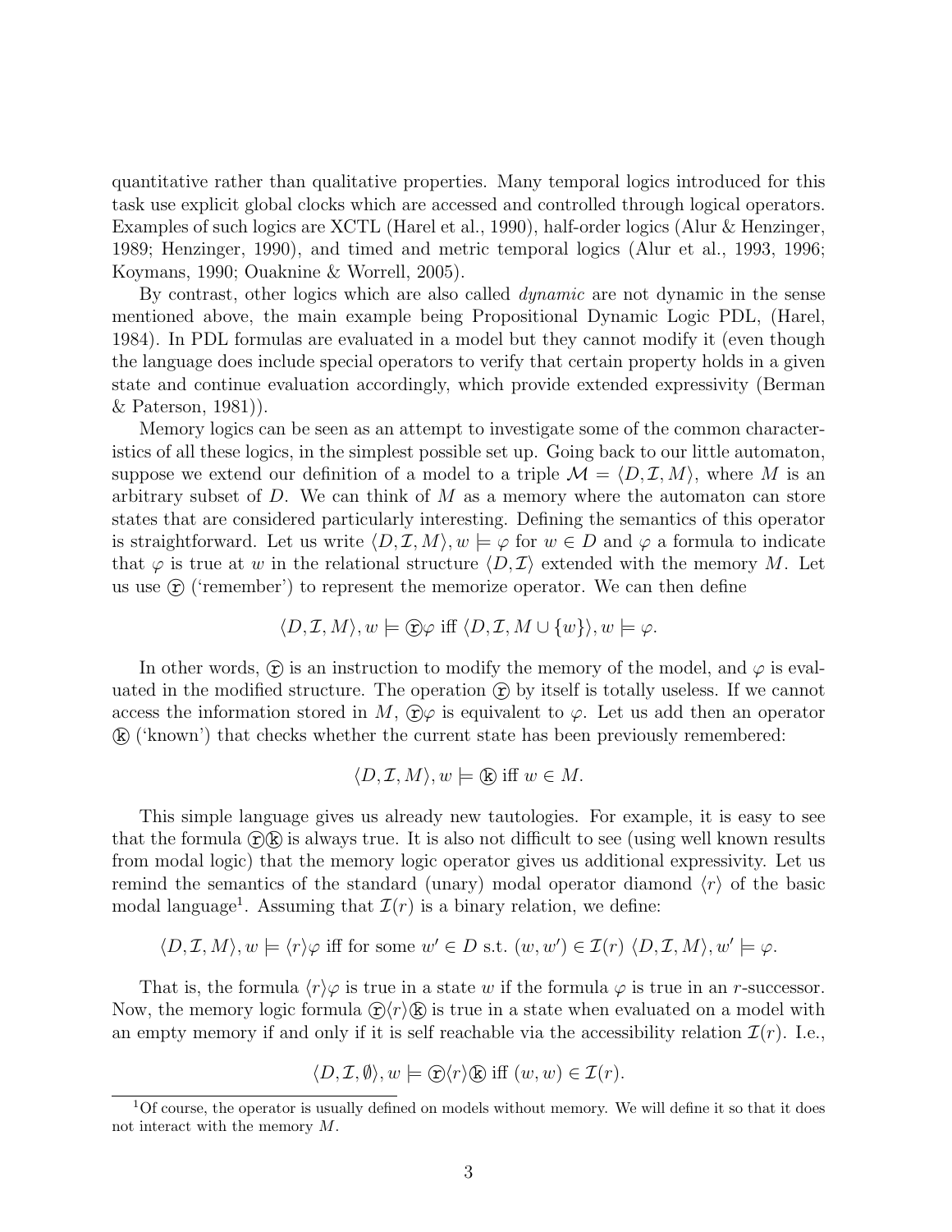quantitative rather than qualitative properties. Many temporal logics introduced for this task use explicit global clocks which are accessed and controlled through logical operators. Examples of such logics are XCTL (Harel et al., 1990), half-order logics (Alur & Henzinger, 1989; Henzinger, 1990), and timed and metric temporal logics (Alur et al., 1993, 1996; Koymans, 1990; Ouaknine & Worrell, 2005).

By contrast, other logics which are also called *dynamic* are not dynamic in the sense mentioned above, the main example being Propositional Dynamic Logic PDL, (Harel, 1984). In PDL formulas are evaluated in a model but they cannot modify it (even though the language does include special operators to verify that certain property holds in a given state and continue evaluation accordingly, which provide extended expressivity (Berman & Paterson, 1981)).

Memory logics can be seen as an attempt to investigate some of the common characteristics of all these logics, in the simplest possible set up. Going back to our little automaton, suppose we extend our definition of a model to a triple $\mathcal{M} = \langle D, \mathcal{I}, M\rangle$, where $M$ is an arbitrary subset of $D$. We can think of $M$ as a memory where the automaton can store states that are considered particularly interesting. Defining the semantics of this operator is straightforward. Let us write $\langle D, \mathcal{I}, M\rangle, w \models \varphi$ for $w \in D$ and $\varphi$ a formula to indicate that $\varphi$ is true at $w$ in the relational structure $\langle D, \mathcal{I}\rangle$ extended with the memory $M$. Let us use ⓡ ('remember') to represent the memorize operator. We can then define

$$\langle D, \mathcal{I}, M\rangle, w \models ⓡ\varphi \text{ iff } \langle D, \mathcal{I}, M \cup \{w\}\rangle, w \models \varphi.$$

In other words, ⓡ is an instruction to modify the memory of the model, and $\varphi$ is evaluated in the modified structure. The operation ⓡ by itself is totally useless. If we cannot access the information stored in $M$, ⓡ$\varphi$ is equivalent to $\varphi$. Let us add then an operator ⓚ ('known') that checks whether the current state has been previously remembered:

$$\langle D, \mathcal{I}, M\rangle, w \models ⓚ \text{ iff } w \in M.$$

This simple language gives us already new tautologies. For example, it is easy to see that the formula ⓡⓚ is always true. It is also not difficult to see (using well known results from modal logic) that the memory logic operator gives us additional expressivity. Let us remind the semantics of the standard (unary) modal operator diamond $\langle r\rangle$ of the basic modal language[1]. Assuming that $\mathcal{I}(r)$ is a binary relation, we define:

$$\langle D, \mathcal{I}, M\rangle, w \models \langle r\rangle\varphi \text{ iff for some } w' \in D \text{ s.t. } (w, w') \in \mathcal{I}(r)\ \langle D, \mathcal{I}, M\rangle, w' \models \varphi.$$

That is, the formula $\langle r\rangle\varphi$ is true in a state $w$ if the formula $\varphi$ is true in an $r$-successor. Now, the memory logic formula ⓡ$\langle r\rangle$ⓚ is true in a state when evaluated on a model with an empty memory if and only if it is self reachable via the accessibility relation $\mathcal{I}(r)$. I.e.,

$$\langle D, \mathcal{I}, \emptyset\rangle, w \models ⓡ\langle r\rangleⓚ \text{ iff } (w, w) \in \mathcal{I}(r).$$

[1] Of course, the operator is usually defined on models without memory. We will define it so that it does not interact with the memory $M$.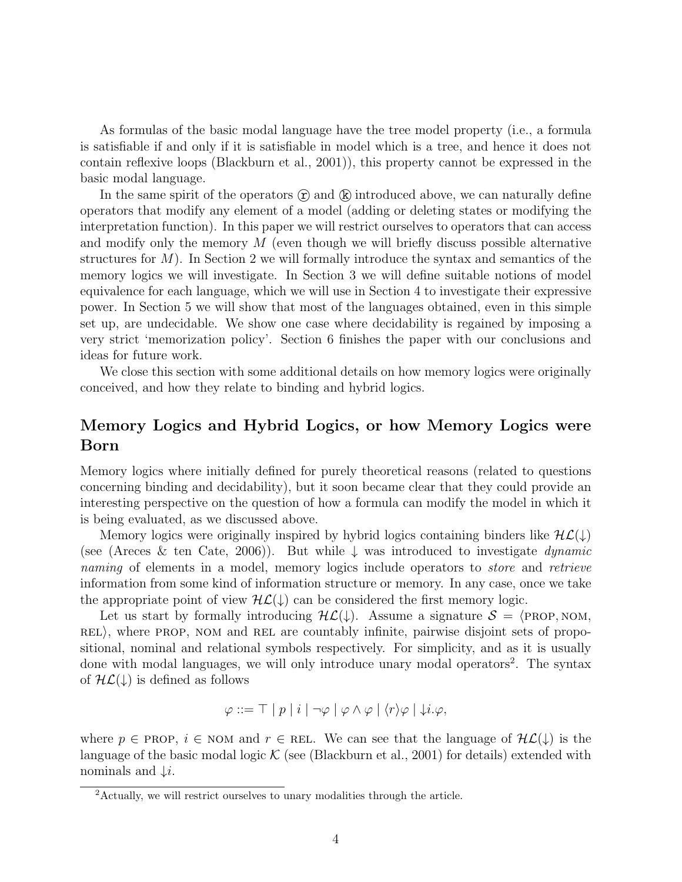As formulas of the basic modal language have the tree model property (i.e., a formula is satisfiable if and only if it is satisfiable in model which is a tree, and hence it does not contain reflexive loops (Blackburn et al., 2001)), this property cannot be expressed in the basic modal language.

In the same spirit of the operators ⓡ and ⓚ introduced above, we can naturally define operators that modify any element of a model (adding or deleting states or modifying the interpretation function). In this paper we will restrict ourselves to operators that can access and modify only the memory $M$ (even though we will briefly discuss possible alternative structures for $M$). In Section 2 we will formally introduce the syntax and semantics of the memory logics we will investigate. In Section 3 we will define suitable notions of model equivalence for each language, which we will use in Section 4 to investigate their expressive power. In Section 5 we will show that most of the languages obtained, even in this simple set up, are undecidable. We show one case where decidability is regained by imposing a very strict 'memorization policy'. Section 6 finishes the paper with our conclusions and ideas for future work.

We close this section with some additional details on how memory logics were originally conceived, and how they relate to binding and hybrid logics.

## Memory Logics and Hybrid Logics, or how Memory Logics were Born

Memory logics where initially defined for purely theoretical reasons (related to questions concerning binding and decidability), but it soon became clear that they could provide an interesting perspective on the question of how a formula can modify the model in which it is being evaluated, as we discussed above.

Memory logics were originally inspired by hybrid logics containing binders like $\mathcal{HL}(\downarrow)$ (see (Areces & ten Cate, 2006)). But while $\downarrow$ was introduced to investigate *dynamic naming* of elements in a model, memory logics include operators to *store* and *retrieve* information from some kind of information structure or memory. In any case, once we take the appropriate point of view $\mathcal{HL}(\downarrow)$ can be considered the first memory logic.

Let us start by formally introducing $\mathcal{HL}(\downarrow)$. Assume a signature $\mathcal{S} = \langle \text{PROP}, \text{NOM}, \text{REL}\rangle$, where PROP, NOM and REL are countably infinite, pairwise disjoint sets of propositional, nominal and relational symbols respectively. For simplicity, and as it is usually done with modal languages, we will only introduce unary modal operators[2]. The syntax of $\mathcal{HL}(\downarrow)$ is defined as follows

$$\varphi ::= \top \mid p \mid i \mid \neg\varphi \mid \varphi \wedge \varphi \mid \langle r\rangle\varphi \mid \downarrow i.\varphi,$$

where $p \in \text{PROP}$, $i \in \text{NOM}$ and $r \in \text{REL}$. We can see that the language of $\mathcal{HL}(\downarrow)$ is the language of the basic modal logic $\mathcal{K}$ (see (Blackburn et al., 2001) for details) extended with nominals and $\downarrow i$.

[2] Actually, we will restrict ourselves to unary modalities through the article.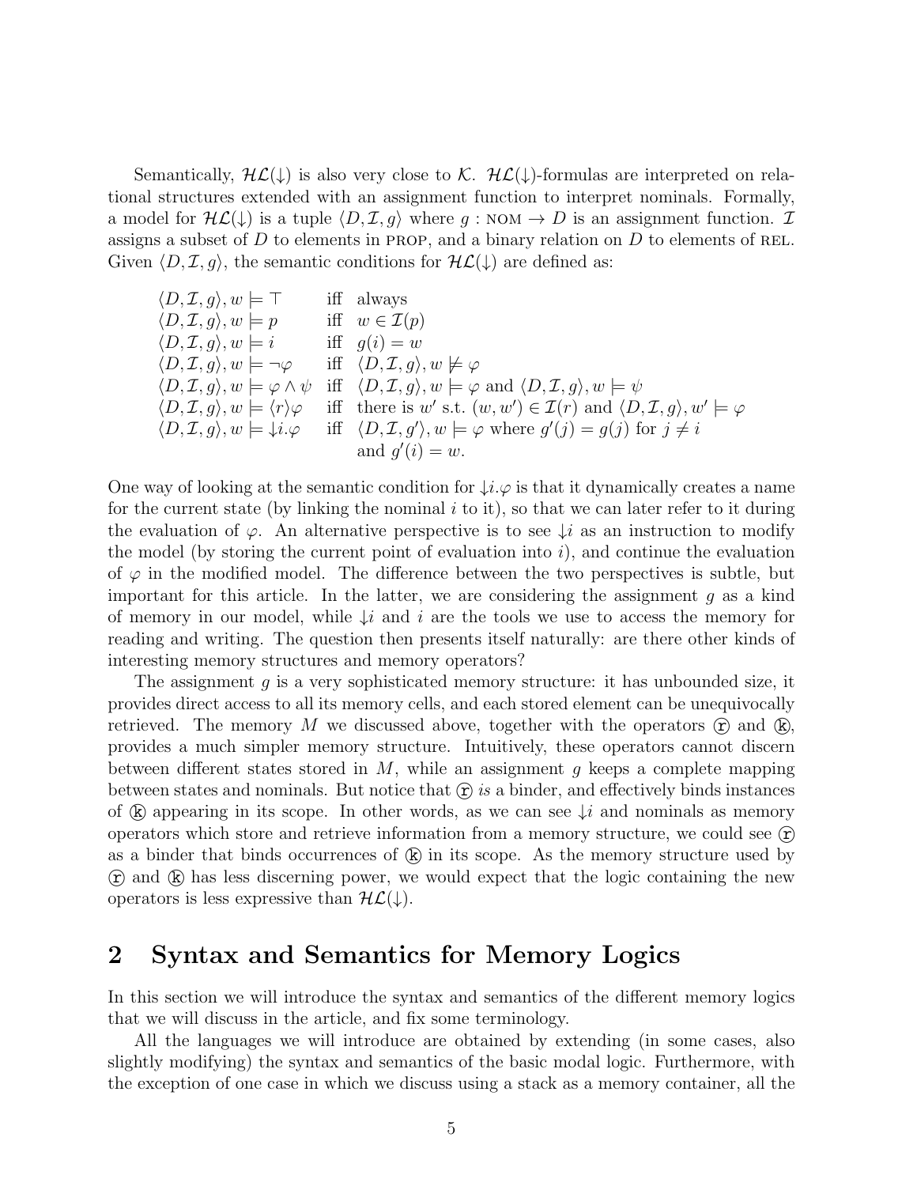Semantically, $\mathcal{HL}(\downarrow)$ is also very close to $\mathcal{K}$. $\mathcal{HL}(\downarrow)$-formulas are interpreted on relational structures extended with an assignment function to interpret nominals. Formally, a model for $\mathcal{HL}(\downarrow)$ is a tuple $\langle D, \mathcal{I}, g\rangle$ where $g : \text{NOM} \to D$ is an assignment function. $\mathcal{I}$ assigns a subset of $D$ to elements in PROP, and a binary relation on $D$ to elements of REL. Given $\langle D, \mathcal{I}, g\rangle$, the semantic conditions for $\mathcal{HL}(\downarrow)$ are defined as:

$$
\begin{array}{lll}
\langle D, \mathcal{I}, g\rangle, w \models \top & \text{iff} & \text{always} \\
\langle D, \mathcal{I}, g\rangle, w \models p & \text{iff} & w \in \mathcal{I}(p) \\
\langle D, \mathcal{I}, g\rangle, w \models i & \text{iff} & g(i) = w \\
\langle D, \mathcal{I}, g\rangle, w \models \neg\varphi & \text{iff} & \langle D, \mathcal{I}, g\rangle, w \not\models \varphi \\
\langle D, \mathcal{I}, g\rangle, w \models \varphi \wedge \psi & \text{iff} & \langle D, \mathcal{I}, g\rangle, w \models \varphi \text{ and } \langle D, \mathcal{I}, g\rangle, w \models \psi \\
\langle D, \mathcal{I}, g\rangle, w \models \langle r\rangle\varphi & \text{iff} & \text{there is } w' \text{ s.t. } (w, w') \in \mathcal{I}(r) \text{ and } \langle D, \mathcal{I}, g\rangle, w' \models \varphi \\
\langle D, \mathcal{I}, g\rangle, w \models {\downarrow}i.\varphi & \text{iff} & \langle D, \mathcal{I}, g'\rangle, w \models \varphi \text{ where } g'(j) = g(j) \text{ for } j \neq i \\
& & \text{and } g'(i) = w.
\end{array}
$$

One way of looking at the semantic condition for ${\downarrow}i.\varphi$ is that it dynamically creates a name for the current state (by linking the nominal $i$ to it), so that we can later refer to it during the evaluation of $\varphi$. An alternative perspective is to see ${\downarrow}i$ as an instruction to modify the model (by storing the current point of evaluation into $i$), and continue the evaluation of $\varphi$ in the modified model. The difference between the two perspectives is subtle, but important for this article. In the latter, we are considering the assignment $g$ as a kind of memory in our model, while ${\downarrow}i$ and $i$ are the tools we use to access the memory for reading and writing. The question then presents itself naturally: are there other kinds of interesting memory structures and memory operators?

The assignment $g$ is a very sophisticated memory structure: it has unbounded size, it provides direct access to all its memory cells, and each stored element can be unequivocally retrieved. The memory $M$ we discussed above, together with the operators ⓡ and ⓚ, provides a much simpler memory structure. Intuitively, these operators cannot discern between different states stored in $M$, while an assignment $g$ keeps a complete mapping between states and nominals. But notice that ⓡ *is* a binder, and effectively binds instances of ⓚ appearing in its scope. In other words, as we can see ${\downarrow}i$ and nominals as memory operators which store and retrieve information from a memory structure, we could see ⓡ as a binder that binds occurrences of ⓚ in its scope. As the memory structure used by ⓡ and ⓚ has less discerning power, we would expect that the logic containing the new operators is less expressive than $\mathcal{HL}(\downarrow)$.

## 2 Syntax and Semantics for Memory Logics

In this section we will introduce the syntax and semantics of the different memory logics that we will discuss in the article, and fix some terminology.

All the languages we will introduce are obtained by extending (in some cases, also slightly modifying) the syntax and semantics of the basic modal logic. Furthermore, with the exception of one case in which we discuss using a stack as a memory container, all the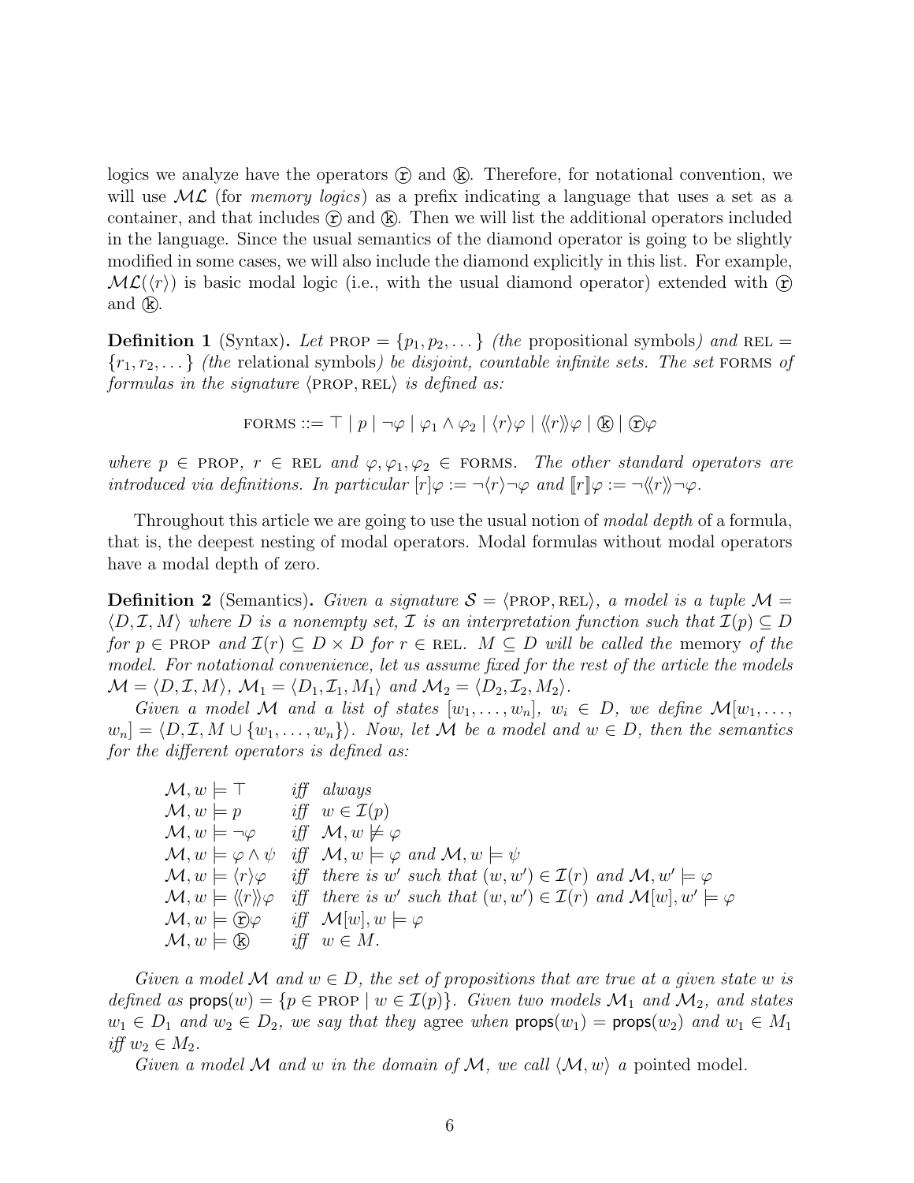logics we analyze have the operators ⓡ and ⓚ. Therefore, for notational convention, we will use $\mathcal{ML}$ (for *memory logics*) as a prefix indicating a language that uses a set as a container, and that includes ⓡ and ⓚ. Then we will list the additional operators included in the language. Since the usual semantics of the diamond operator is going to be slightly modified in some cases, we will also include the diamond explicitly in this list. For example, $\mathcal{ML}(\langle r \rangle)$ is basic modal logic (i.e., with the usual diamond operator) extended with ⓡ and ⓚ.

**Definition 1** (Syntax)**.** *Let* PROP $= \{p_1, p_2, \dots\}$ *(the* propositional symbols*) and* REL $= \{r_1, r_2, \dots\}$ *(the* relational symbols*) be disjoint, countable infinite sets. The set* FORMS *of formulas in the signature* $\langle$PROP, REL$\rangle$ *is defined as:*

$$\text{FORMS} ::= \top \mid p \mid \neg\varphi \mid \varphi_1 \wedge \varphi_2 \mid \langle r \rangle \varphi \mid \langle\!\langle r \rangle\!\rangle \varphi \mid ⓚ \mid ⓡ\varphi$$

*where* $p \in$ PROP, $r \in$ REL *and* $\varphi, \varphi_1, \varphi_2 \in$ FORMS*. The other standard operators are introduced via definitions. In particular* $[r]\varphi := \neg\langle r \rangle \neg\varphi$ *and* $[\![r]\!]\varphi := \neg\langle\!\langle r \rangle\!\rangle\neg\varphi$.

Throughout this article we are going to use the usual notion of *modal depth* of a formula, that is, the deepest nesting of modal operators. Modal formulas without modal operators have a modal depth of zero.

**Definition 2** (Semantics)**.** *Given a signature* $\mathcal{S} = \langle$PROP, REL$\rangle$*, a model is a tuple* $\mathcal{M} = \langle D, \mathcal{I}, M\rangle$ *where* $D$ *is a nonempty set,* $\mathcal{I}$ *is an interpretation function such that* $\mathcal{I}(p) \subseteq D$ *for* $p \in$ PROP *and* $\mathcal{I}(r) \subseteq D \times D$ *for* $r \in$ REL*.* $M \subseteq D$ *will be called the* memory *of the model. For notational convenience, let us assume fixed for the rest of the article the models* $\mathcal{M} = \langle D, \mathcal{I}, M\rangle$*,* $\mathcal{M}_1 = \langle D_1, \mathcal{I}_1, M_1\rangle$ *and* $\mathcal{M}_2 = \langle D_2, \mathcal{I}_2, M_2\rangle$*.*

*Given a model* $\mathcal{M}$ *and a list of states* $[w_1, \dots, w_n]$*,* $w_i \in D$*, we define* $\mathcal{M}[w_1, \dots, w_n] = \langle D, \mathcal{I}, M \cup \{w_1, \dots, w_n\}\rangle$*. Now, let* $\mathcal{M}$ *be a model and* $w \in D$*, then the semantics for the different operators is defined as:*

| | | |
|---|---|---|
| $\mathcal{M}, w \models \top$ | *iff* | *always* |
| $\mathcal{M}, w \models p$ | *iff* | $w \in \mathcal{I}(p)$ |
| $\mathcal{M}, w \models \neg\varphi$ | *iff* | $\mathcal{M}, w \not\models \varphi$ |
| $\mathcal{M}, w \models \varphi \wedge \psi$ | *iff* | $\mathcal{M}, w \models \varphi$ *and* $\mathcal{M}, w \models \psi$ |
| $\mathcal{M}, w \models \langle r \rangle\varphi$ | *iff* | *there is* $w'$ *such that* $(w, w') \in \mathcal{I}(r)$ *and* $\mathcal{M}, w' \models \varphi$ |
| $\mathcal{M}, w \models \langle\!\langle r \rangle\!\rangle\varphi$ | *iff* | *there is* $w'$ *such that* $(w, w') \in \mathcal{I}(r)$ *and* $\mathcal{M}[w], w' \models \varphi$ |
| $\mathcal{M}, w \models ⓡ\varphi$ | *iff* | $\mathcal{M}[w], w \models \varphi$ |
| $\mathcal{M}, w \models ⓚ$ | *iff* | $w \in M$*.* |

*Given a model* $\mathcal{M}$ *and* $w \in D$*, the set of propositions that are true at a given state* $w$ *is defined as* $\mathsf{props}(w) = \{p \in \text{PROP} \mid w \in \mathcal{I}(p)\}$*. Given two models* $\mathcal{M}_1$ *and* $\mathcal{M}_2$*, and states* $w_1 \in D_1$ *and* $w_2 \in D_2$*, we say that they* agree *when* $\mathsf{props}(w_1) = \mathsf{props}(w_2)$ *and* $w_1 \in M_1$ *iff* $w_2 \in M_2$*.*

*Given a model* $\mathcal{M}$ *and* $w$ *in the domain of* $\mathcal{M}$*, we call* $\langle \mathcal{M}, w\rangle$ *a* pointed model*.*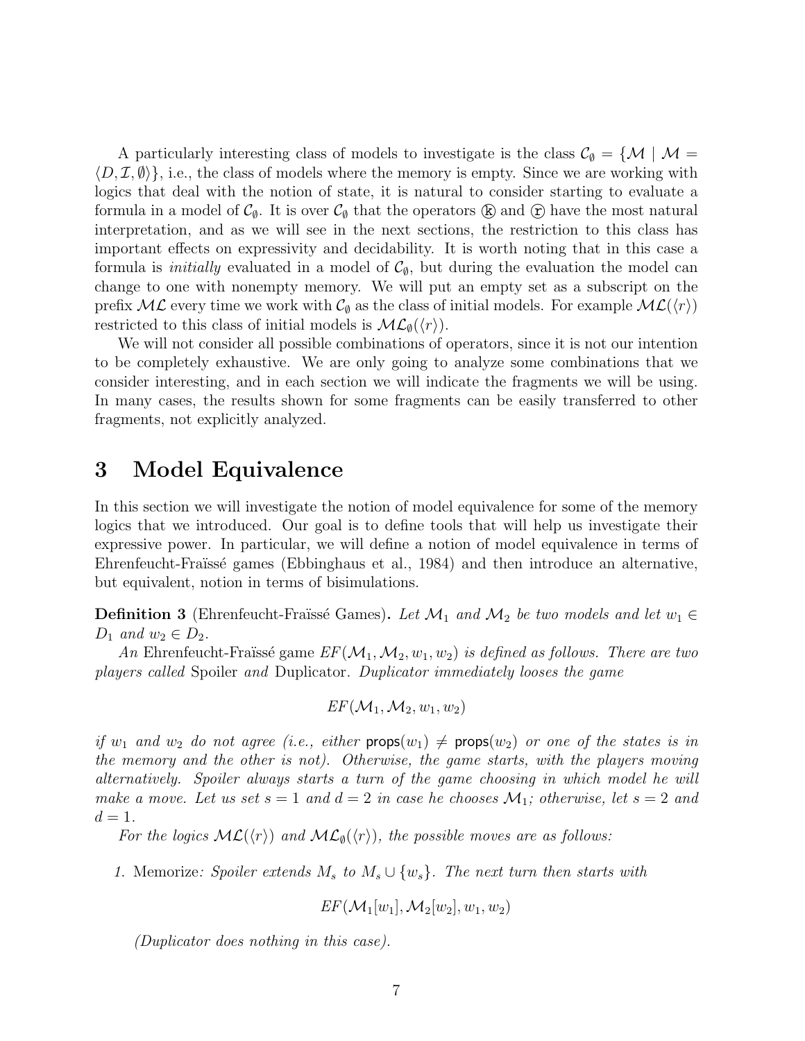A particularly interesting class of models to investigate is the class $\mathcal{C}_\emptyset = \{\mathcal{M} \mid \mathcal{M} = \langle D, \mathcal{I}, \emptyset \rangle\}$, i.e., the class of models where the memory is empty. Since we are working with logics that deal with the notion of state, it is natural to consider starting to evaluate a formula in a model of $\mathcal{C}_\emptyset$. It is over $\mathcal{C}_\emptyset$ that the operators ⓚ and ⓡ have the most natural interpretation, and as we will see in the next sections, the restriction to this class has important effects on expressivity and decidability. It is worth noting that in this case a formula is *initially* evaluated in a model of $\mathcal{C}_\emptyset$, but during the evaluation the model can change to one with nonempty memory. We will put an empty set as a subscript on the prefix $\mathcal{ML}$ every time we work with $\mathcal{C}_\emptyset$ as the class of initial models. For example $\mathcal{ML}(\langle r \rangle)$ restricted to this class of initial models is $\mathcal{ML}_\emptyset(\langle r \rangle)$.

We will not consider all possible combinations of operators, since it is not our intention to be completely exhaustive. We are only going to analyze some combinations that we consider interesting, and in each section we will indicate the fragments we will be using. In many cases, the results shown for some fragments can be easily transferred to other fragments, not explicitly analyzed.

# 3 Model Equivalence

In this section we will investigate the notion of model equivalence for some of the memory logics that we introduced. Our goal is to define tools that will help us investigate their expressive power. In particular, we will define a notion of model equivalence in terms of Ehrenfeucht-Fraïssé games (Ebbinghaus et al., 1984) and then introduce an alternative, but equivalent, notion in terms of bisimulations.

**Definition 3** (Ehrenfeucht-Fraïssé Games)**.** *Let $\mathcal{M}_1$ and $\mathcal{M}_2$ be two models and let $w_1 \in D_1$ and $w_2 \in D_2$.*

*An* Ehrenfeucht-Fraïssé game *$EF(\mathcal{M}_1, \mathcal{M}_2, w_1, w_2)$ is defined as follows. There are two players called* Spoiler *and* Duplicator*. Duplicator immediately looses the game*

$$EF(\mathcal{M}_1, \mathcal{M}_2, w_1, w_2)$$

*if $w_1$ and $w_2$ do not agree (i.e., either $\mathsf{props}(w_1) \neq \mathsf{props}(w_2)$ or one of the states is in the memory and the other is not). Otherwise, the game starts, with the players moving alternatively. Spoiler always starts a turn of the game choosing in which model he will make a move. Let us set $s = 1$ and $d = 2$ in case he chooses $\mathcal{M}_1$; otherwise, let $s = 2$ and $d = 1$.*

*For the logics $\mathcal{ML}(\langle r \rangle)$ and $\mathcal{ML}_\emptyset(\langle r \rangle)$, the possible moves are as follows:*

1. Memorize*: Spoiler extends $M_s$ to $M_s \cup \{w_s\}$. The next turn then starts with*

$$EF(\mathcal{M}_1[w_1], \mathcal{M}_2[w_2], w_1, w_2)$$

*(Duplicator does nothing in this case).*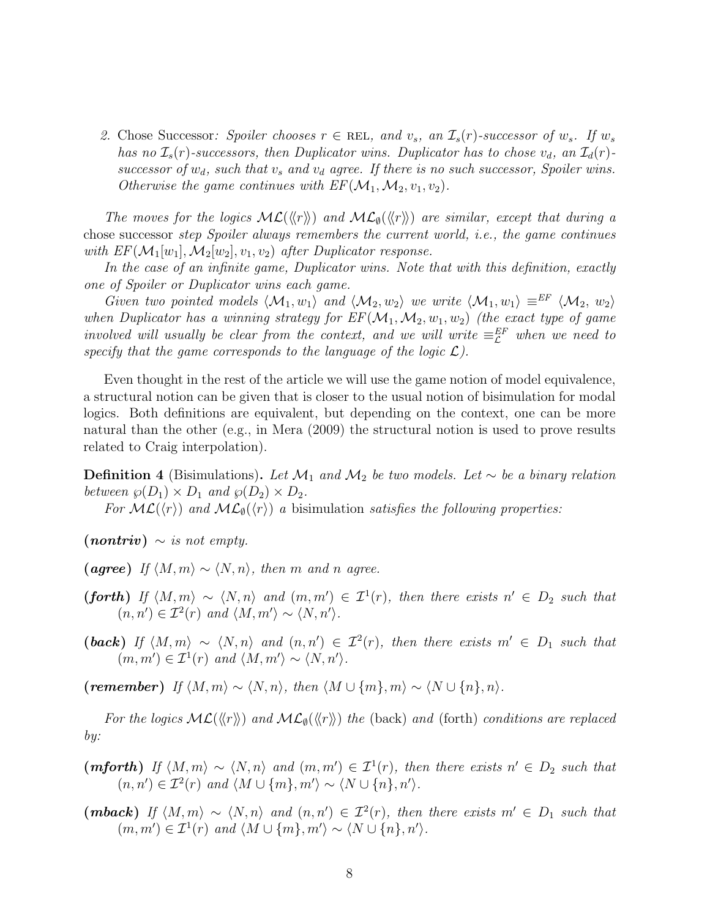2. Chose Successor*: Spoiler chooses $r \in$ REL, and $v_s$, an $\mathcal{I}_s(r)$-successor of $w_s$. If $w_s$ has no $\mathcal{I}_s(r)$-successors, then Duplicator wins. Duplicator has to chose $v_d$, an $\mathcal{I}_d(r)$-successor of $w_d$, such that $v_s$ and $v_d$ agree. If there is no such successor, Spoiler wins. Otherwise the game continues with $EF(\mathcal{M}_1, \mathcal{M}_2, v_1, v_2)$.*

*The moves for the logics $\mathcal{ML}(\langle\!\langle r \rangle\!\rangle)$ and $\mathcal{ML}_\emptyset(\langle\!\langle r \rangle\!\rangle)$ are similar, except that during a* chose successor *step Spoiler always remembers the current world, i.e., the game continues with $EF(\mathcal{M}_1[w_1], \mathcal{M}_2[w_2], v_1, v_2)$ after Duplicator response.*

*In the case of an infinite game, Duplicator wins. Note that with this definition, exactly one of Spoiler or Duplicator wins each game.*

*Given two pointed models $\langle \mathcal{M}_1, w_1 \rangle$ and $\langle \mathcal{M}_2, w_2 \rangle$ we write $\langle \mathcal{M}_1, w_1 \rangle \equiv^{EF} \langle \mathcal{M}_2, w_2 \rangle$ when Duplicator has a winning strategy for $EF(\mathcal{M}_1, \mathcal{M}_2, w_1, w_2)$ (the exact type of game involved will usually be clear from the context, and we will write $\equiv^{EF}_{\mathcal{L}}$ when we need to specify that the game corresponds to the language of the logic $\mathcal{L}$).*

Even thought in the rest of the article we will use the game notion of model equivalence, a structural notion can be given that is closer to the usual notion of bisimulation for modal logics. Both definitions are equivalent, but depending on the context, one can be more natural than the other (e.g., in Mera (2009) the structural notion is used to prove results related to Craig interpolation).

**Definition 4** (Bisimulations)**.** *Let $\mathcal{M}_1$ and $\mathcal{M}_2$ be two models. Let $\sim$ be a binary relation between $\wp(D_1) \times D_1$ and $\wp(D_2) \times D_2$.*

*For $\mathcal{ML}(\langle r \rangle)$ and $\mathcal{ML}_\emptyset(\langle r \rangle)$ a* bisimulation *satisfies the following properties:*

**(*nontriv*)** *$\sim$ is not empty.*

**(*agree*)** *If $\langle M, m \rangle \sim \langle N, n \rangle$, then $m$ and $n$ agree.*

**(*forth*)** *If $\langle M, m \rangle \sim \langle N, n \rangle$ and $(m, m') \in \mathcal{I}^1(r)$, then there exists $n' \in D_2$ such that $(n, n') \in \mathcal{I}^2(r)$ and $\langle M, m' \rangle \sim \langle N, n' \rangle$.*

**(*back*)** *If $\langle M, m \rangle \sim \langle N, n \rangle$ and $(n, n') \in \mathcal{I}^2(r)$, then there exists $m' \in D_1$ such that $(m, m') \in \mathcal{I}^1(r)$ and $\langle M, m' \rangle \sim \langle N, n' \rangle$.*

**(*remember*)** *If $\langle M, m \rangle \sim \langle N, n \rangle$, then $\langle M \cup \{m\}, m \rangle \sim \langle N \cup \{n\}, n \rangle$.*

*For the logics $\mathcal{ML}(\langle\!\langle r \rangle\!\rangle)$ and $\mathcal{ML}_\emptyset(\langle\!\langle r \rangle\!\rangle)$ the* (back) *and* (forth) *conditions are replaced by:*

**(*mforth*)** *If $\langle M, m \rangle \sim \langle N, n \rangle$ and $(m, m') \in \mathcal{I}^1(r)$, then there exists $n' \in D_2$ such that $(n, n') \in \mathcal{I}^2(r)$ and $\langle M \cup \{m\}, m' \rangle \sim \langle N \cup \{n\}, n' \rangle$.*

**(*mback*)** *If $\langle M, m \rangle \sim \langle N, n \rangle$ and $(n, n') \in \mathcal{I}^2(r)$, then there exists $m' \in D_1$ such that $(m, m') \in \mathcal{I}^1(r)$ and $\langle M \cup \{m\}, m' \rangle \sim \langle N \cup \{n\}, n' \rangle$.*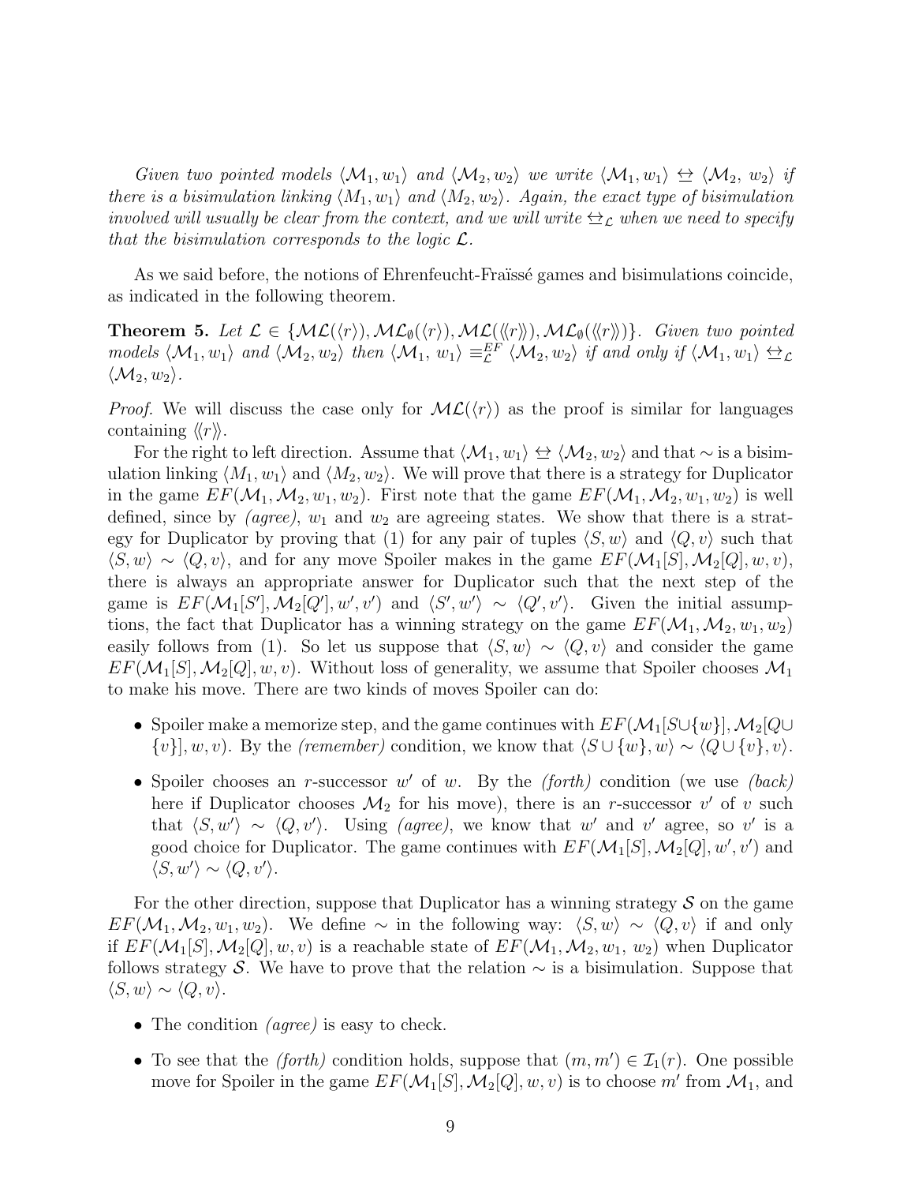*Given two pointed models $\langle \mathcal{M}_1, w_1\rangle$ and $\langle \mathcal{M}_2, w_2\rangle$ we write $\langle \mathcal{M}_1, w_1\rangle \leftrightarroweq \langle \mathcal{M}_2,\ w_2\rangle$ if there is a bisimulation linking $\langle M_1, w_1\rangle$ and $\langle M_2, w_2\rangle$. Again, the exact type of bisimulation involved will usually be clear from the context, and we will write $\leftrightarroweq_{\mathcal{L}}$ when we need to specify that the bisimulation corresponds to the logic $\mathcal{L}$.*

As we said before, the notions of Ehrenfeucht-Fraïssé games and bisimulations coincide, as indicated in the following theorem.

**Theorem 5.** *Let $\mathcal{L} \in \{\mathcal{ML}(\langle r\rangle), \mathcal{ML}_\emptyset(\langle r\rangle), \mathcal{ML}(\langle\!\langle r\rangle\!\rangle), \mathcal{ML}_\emptyset(\langle\!\langle r\rangle\!\rangle)\}$. Given two pointed models $\langle \mathcal{M}_1, w_1\rangle$ and $\langle \mathcal{M}_2, w_2\rangle$ then $\langle \mathcal{M}_1,\ w_1\rangle \equiv^{EF}_{\mathcal{L}} \langle \mathcal{M}_2, w_2\rangle$ if and only if $\langle \mathcal{M}_1, w_1\rangle \leftrightarroweq_{\mathcal{L}} \langle \mathcal{M}_2, w_2\rangle$.*

*Proof.* We will discuss the case only for $\mathcal{ML}(\langle r\rangle)$ as the proof is similar for languages containing $\langle\!\langle r\rangle\!\rangle$.

For the right to left direction. Assume that $\langle \mathcal{M}_1, w_1\rangle \leftrightarroweq \langle \mathcal{M}_2, w_2\rangle$ and that $\sim$ is a bisimulation linking $\langle M_1, w_1\rangle$ and $\langle M_2, w_2\rangle$. We will prove that there is a strategy for Duplicator in the game $EF(\mathcal{M}_1, \mathcal{M}_2, w_1, w_2)$. First note that the game $EF(\mathcal{M}_1, \mathcal{M}_2, w_1, w_2)$ is well defined, since by *(agree)*, $w_1$ and $w_2$ are agreeing states. We show that there is a strategy for Duplicator by proving that (1) for any pair of tuples $\langle S, w\rangle$ and $\langle Q, v\rangle$ such that $\langle S, w\rangle \sim \langle Q, v\rangle$, and for any move Spoiler makes in the game $EF(\mathcal{M}_1[S], \mathcal{M}_2[Q], w, v)$, there is always an appropriate answer for Duplicator such that the next step of the game is $EF(\mathcal{M}_1[S'], \mathcal{M}_2[Q'], w', v')$ and $\langle S', w'\rangle \sim \langle Q', v'\rangle$. Given the initial assumptions, the fact that Duplicator has a winning strategy on the game $EF(\mathcal{M}_1, \mathcal{M}_2, w_1, w_2)$ easily follows from (1). So let us suppose that $\langle S, w\rangle \sim \langle Q, v\rangle$ and consider the game $EF(\mathcal{M}_1[S], \mathcal{M}_2[Q], w, v)$. Without loss of generality, we assume that Spoiler chooses $\mathcal{M}_1$ to make his move. There are two kinds of moves Spoiler can do:

- Spoiler make a memorize step, and the game continues with $EF(\mathcal{M}_1[S\cup\{w\}], \mathcal{M}_2[Q\cup \{v\}], w, v)$. By the *(remember)* condition, we know that $\langle S \cup \{w\}, w\rangle \sim \langle Q \cup \{v\}, v\rangle$.
- Spoiler chooses an $r$-successor $w'$ of $w$. By the *(forth)* condition (we use *(back)* here if Duplicator chooses $\mathcal{M}_2$ for his move), there is an $r$-successor $v'$ of $v$ such that $\langle S, w'\rangle \sim \langle Q, v'\rangle$. Using *(agree)*, we know that $w'$ and $v'$ agree, so $v'$ is a good choice for Duplicator. The game continues with $EF(\mathcal{M}_1[S], \mathcal{M}_2[Q], w', v')$ and $\langle S, w'\rangle \sim \langle Q, v'\rangle$.

For the other direction, suppose that Duplicator has a winning strategy $\mathcal{S}$ on the game $EF(\mathcal{M}_1, \mathcal{M}_2, w_1, w_2)$. We define $\sim$ in the following way: $\langle S, w\rangle \sim \langle Q, v\rangle$ if and only if $EF(\mathcal{M}_1[S], \mathcal{M}_2[Q], w, v)$ is a reachable state of $EF(\mathcal{M}_1, \mathcal{M}_2, w_1,\ w_2)$ when Duplicator follows strategy $\mathcal{S}$. We have to prove that the relation $\sim$ is a bisimulation. Suppose that $\langle S, w\rangle \sim \langle Q, v\rangle$.

- The condition *(agree)* is easy to check.
- To see that the *(forth)* condition holds, suppose that $(m, m') \in \mathcal{I}_1(r)$. One possible move for Spoiler in the game $EF(\mathcal{M}_1[S], \mathcal{M}_2[Q], w, v)$ is to choose $m'$ from $\mathcal{M}_1$, and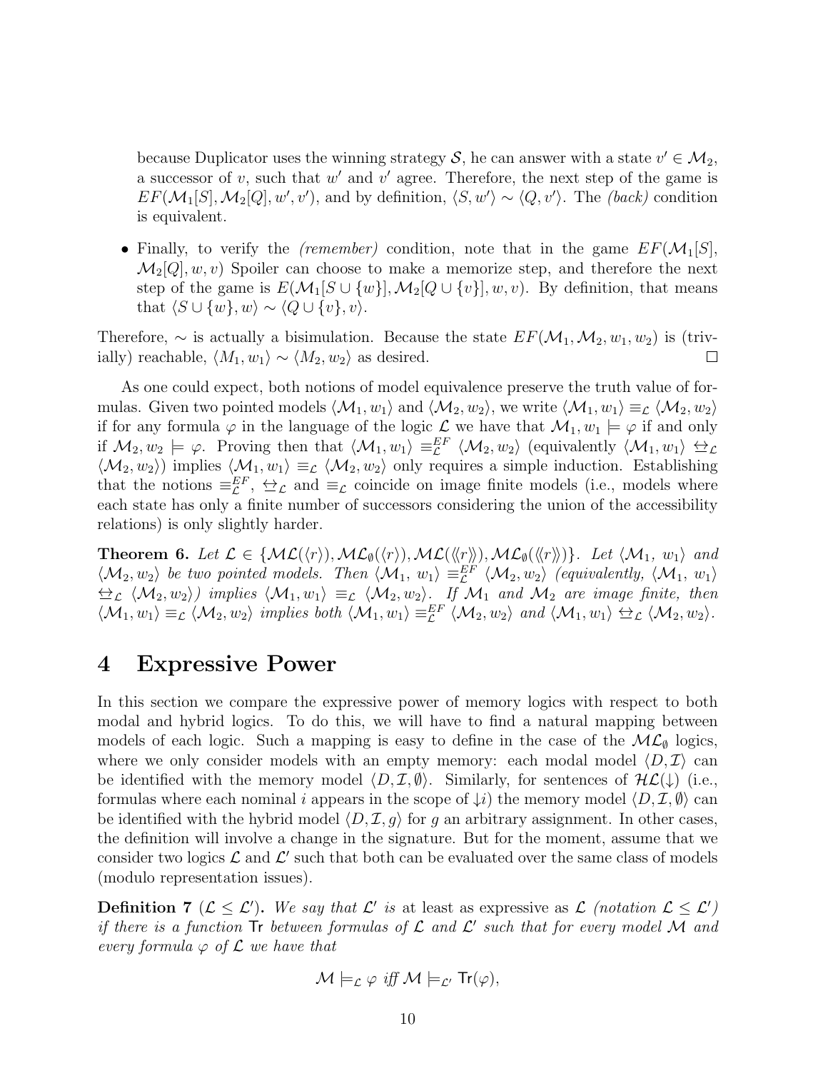because Duplicator uses the winning strategy $\mathcal{S}$, he can answer with a state $v' \in \mathcal{M}_2$, a successor of $v$, such that $w'$ and $v'$ agree. Therefore, the next step of the game is $EF(\mathcal{M}_1[S], \mathcal{M}_2[Q], w', v')$, and by definition, $\langle S, w'\rangle \sim \langle Q, v'\rangle$. The *(back)* condition is equivalent.

- Finally, to verify the *(remember)* condition, note that in the game $EF(\mathcal{M}_1[S], \mathcal{M}_2[Q], w, v)$ Spoiler can choose to make a memorize step, and therefore the next step of the game is $E(\mathcal{M}_1[S \cup \{w\}], \mathcal{M}_2[Q \cup \{v\}], w, v)$. By definition, that means that $\langle S \cup \{w\}, w\rangle \sim \langle Q \cup \{v\}, v\rangle$.

Therefore, $\sim$ is actually a bisimulation. Because the state $EF(\mathcal{M}_1, \mathcal{M}_2, w_1, w_2)$ is (trivially) reachable, $\langle M_1, w_1\rangle \sim \langle M_2, w_2\rangle$ as desired. □

As one could expect, both notions of model equivalence preserve the truth value of formulas. Given two pointed models $\langle \mathcal{M}_1, w_1\rangle$ and $\langle \mathcal{M}_2, w_2\rangle$, we write $\langle \mathcal{M}_1, w_1\rangle \equiv_{\mathcal{L}} \langle \mathcal{M}_2, w_2\rangle$ if for any formula $\varphi$ in the language of the logic $\mathcal{L}$ we have that $\mathcal{M}_1, w_1 \models \varphi$ if and only if $\mathcal{M}_2, w_2 \models \varphi$. Proving then that $\langle \mathcal{M}_1, w_1\rangle \equiv^{EF}_{\mathcal{L}} \langle \mathcal{M}_2, w_2\rangle$ (equivalently $\langle \mathcal{M}_1, w_1\rangle \leftrightarroweq_{\mathcal{L}} \langle \mathcal{M}_2, w_2\rangle$) implies $\langle \mathcal{M}_1, w_1\rangle \equiv_{\mathcal{L}} \langle \mathcal{M}_2, w_2\rangle$ only requires a simple induction. Establishing that the notions $\equiv^{EF}_{\mathcal{L}}$, $\leftrightarroweq_{\mathcal{L}}$ and $\equiv_{\mathcal{L}}$ coincide on image finite models (i.e., models where each state has only a finite number of successors considering the union of the accessibility relations) is only slightly harder.

**Theorem 6.** *Let $\mathcal{L} \in \{\mathcal{ML}(\langle r\rangle), \mathcal{ML}_{\emptyset}(\langle r\rangle), \mathcal{ML}(\langle\!\langle r\rangle\!\rangle), \mathcal{ML}_{\emptyset}(\langle\!\langle r\rangle\!\rangle)\}$. Let $\langle \mathcal{M}_1, w_1\rangle$ and $\langle \mathcal{M}_2, w_2\rangle$ be two pointed models. Then $\langle \mathcal{M}_1, w_1\rangle \equiv^{EF}_{\mathcal{L}} \langle \mathcal{M}_2, w_2\rangle$ (equivalently, $\langle \mathcal{M}_1, w_1\rangle \leftrightarroweq_{\mathcal{L}} \langle \mathcal{M}_2, w_2\rangle$) implies $\langle \mathcal{M}_1, w_1\rangle \equiv_{\mathcal{L}} \langle \mathcal{M}_2, w_2\rangle$. If $\mathcal{M}_1$ and $\mathcal{M}_2$ are image finite, then $\langle \mathcal{M}_1, w_1\rangle \equiv_{\mathcal{L}} \langle \mathcal{M}_2, w_2\rangle$ implies both $\langle \mathcal{M}_1, w_1\rangle \equiv^{EF}_{\mathcal{L}} \langle \mathcal{M}_2, w_2\rangle$ and $\langle \mathcal{M}_1, w_1\rangle \leftrightarroweq_{\mathcal{L}} \langle \mathcal{M}_2, w_2\rangle$.*

# 4 Expressive Power

In this section we compare the expressive power of memory logics with respect to both modal and hybrid logics. To do this, we will have to find a natural mapping between models of each logic. Such a mapping is easy to define in the case of the $\mathcal{ML}_{\emptyset}$ logics, where we only consider models with an empty memory: each modal model $\langle D, \mathcal{I}\rangle$ can be identified with the memory model $\langle D, \mathcal{I}, \emptyset\rangle$. Similarly, for sentences of $\mathcal{HL}(\downarrow)$ (i.e., formulas where each nominal $i$ appears in the scope of $\downarrow i$) the memory model $\langle D, \mathcal{I}, \emptyset\rangle$ can be identified with the hybrid model $\langle D, \mathcal{I}, g\rangle$ for $g$ an arbitrary assignment. In other cases, the definition will involve a change in the signature. But for the moment, assume that we consider two logics $\mathcal{L}$ and $\mathcal{L}'$ such that both can be evaluated over the same class of models (modulo representation issues).

**Definition 7** ($\mathcal{L} \leq \mathcal{L}'$)**.** *We say that $\mathcal{L}'$ is* at least as expressive as *$\mathcal{L}$ (notation $\mathcal{L} \leq \mathcal{L}'$) if there is a function $\mathsf{Tr}$ between formulas of $\mathcal{L}$ and $\mathcal{L}'$ such that for every model $\mathcal{M}$ and every formula $\varphi$ of $\mathcal{L}$ we have that*

$$\mathcal{M} \models_{\mathcal{L}} \varphi \textit{ iff } \mathcal{M} \models_{\mathcal{L}'} \mathsf{Tr}(\varphi),$$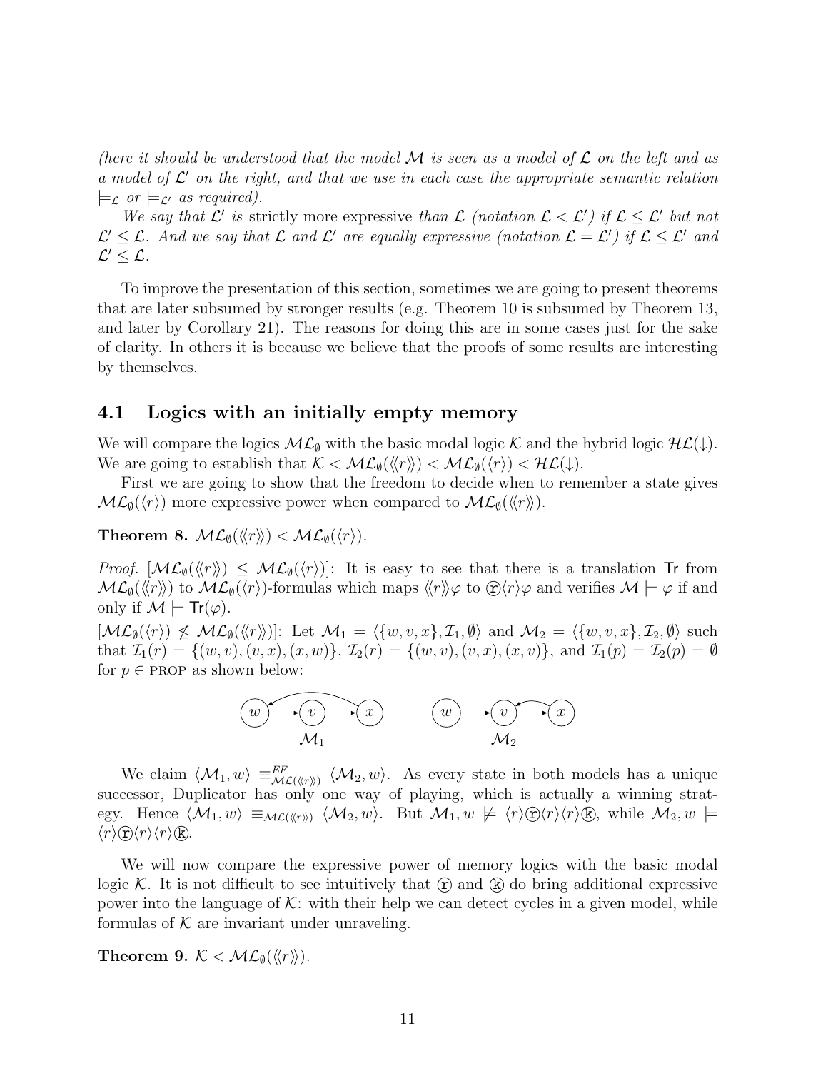*(here it should be understood that the model $\mathcal{M}$ is seen as a model of $\mathcal{L}$ on the left and as a model of $\mathcal{L}'$ on the right, and that we use in each case the appropriate semantic relation $\models_{\mathcal{L}}$ or $\models_{\mathcal{L}'}$ as required).*

*We say that $\mathcal{L}'$ is* strictly more expressive *than $\mathcal{L}$ (notation $\mathcal{L} < \mathcal{L}'$) if $\mathcal{L} \leq \mathcal{L}'$ but not $\mathcal{L}' \leq \mathcal{L}$. And we say that $\mathcal{L}$ and $\mathcal{L}'$ are equally expressive (notation $\mathcal{L} = \mathcal{L}'$) if $\mathcal{L} \leq \mathcal{L}'$ and $\mathcal{L}' \leq \mathcal{L}$.*

To improve the presentation of this section, sometimes we are going to present theorems that are later subsumed by stronger results (e.g. Theorem 10 is subsumed by Theorem 13, and later by Corollary 21). The reasons for doing this are in some cases just for the sake of clarity. In others it is because we believe that the proofs of some results are interesting by themselves.

### 4.1 Logics with an initially empty memory

We will compare the logics $\mathcal{ML}_\emptyset$ with the basic modal logic $\mathcal{K}$ and the hybrid logic $\mathcal{HL}(\downarrow)$. We are going to establish that $\mathcal{K} < \mathcal{ML}_\emptyset(\langle\langle r \rangle\rangle) < \mathcal{ML}_\emptyset(\langle r \rangle) < \mathcal{HL}(\downarrow)$.

First we are going to show that the freedom to decide when to remember a state gives $\mathcal{ML}_\emptyset(\langle r \rangle)$ more expressive power when compared to $\mathcal{ML}_\emptyset(\langle\langle r \rangle\rangle)$.

**Theorem 8.** $\mathcal{ML}_\emptyset(\langle\langle r \rangle\rangle) < \mathcal{ML}_\emptyset(\langle r \rangle)$.

*Proof.* [$\mathcal{ML}_\emptyset(\langle\langle r \rangle\rangle) \leq \mathcal{ML}_\emptyset(\langle r \rangle)$]: It is easy to see that there is a translation $\mathsf{Tr}$ from $\mathcal{ML}_\emptyset(\langle\langle r \rangle\rangle)$ to $\mathcal{ML}_\emptyset(\langle r \rangle)$-formulas which maps $\langle\langle r \rangle\rangle\varphi$ to $\textcircled{r}\langle r \rangle\varphi$ and verifies $\mathcal{M} \models \varphi$ if and only if $\mathcal{M} \models \mathsf{Tr}(\varphi)$.

[$\mathcal{ML}_\emptyset(\langle r \rangle) \not\leq \mathcal{ML}_\emptyset(\langle\langle r \rangle\rangle)$]: Let $\mathcal{M}_1 = \langle \{w, v, x\}, \mathcal{I}_1, \emptyset \rangle$ and $\mathcal{M}_2 = \langle \{w, v, x\}, \mathcal{I}_2, \emptyset \rangle$ such that $\mathcal{I}_1(r) = \{(w, v), (v, x), (x, w)\}$, $\mathcal{I}_2(r) = \{(w, v), (v, x), (x, v)\}$, and $\mathcal{I}_1(p) = \mathcal{I}_2(p) = \emptyset$ for $p \in \textsc{prop}$ as shown below:

$\mathcal{M}_1$: $w \to v \to x \to w$  $\mathcal{M}_2$: $w \to v \to x \to v$

We claim $\langle \mathcal{M}_1, w \rangle \equiv^{EF}_{\mathcal{ML}(\langle\langle r \rangle\rangle)} \langle \mathcal{M}_2, w \rangle$. As every state in both models has a unique successor, Duplicator has only one way of playing, which is actually a winning strategy. Hence $\langle \mathcal{M}_1, w \rangle \equiv_{\mathcal{ML}(\langle\langle r \rangle\rangle)} \langle \mathcal{M}_2, w \rangle$. But $\mathcal{M}_1, w \not\models \langle r \rangle \textcircled{r} \langle r \rangle \langle r \rangle \textcircled{k}$, while $\mathcal{M}_2, w \models \langle r \rangle \textcircled{r} \langle r \rangle \langle r \rangle \textcircled{k}$. ∎

We will now compare the expressive power of memory logics with the basic modal logic $\mathcal{K}$. It is not difficult to see intuitively that $\textcircled{r}$ and $\textcircled{k}$ do bring additional expressive power into the language of $\mathcal{K}$: with their help we can detect cycles in a given model, while formulas of $\mathcal{K}$ are invariant under unraveling.

**Theorem 9.** $\mathcal{K} < \mathcal{ML}_\emptyset(\langle\langle r \rangle\rangle)$.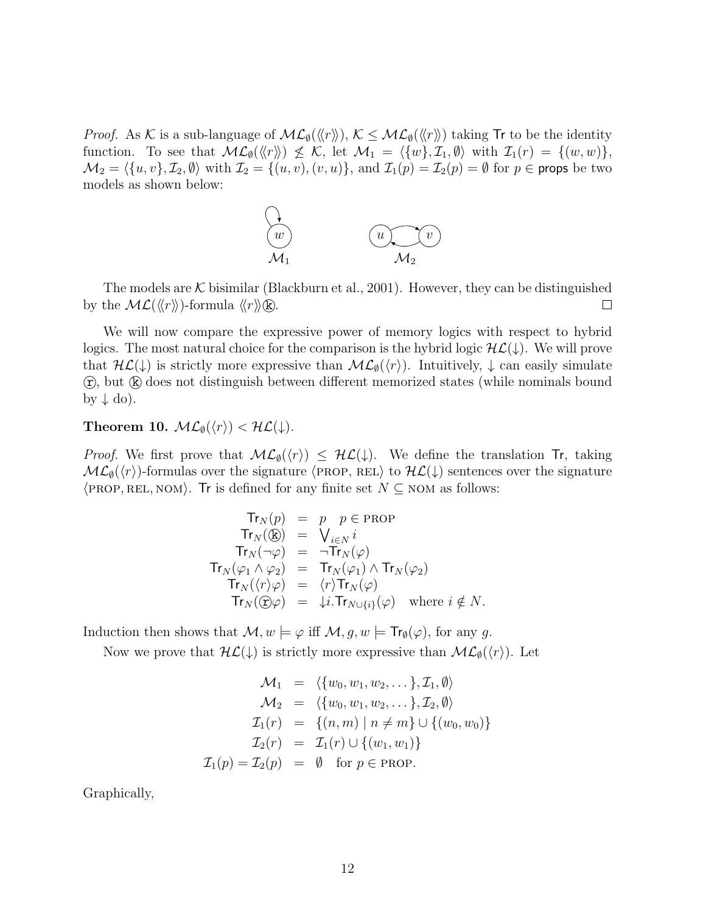*Proof.* As $\mathcal{K}$ is a sub-language of $\mathcal{ML}_\emptyset(\langle\langle r\rangle\rangle)$, $\mathcal{K} \leq \mathcal{ML}_\emptyset(\langle\langle r\rangle\rangle)$ taking $\mathsf{Tr}$ to be the identity function. To see that $\mathcal{ML}_\emptyset(\langle\langle r\rangle\rangle) \not\leq \mathcal{K}$, let $\mathcal{M}_1 = \langle\{w\}, \mathcal{I}_1, \emptyset\rangle$ with $\mathcal{I}_1(r) = \{(w,w)\}$, $\mathcal{M}_2 = \langle\{u,v\}, \mathcal{I}_2, \emptyset\rangle$ with $\mathcal{I}_2 = \{(u,v),(v,u)\}$, and $\mathcal{I}_1(p) = \mathcal{I}_2(p) = \emptyset$ for $p \in \mathsf{props}$ be two models as shown below:

The models are $\mathcal{K}$ bisimilar (Blackburn et al., 2001). However, they can be distinguished by the $\mathcal{ML}(\langle\langle r\rangle\rangle)$-formula $\langle\langle r\rangle\rangle\textcircled{k}$. ◻

We will now compare the expressive power of memory logics with respect to hybrid logics. The most natural choice for the comparison is the hybrid logic $\mathcal{HL}(\downarrow)$. We will prove that $\mathcal{HL}(\downarrow)$ is strictly more expressive than $\mathcal{ML}_\emptyset(\langle r\rangle)$. Intuitively, $\downarrow$ can easily simulate $\textcircled{r}$, but $\textcircled{k}$ does not distinguish between different memorized states (while nominals bound by $\downarrow$ do).

**Theorem 10.** $\mathcal{ML}_\emptyset(\langle r\rangle) < \mathcal{HL}(\downarrow)$.

*Proof.* We first prove that $\mathcal{ML}_\emptyset(\langle r\rangle) \leq \mathcal{HL}(\downarrow)$. We define the translation $\mathsf{Tr}$, taking $\mathcal{ML}_\emptyset(\langle r\rangle)$-formulas over the signature $\langle \textsc{prop}, \textsc{rel}\rangle$ to $\mathcal{HL}(\downarrow)$ sentences over the signature $\langle \textsc{prop}, \textsc{rel}, \textsc{nom}\rangle$. $\mathsf{Tr}$ is defined for any finite set $N \subseteq \textsc{nom}$ as follows:

$$
\begin{array}{rcl}
\mathsf{Tr}_N(p) & = & p \quad p \in \textsc{prop} \\
\mathsf{Tr}_N(\textcircled{k}) & = & \bigvee_{i \in N} i \\
\mathsf{Tr}_N(\neg\varphi) & = & \neg \mathsf{Tr}_N(\varphi) \\
\mathsf{Tr}_N(\varphi_1 \wedge \varphi_2) & = & \mathsf{Tr}_N(\varphi_1) \wedge \mathsf{Tr}_N(\varphi_2) \\
\mathsf{Tr}_N(\langle r\rangle\varphi) & = & \langle r\rangle \mathsf{Tr}_N(\varphi) \\
\mathsf{Tr}_N(\textcircled{r}\varphi) & = & \downarrow i.\mathsf{Tr}_{N\cup\{i\}}(\varphi) \quad \text{where } i \notin N.
\end{array}
$$

Induction then shows that $\mathcal{M}, w \models \varphi$ iff $\mathcal{M}, g, w \models \mathsf{Tr}_\emptyset(\varphi)$, for any $g$.

Now we prove that $\mathcal{HL}(\downarrow)$ is strictly more expressive than $\mathcal{ML}_\emptyset(\langle r\rangle)$. Let

$$
\begin{array}{rcl}
\mathcal{M}_1 & = & \langle\{w_0, w_1, w_2, \dots\}, \mathcal{I}_1, \emptyset\rangle \\
\mathcal{M}_2 & = & \langle\{w_0, w_1, w_2, \dots\}, \mathcal{I}_2, \emptyset\rangle \\
\mathcal{I}_1(r) & = & \{(n,m) \mid n \neq m\} \cup \{(w_0, w_0)\} \\
\mathcal{I}_2(r) & = & \mathcal{I}_1(r) \cup \{(w_1, w_1)\} \\
\mathcal{I}_1(p) = \mathcal{I}_2(p) & = & \emptyset \quad \text{for } p \in \textsc{prop}.
\end{array}
$$

Graphically,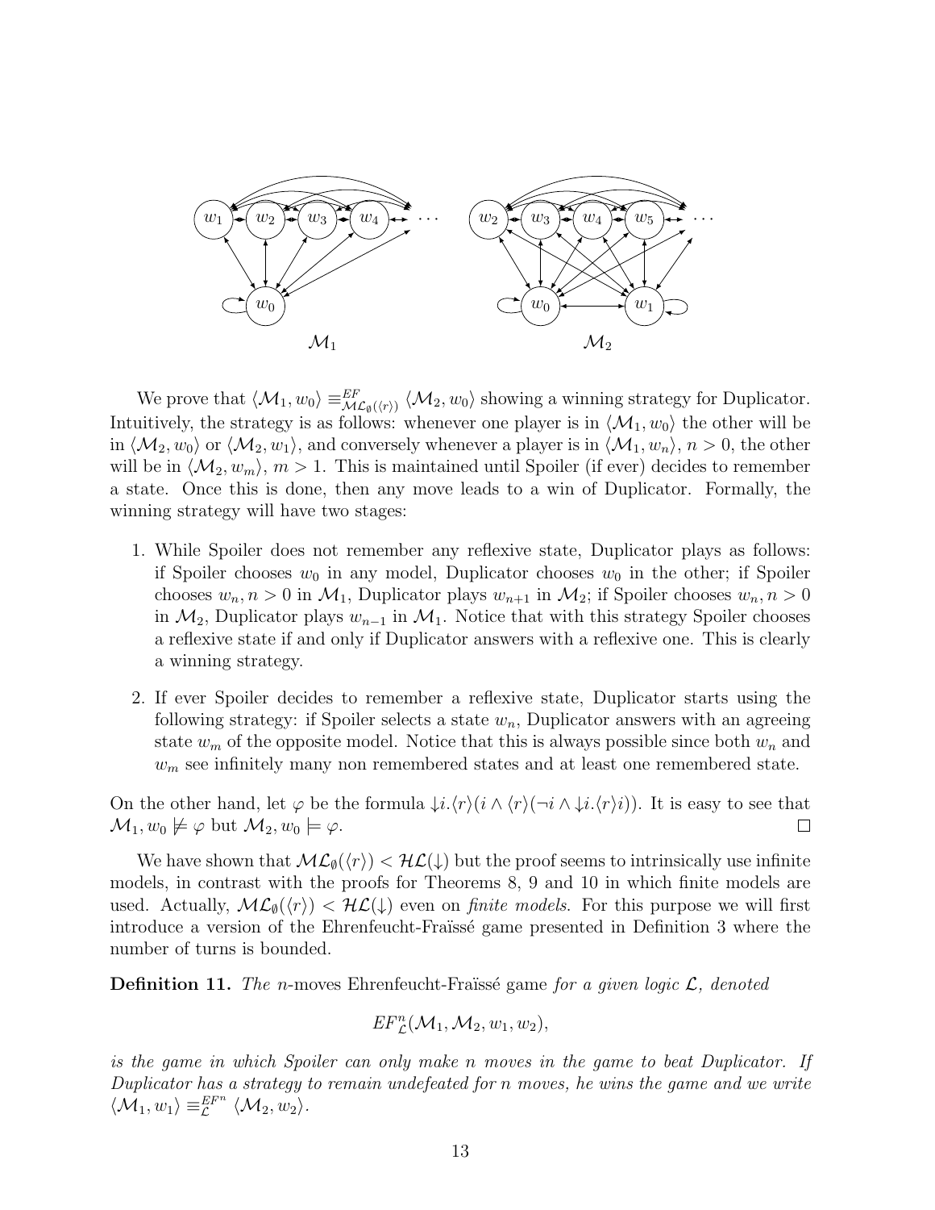$\mathcal{M}_1$ $\mathcal{M}_2$

We prove that $\langle \mathcal{M}_1, w_0 \rangle \equiv^{EF}_{\mathcal{ML}_\emptyset(\langle r \rangle)} \langle \mathcal{M}_2, w_0 \rangle$ showing a winning strategy for Duplicator. Intuitively, the strategy is as follows: whenever one player is in $\langle \mathcal{M}_1, w_0 \rangle$ the other will be in $\langle \mathcal{M}_2, w_0 \rangle$ or $\langle \mathcal{M}_2, w_1 \rangle$, and conversely whenever a player is in $\langle \mathcal{M}_1, w_n \rangle$, $n > 0$, the other will be in $\langle \mathcal{M}_2, w_m \rangle$, $m > 1$. This is maintained until Spoiler (if ever) decides to remember a state. Once this is done, then any move leads to a win of Duplicator. Formally, the winning strategy will have two stages:

1. While Spoiler does not remember any reflexive state, Duplicator plays as follows: if Spoiler chooses $w_0$ in any model, Duplicator chooses $w_0$ in the other; if Spoiler chooses $w_n, n > 0$ in $\mathcal{M}_1$, Duplicator plays $w_{n+1}$ in $\mathcal{M}_2$; if Spoiler chooses $w_n, n > 0$ in $\mathcal{M}_2$, Duplicator plays $w_{n-1}$ in $\mathcal{M}_1$. Notice that with this strategy Spoiler chooses a reflexive state if and only if Duplicator answers with a reflexive one. This is clearly a winning strategy.
2. If ever Spoiler decides to remember a reflexive state, Duplicator starts using the following strategy: if Spoiler selects a state $w_n$, Duplicator answers with an agreeing state $w_m$ of the opposite model. Notice that this is always possible since both $w_n$ and $w_m$ see infinitely many non remembered states and at least one remembered state.

On the other hand, let $\varphi$ be the formula $\downarrow i.\langle r \rangle(i \wedge \langle r \rangle(\neg i \wedge \downarrow i.\langle r \rangle i))$. It is easy to see that $\mathcal{M}_1, w_0 \not\models \varphi$ but $\mathcal{M}_2, w_0 \models \varphi$. $\square$

We have shown that $\mathcal{ML}_\emptyset(\langle r \rangle) < \mathcal{HL}(\downarrow)$ but the proof seems to intrinsically use infinite models, in contrast with the proofs for Theorems 8, 9 and 10 in which finite models are used. Actually, $\mathcal{ML}_\emptyset(\langle r \rangle) < \mathcal{HL}(\downarrow)$ even on *finite models*. For this purpose we will first introduce a version of the Ehrenfeucht-Fraïssé game presented in Definition 3 where the number of turns is bounded.

**Definition 11.** *The* $n$-moves Ehrenfeucht-Fraïssé game *for a given logic* $\mathcal{L}$*, denoted*

$$EF^n_{\mathcal{L}}(\mathcal{M}_1, \mathcal{M}_2, w_1, w_2),$$

*is the game in which Spoiler can only make n moves in the game to beat Duplicator. If Duplicator has a strategy to remain undefeated for n moves, he wins the game and we write* $\langle \mathcal{M}_1, w_1 \rangle \equiv^{EF^n}_{\mathcal{L}} \langle \mathcal{M}_2, w_2 \rangle$.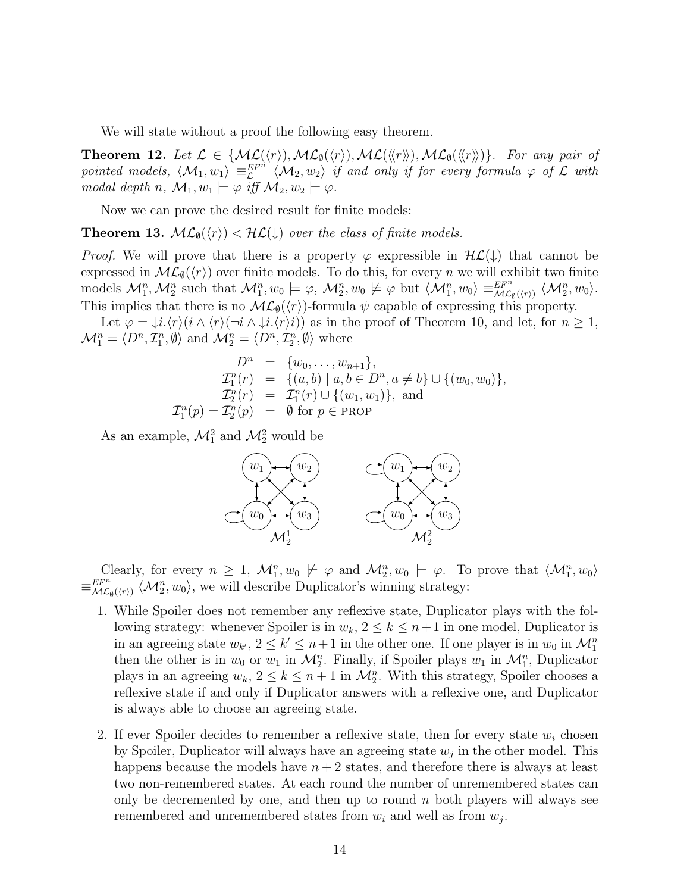We will state without a proof the following easy theorem.

**Theorem 12.** *Let $\mathcal{L} \in \{\mathcal{ML}(\langle r \rangle), \mathcal{ML}_\emptyset(\langle r \rangle), \mathcal{ML}(\langle\!\langle r \rangle\!\rangle), \mathcal{ML}_\emptyset(\langle\!\langle r \rangle\!\rangle)\}$. For any pair of pointed models, $\langle \mathcal{M}_1, w_1 \rangle \equiv_{\mathcal{L}}^{EF^n} \langle \mathcal{M}_2, w_2 \rangle$ if and only if for every formula $\varphi$ of $\mathcal{L}$ with modal depth $n$, $\mathcal{M}_1, w_1 \models \varphi$ iff $\mathcal{M}_2, w_2 \models \varphi$.*

Now we can prove the desired result for finite models:

**Theorem 13.** *$\mathcal{ML}_\emptyset(\langle r \rangle) < \mathcal{HL}(\downarrow)$ over the class of finite models.*

*Proof.* We will prove that there is a property $\varphi$ expressible in $\mathcal{HL}(\downarrow)$ that cannot be expressed in $\mathcal{ML}_\emptyset(\langle r \rangle)$ over finite models. To do this, for every $n$ we will exhibit two finite models $\mathcal{M}_1^n, \mathcal{M}_2^n$ such that $\mathcal{M}_1^n, w_0 \models \varphi$, $\mathcal{M}_2^n, w_0 \not\models \varphi$ but $\langle \mathcal{M}_1^n, w_0 \rangle \equiv_{\mathcal{ML}_\emptyset(\langle r \rangle)}^{EF^n} \langle \mathcal{M}_2^n, w_0 \rangle$. This implies that there is no $\mathcal{ML}_\emptyset(\langle r \rangle)$-formula $\psi$ capable of expressing this property.

Let $\varphi = \downarrow i.\langle r \rangle (i \wedge \langle r \rangle (\neg i \wedge \downarrow i.\langle r \rangle i))$ as in the proof of Theorem 10, and let, for $n \geq 1$, $\mathcal{M}_1^n = \langle D^n, \mathcal{I}_1^n, \emptyset \rangle$ and $\mathcal{M}_2^n = \langle D^n, \mathcal{I}_2^n, \emptyset \rangle$ where

$$
\begin{aligned}
D^n &= \{w_0, \ldots, w_{n+1}\}, \\
\mathcal{I}_1^n(r) &= \{(a,b) \mid a, b \in D^n, a \neq b\} \cup \{(w_0, w_0)\}, \\
\mathcal{I}_2^n(r) &= \mathcal{I}_1^n(r) \cup \{(w_1, w_1)\}, \text{ and} \\
\mathcal{I}_1^n(p) = \mathcal{I}_2^n(p) &= \emptyset \text{ for } p \in \text{PROP}
\end{aligned}
$$

As an example, $\mathcal{M}_1^2$ and $\mathcal{M}_2^2$ would be

$\mathcal{M}_2^1$ $\qquad$ $\mathcal{M}_2^2$

Clearly, for every $n \geq 1$, $\mathcal{M}_1^n, w_0 \not\models \varphi$ and $\mathcal{M}_2^n, w_0 \models \varphi$. To prove that $\langle \mathcal{M}_1^n, w_0 \rangle \equiv_{\mathcal{ML}_\emptyset(\langle r \rangle)}^{EF^n} \langle \mathcal{M}_2^n, w_0 \rangle$, we will describe Duplicator's winning strategy:

1. While Spoiler does not remember any reflexive state, Duplicator plays with the following strategy: whenever Spoiler is in $w_k$, $2 \leq k \leq n+1$ in one model, Duplicator is in an agreeing state $w_{k'}$, $2 \leq k' \leq n+1$ in the other one. If one player is in $w_0$ in $\mathcal{M}_1^n$ then the other is in $w_0$ or $w_1$ in $\mathcal{M}_2^n$. Finally, if Spoiler plays $w_1$ in $\mathcal{M}_1^n$, Duplicator plays in an agreeing $w_k$, $2 \leq k \leq n+1$ in $\mathcal{M}_2^n$. With this strategy, Spoiler chooses a reflexive state if and only if Duplicator answers with a reflexive one, and Duplicator is always able to choose an agreeing state.

2. If ever Spoiler decides to remember a reflexive state, then for every state $w_i$ chosen by Spoiler, Duplicator will always have an agreeing state $w_j$ in the other model. This happens because the models have $n+2$ states, and therefore there is always at least two non-remembered states. At each round the number of unremembered states can only be decremented by one, and then up to round $n$ both players will always see remembered and unremembered states from $w_i$ and well as from $w_j$.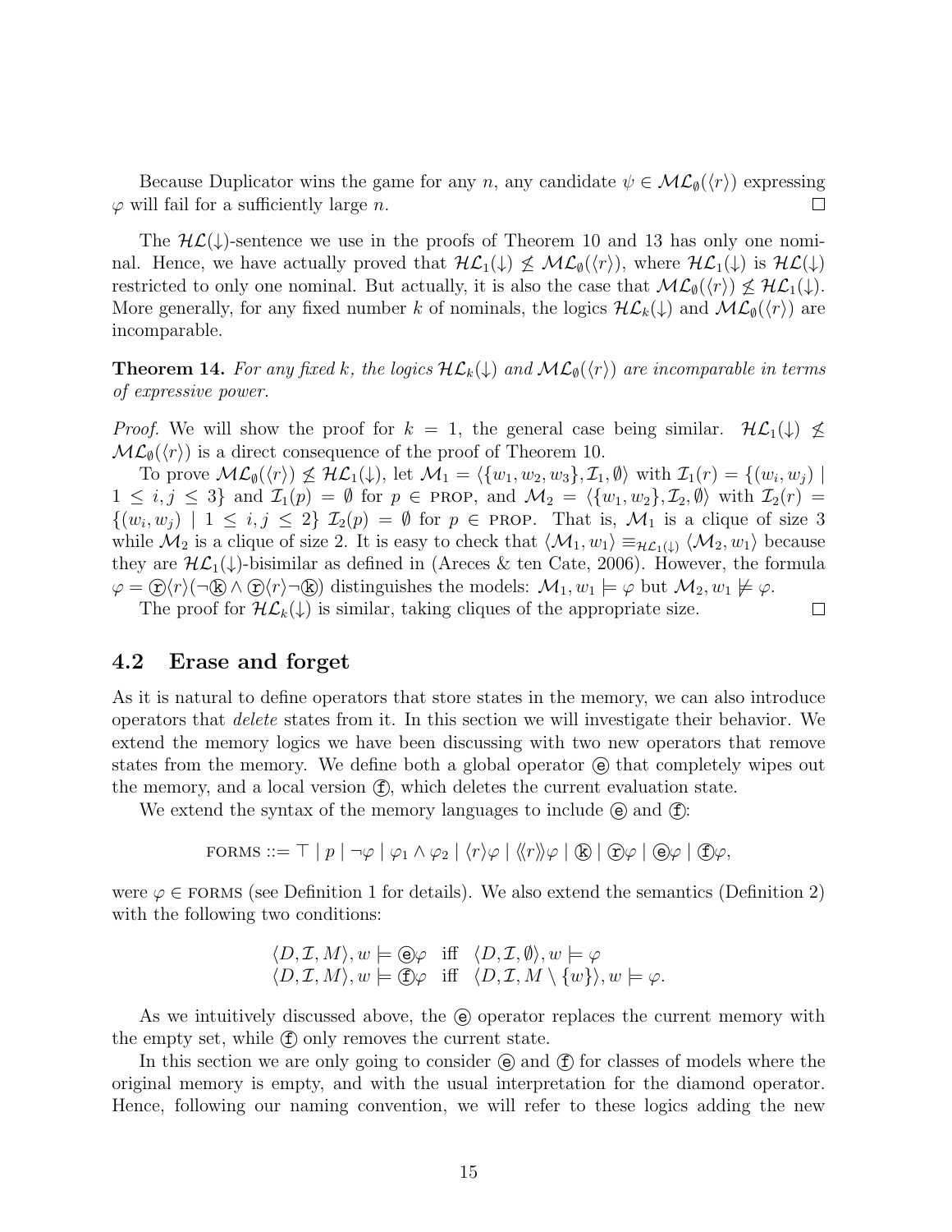Because Duplicator wins the game for any $n$, any candidate $\psi \in \mathcal{ML}_{\emptyset}(\langle r \rangle)$ expressing $\varphi$ will fail for a sufficiently large $n$. $\square$

The $\mathcal{HL}(\downarrow)$-sentence we use in the proofs of Theorem 10 and 13 has only one nominal. Hence, we have actually proved that $\mathcal{HL}_1(\downarrow) \not\leq \mathcal{ML}_{\emptyset}(\langle r \rangle)$, where $\mathcal{HL}_1(\downarrow)$ is $\mathcal{HL}(\downarrow)$ restricted to only one nominal. But actually, it is also the case that $\mathcal{ML}_{\emptyset}(\langle r \rangle) \not\leq \mathcal{HL}_1(\downarrow)$. More generally, for any fixed number $k$ of nominals, the logics $\mathcal{HL}_k(\downarrow)$ and $\mathcal{ML}_{\emptyset}(\langle r \rangle)$ are incomparable.

**Theorem 14.** *For any fixed k, the logics $\mathcal{HL}_k(\downarrow)$ and $\mathcal{ML}_{\emptyset}(\langle r \rangle)$ are incomparable in terms of expressive power.*

*Proof.* We will show the proof for $k = 1$, the general case being similar. $\mathcal{HL}_1(\downarrow) \not\leq \mathcal{ML}_{\emptyset}(\langle r \rangle)$ is a direct consequence of the proof of Theorem 10.

To prove $\mathcal{ML}_{\emptyset}(\langle r \rangle) \not\leq \mathcal{HL}_1(\downarrow)$, let $\mathcal{M}_1 = \langle \{w_1, w_2, w_3\}, \mathcal{I}_1, \emptyset \rangle$ with $\mathcal{I}_1(r) = \{(w_i, w_j) \mid 1 \leq i, j \leq 3\}$ and $\mathcal{I}_1(p) = \emptyset$ for $p \in$ PROP, and $\mathcal{M}_2 = \langle \{w_1, w_2\}, \mathcal{I}_2, \emptyset \rangle$ with $\mathcal{I}_2(r) = \{(w_i, w_j) \mid 1 \leq i, j \leq 2\}$ $\mathcal{I}_2(p) = \emptyset$ for $p \in$ PROP. That is, $\mathcal{M}_1$ is a clique of size 3 while $\mathcal{M}_2$ is a clique of size 2. It is easy to check that $\langle \mathcal{M}_1, w_1 \rangle \equiv_{\mathcal{HL}_1(\downarrow)} \langle \mathcal{M}_2, w_1 \rangle$ because they are $\mathcal{HL}_1(\downarrow)$-bisimilar as defined in (Areces & ten Cate, 2006). However, the formula $\varphi = \textcircled{r}\langle r \rangle(\neg\textcircled{k} \wedge \textcircled{r}\langle r \rangle \neg\textcircled{k})$ distinguishes the models: $\mathcal{M}_1, w_1 \models \varphi$ but $\mathcal{M}_2, w_1 \not\models \varphi$.

The proof for $\mathcal{HL}_k(\downarrow)$ is similar, taking cliques of the appropriate size. $\square$

## 4.2 Erase and forget

As it is natural to define operators that store states in the memory, we can also introduce operators that *delete* states from it. In this section we will investigate their behavior. We extend the memory logics we have been discussing with two new operators that remove states from the memory. We define both a global operator $\textcircled{e}$ that completely wipes out the memory, and a local version $\textcircled{f}$, which deletes the current evaluation state.

We extend the syntax of the memory languages to include $\textcircled{e}$ and $\textcircled{f}$:

$$\text{FORMS} ::= \top \mid p \mid \neg\varphi \mid \varphi_1 \wedge \varphi_2 \mid \langle r \rangle\varphi \mid \langle\!\langle r \rangle\!\rangle\varphi \mid \textcircled{k} \mid \textcircled{r}\varphi \mid \textcircled{e}\varphi \mid \textcircled{f}\varphi,$$

were $\varphi \in$ FORMS (see Definition 1 for details). We also extend the semantics (Definition 2) with the following two conditions:

$$\begin{array}{lll} \langle D, \mathcal{I}, M \rangle, w \models \textcircled{e}\varphi & \text{iff} & \langle D, \mathcal{I}, \emptyset \rangle, w \models \varphi \\ \langle D, \mathcal{I}, M \rangle, w \models \textcircled{f}\varphi & \text{iff} & \langle D, \mathcal{I}, M \setminus \{w\} \rangle, w \models \varphi. \end{array}$$

As we intuitively discussed above, the $\textcircled{e}$ operator replaces the current memory with the empty set, while $\textcircled{f}$ only removes the current state.

In this section we are only going to consider $\textcircled{e}$ and $\textcircled{f}$ for classes of models where the original memory is empty, and with the usual interpretation for the diamond operator. Hence, following our naming convention, we will refer to these logics adding the new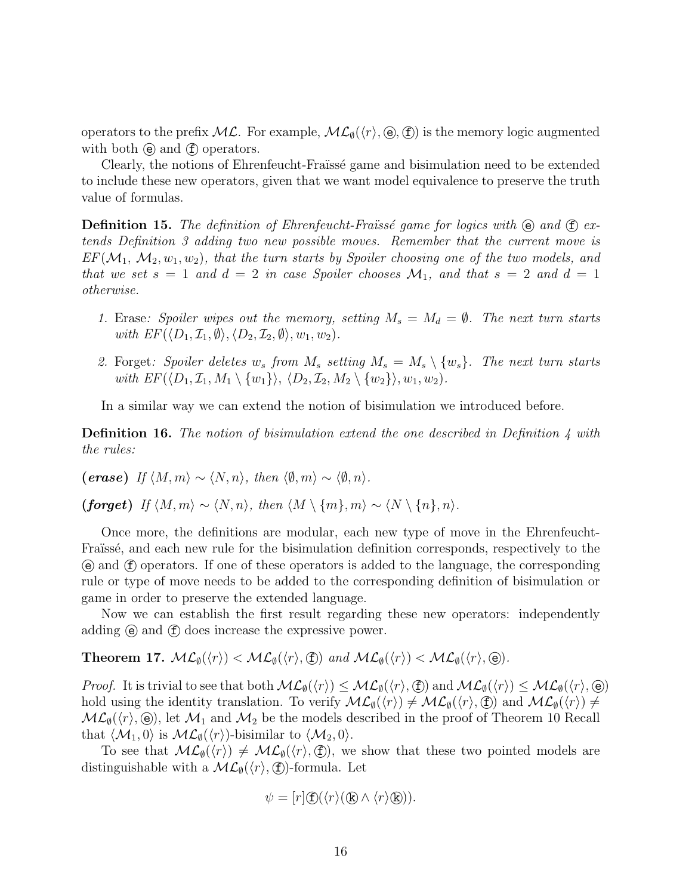operators to the prefix $\mathcal{ML}$. For example, $\mathcal{ML}_\emptyset(\langle r\rangle, ⓔ, ⓕ)$ is the memory logic augmented with both ⓔ and ⓕ operators.

Clearly, the notions of Ehrenfeucht-Fraïssé game and bisimulation need to be extended to include these new operators, given that we want model equivalence to preserve the truth value of formulas.

**Definition 15.** *The definition of Ehrenfeucht-Fraïssé game for logics with ⓔ and ⓕ extends Definition 3 adding two new possible moves. Remember that the current move is $EF(\mathcal{M}_1, \mathcal{M}_2, w_1, w_2)$, that the turn starts by Spoiler choosing one of the two models, and that we set $s = 1$ and $d = 2$ in case Spoiler chooses $\mathcal{M}_1$, and that $s = 2$ and $d = 1$ otherwise.*

1. Erase*: Spoiler wipes out the memory, setting $M_s = M_d = \emptyset$. The next turn starts with $EF(\langle D_1, \mathcal{I}_1, \emptyset\rangle, \langle D_2, \mathcal{I}_2, \emptyset\rangle, w_1, w_2)$.*
2. Forget*: Spoiler deletes $w_s$ from $M_s$ setting $M_s = M_s \setminus \{w_s\}$. The next turn starts with $EF(\langle D_1, \mathcal{I}_1, M_1 \setminus \{w_1\}\rangle, \langle D_2, \mathcal{I}_2, M_2 \setminus \{w_2\}\rangle, w_1, w_2)$.*

In a similar way we can extend the notion of bisimulation we introduced before.

**Definition 16.** *The notion of bisimulation extend the one described in Definition 4 with the rules:*

***(erase)*** *If $\langle M, m\rangle \sim \langle N, n\rangle$, then $\langle \emptyset, m\rangle \sim \langle \emptyset, n\rangle$.*

***(forget)*** *If $\langle M, m\rangle \sim \langle N, n\rangle$, then $\langle M \setminus \{m\}, m\rangle \sim \langle N \setminus \{n\}, n\rangle$.*

Once more, the definitions are modular, each new type of move in the Ehrenfeucht-Fraïssé, and each new rule for the bisimulation definition corresponds, respectively to the ⓔ and ⓕ operators. If one of these operators is added to the language, the corresponding rule or type of move needs to be added to the corresponding definition of bisimulation or game in order to preserve the extended language.

Now we can establish the first result regarding these new operators: independently adding ⓔ and ⓕ does increase the expressive power.

**Theorem 17.** $\mathcal{ML}_\emptyset(\langle r\rangle) < \mathcal{ML}_\emptyset(\langle r\rangle, ⓕ)$ *and* $\mathcal{ML}_\emptyset(\langle r\rangle) < \mathcal{ML}_\emptyset(\langle r\rangle, ⓔ)$.

*Proof.* It is trivial to see that both $\mathcal{ML}_\emptyset(\langle r\rangle) \leq \mathcal{ML}_\emptyset(\langle r\rangle, ⓕ)$ and $\mathcal{ML}_\emptyset(\langle r\rangle) \leq \mathcal{ML}_\emptyset(\langle r\rangle, ⓔ)$ hold using the identity translation. To verify $\mathcal{ML}_\emptyset(\langle r\rangle) \neq \mathcal{ML}_\emptyset(\langle r\rangle, ⓕ)$ and $\mathcal{ML}_\emptyset(\langle r\rangle) \neq \mathcal{ML}_\emptyset(\langle r\rangle, ⓔ)$, let $\mathcal{M}_1$ and $\mathcal{M}_2$ be the models described in the proof of Theorem 10 Recall that $\langle \mathcal{M}_1, 0\rangle$ is $\mathcal{ML}_\emptyset(\langle r\rangle)$-bisimilar to $\langle \mathcal{M}_2, 0\rangle$.

To see that $\mathcal{ML}_\emptyset(\langle r\rangle) \neq \mathcal{ML}_\emptyset(\langle r\rangle, ⓕ)$, we show that these two pointed models are distinguishable with a $\mathcal{ML}_\emptyset(\langle r\rangle, ⓕ)$-formula. Let

$$\psi = [r]ⓕ(\langle r\rangle(ⓚ \wedge \langle r\rangle ⓚ)).$$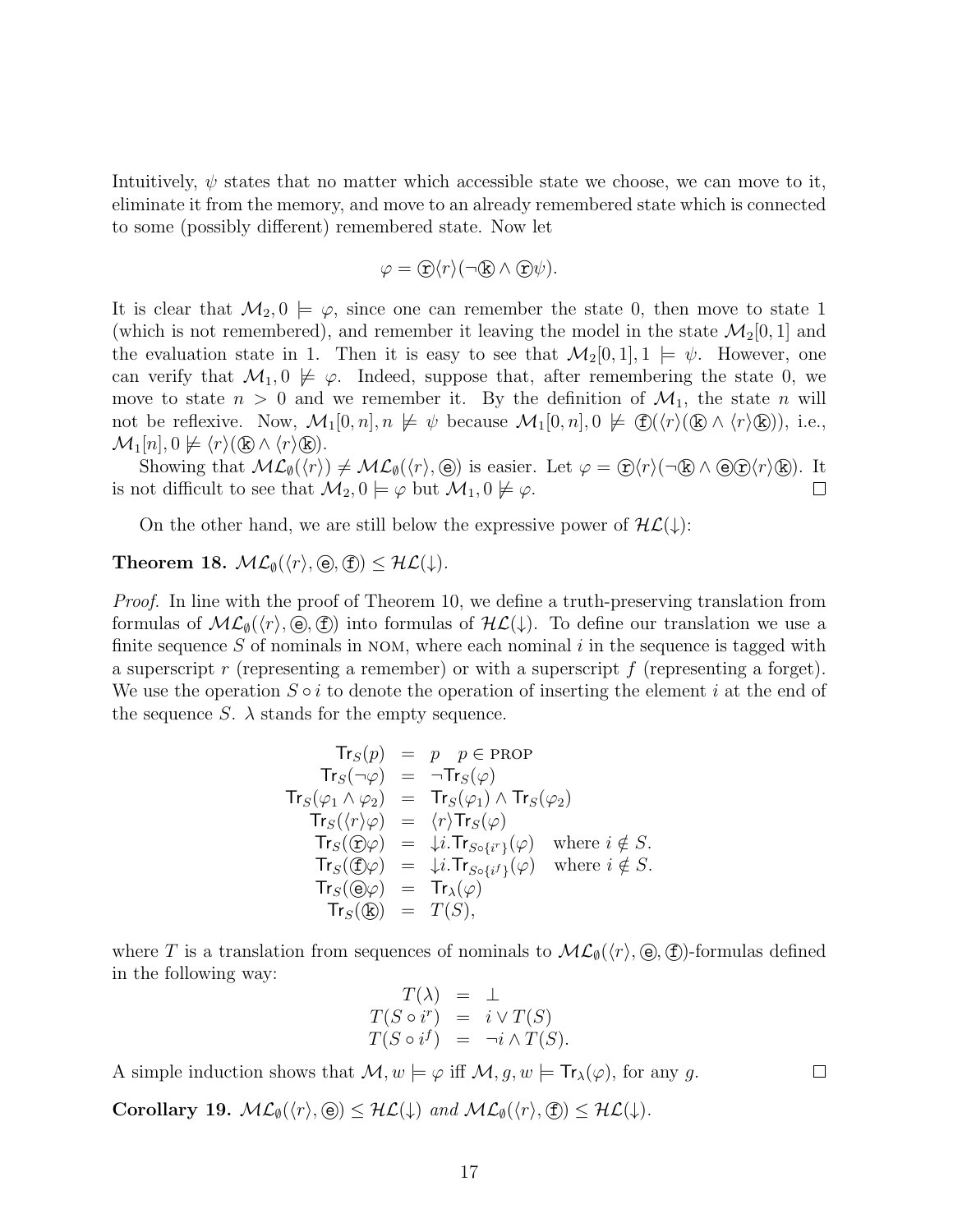Intuitively, $\psi$ states that no matter which accessible state we choose, we can move to it, eliminate it from the memory, and move to an already remembered state which is connected to some (possibly different) remembered state. Now let

$$\varphi = \textcircled{r}\langle r\rangle(\neg\textcircled{k} \wedge \textcircled{r}\psi).$$

It is clear that $\mathcal{M}_2, 0 \models \varphi$, since one can remember the state 0, then move to state 1 (which is not remembered), and remember it leaving the model in the state $\mathcal{M}_2[0,1]$ and the evaluation state in 1. Then it is easy to see that $\mathcal{M}_2[0,1], 1 \models \psi$. However, one can verify that $\mathcal{M}_1, 0 \not\models \varphi$. Indeed, suppose that, after remembering the state 0, we move to state $n > 0$ and we remember it. By the definition of $\mathcal{M}_1$, the state $n$ will not be reflexive. Now, $\mathcal{M}_1[0,n], n \not\models \psi$ because $\mathcal{M}_1[0,n], 0 \not\models \textcircled{f}(\langle r\rangle(\textcircled{k} \wedge \langle r\rangle\textcircled{k}))$, i.e., $\mathcal{M}_1[n], 0 \not\models \langle r\rangle(\textcircled{k} \wedge \langle r\rangle\textcircled{k})$.

Showing that $\mathcal{ML}_\emptyset(\langle r\rangle) \neq \mathcal{ML}_\emptyset(\langle r\rangle, \textcircled{e})$ is easier. Let $\varphi = \textcircled{r}\langle r\rangle(\neg\textcircled{k} \wedge \textcircled{e}\textcircled{r}\langle r\rangle\textcircled{k})$. It is not difficult to see that $\mathcal{M}_2, 0 \models \varphi$ but $\mathcal{M}_1, 0 \not\models \varphi$. ☐

On the other hand, we are still below the expressive power of $\mathcal{HL}(\downarrow)$:

**Theorem 18.** $\mathcal{ML}_\emptyset(\langle r\rangle, \textcircled{e}, \textcircled{f}) \leq \mathcal{HL}(\downarrow)$.

*Proof.* In line with the proof of Theorem 10, we define a truth-preserving translation from formulas of $\mathcal{ML}_\emptyset(\langle r\rangle, \textcircled{e}, \textcircled{f})$ into formulas of $\mathcal{HL}(\downarrow)$. To define our translation we use a finite sequence $S$ of nominals in NOM, where each nominal $i$ in the sequence is tagged with a superscript $r$ (representing a remember) or with a superscript $f$ (representing a forget). We use the operation $S \circ i$ to denote the operation of inserting the element $i$ at the end of the sequence $S$. $\lambda$ stands for the empty sequence.

$$
\begin{array}{rcll}
\mathsf{Tr}_S(p) & = & p \quad p \in \text{PROP} & \\
\mathsf{Tr}_S(\neg\varphi) & = & \neg\mathsf{Tr}_S(\varphi) & \\
\mathsf{Tr}_S(\varphi_1 \wedge \varphi_2) & = & \mathsf{Tr}_S(\varphi_1) \wedge \mathsf{Tr}_S(\varphi_2) & \\
\mathsf{Tr}_S(\langle r\rangle\varphi) & = & \langle r\rangle\mathsf{Tr}_S(\varphi) & \\
\mathsf{Tr}_S(\textcircled{r}\varphi) & = & \downarrow i.\mathsf{Tr}_{S\circ\{i^r\}}(\varphi) & \text{where } i \notin S. \\
\mathsf{Tr}_S(\textcircled{f}\varphi) & = & \downarrow i.\mathsf{Tr}_{S\circ\{i^f\}}(\varphi) & \text{where } i \notin S. \\
\mathsf{Tr}_S(\textcircled{e}\varphi) & = & \mathsf{Tr}_\lambda(\varphi) & \\
\mathsf{Tr}_S(\textcircled{k}) & = & T(S), &
\end{array}
$$

where $T$ is a translation from sequences of nominals to $\mathcal{ML}_\emptyset(\langle r\rangle, \textcircled{e}, \textcircled{f})$-formulas defined in the following way:

$$
\begin{array}{rcl}
T(\lambda) & = & \bot \\
T(S \circ i^r) & = & i \vee T(S) \\
T(S \circ i^f) & = & \neg i \wedge T(S).
\end{array}
$$

A simple induction shows that $\mathcal{M}, w \models \varphi$ iff $\mathcal{M}, g, w \models \mathsf{Tr}_\lambda(\varphi)$, for any $g$. ☐

**Corollary 19.** *$\mathcal{ML}_\emptyset(\langle r\rangle, \textcircled{e}) \leq \mathcal{HL}(\downarrow)$ and $\mathcal{ML}_\emptyset(\langle r\rangle, \textcircled{f}) \leq \mathcal{HL}(\downarrow)$.*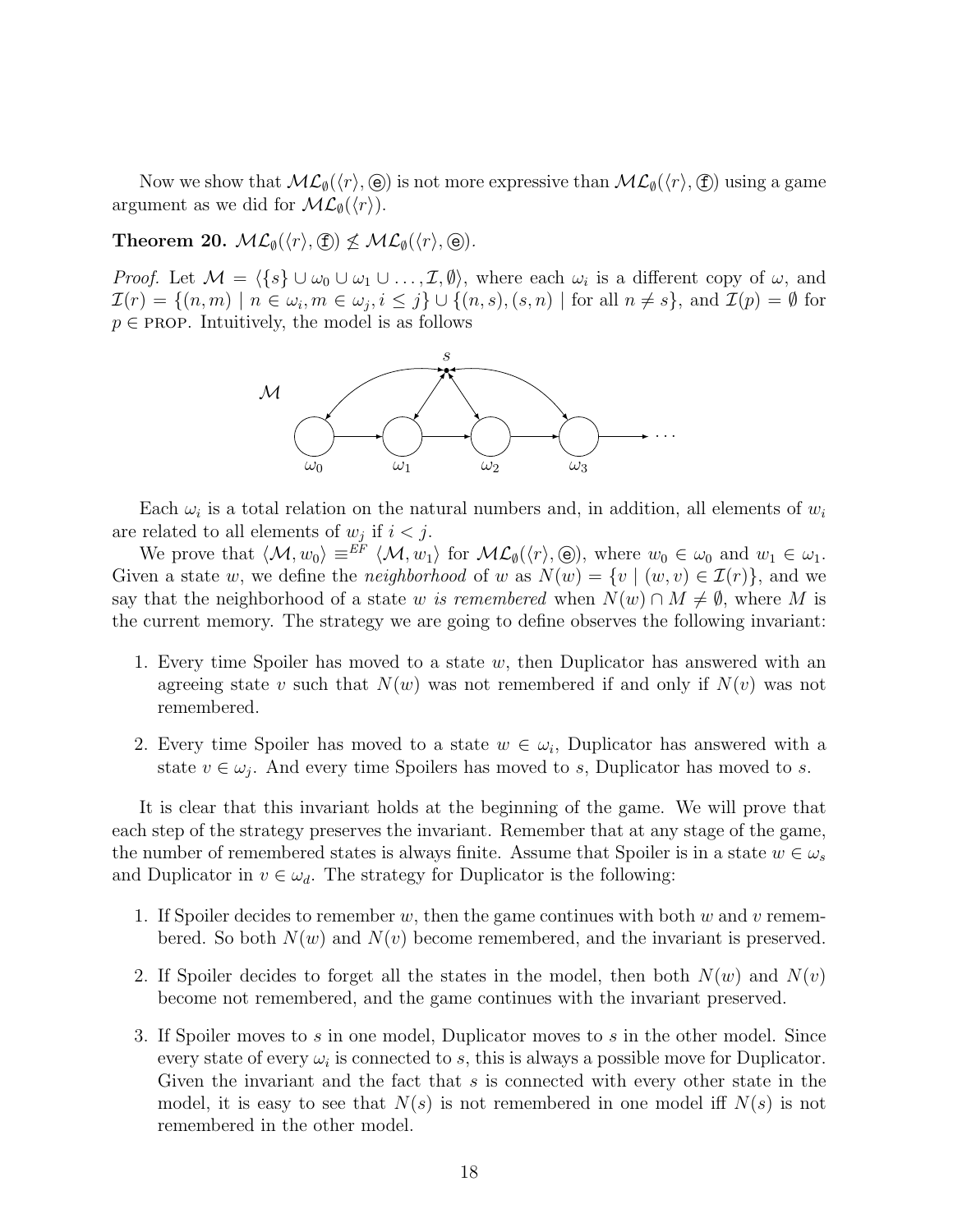Now we show that $\mathcal{ML}_\emptyset(\langle r\rangle, ⓔ)$ is not more expressive than $\mathcal{ML}_\emptyset(\langle r\rangle, ⓕ)$ using a game argument as we did for $\mathcal{ML}_\emptyset(\langle r\rangle)$.

**Theorem 20.** $\mathcal{ML}_\emptyset(\langle r\rangle, ⓕ) \not\leq \mathcal{ML}_\emptyset(\langle r\rangle, ⓔ)$.

*Proof.* Let $\mathcal{M} = \langle \{s\} \cup \omega_0 \cup \omega_1 \cup \ldots, \mathcal{I}, \emptyset\rangle$, where each $\omega_i$ is a different copy of $\omega$, and $\mathcal{I}(r) = \{(n,m) \mid n \in \omega_i, m \in \omega_j, i \leq j\} \cup \{(n,s),(s,n) \mid \text{for all } n \neq s\}$, and $\mathcal{I}(p) = \emptyset$ for $p \in \text{PROP}$. Intuitively, the model is as follows

Each $\omega_i$ is a total relation on the natural numbers and, in addition, all elements of $w_i$ are related to all elements of $w_j$ if $i < j$.

We prove that $\langle \mathcal{M}, w_0\rangle \equiv^{EF} \langle \mathcal{M}, w_1\rangle$ for $\mathcal{ML}_\emptyset(\langle r\rangle, ⓔ)$, where $w_0 \in \omega_0$ and $w_1 \in \omega_1$. Given a state $w$, we define the *neighborhood* of $w$ as $N(w) = \{v \mid (w,v) \in \mathcal{I}(r)\}$, and we say that the neighborhood of a state $w$ *is remembered* when $N(w) \cap M \neq \emptyset$, where $M$ is the current memory. The strategy we are going to define observes the following invariant:

1. Every time Spoiler has moved to a state $w$, then Duplicator has answered with an agreeing state $v$ such that $N(w)$ was not remembered if and only if $N(v)$ was not remembered.
2. Every time Spoiler has moved to a state $w \in \omega_i$, Duplicator has answered with a state $v \in \omega_j$. And every time Spoilers has moved to $s$, Duplicator has moved to $s$.

It is clear that this invariant holds at the beginning of the game. We will prove that each step of the strategy preserves the invariant. Remember that at any stage of the game, the number of remembered states is always finite. Assume that Spoiler is in a state $w \in \omega_s$ and Duplicator in $v \in \omega_d$. The strategy for Duplicator is the following:

1. If Spoiler decides to remember $w$, then the game continues with both $w$ and $v$ remembered. So both $N(w)$ and $N(v)$ become remembered, and the invariant is preserved.
2. If Spoiler decides to forget all the states in the model, then both $N(w)$ and $N(v)$ become not remembered, and the game continues with the invariant preserved.
3. If Spoiler moves to $s$ in one model, Duplicator moves to $s$ in the other model. Since every state of every $\omega_i$ is connected to $s$, this is always a possible move for Duplicator. Given the invariant and the fact that $s$ is connected with every other state in the model, it is easy to see that $N(s)$ is not remembered in one model iff $N(s)$ is not remembered in the other model.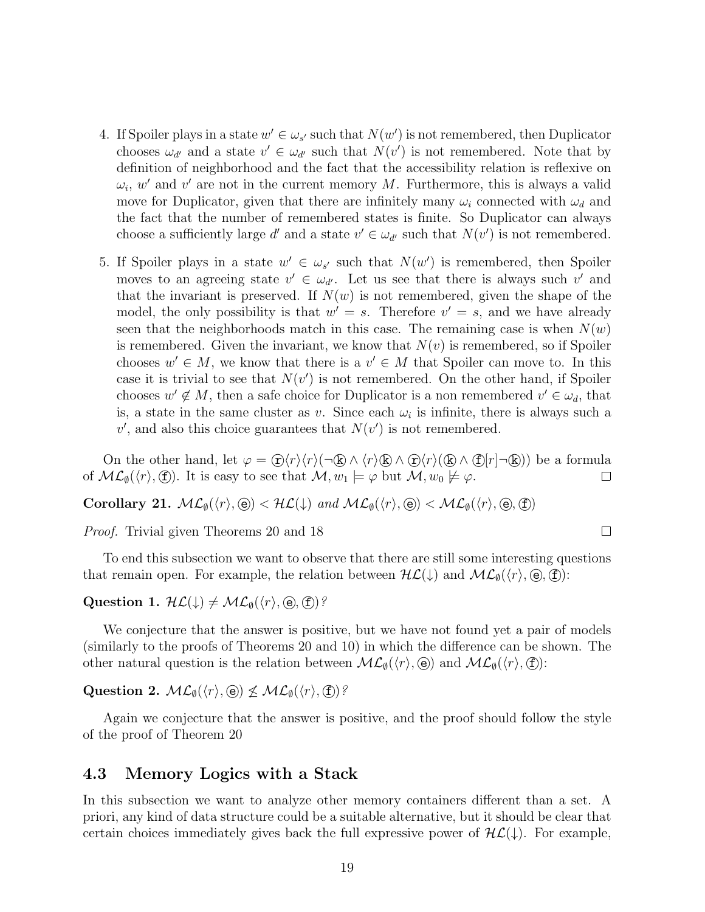4. If Spoiler plays in a state $w' \in \omega_{s'}$ such that $N(w')$ is not remembered, then Duplicator chooses $\omega_{d'}$ and a state $v' \in \omega_{d'}$ such that $N(v')$ is not remembered. Note that by definition of neighborhood and the fact that the accessibility relation is reflexive on $\omega_i$, $w'$ and $v'$ are not in the current memory $M$. Furthermore, this is always a valid move for Duplicator, given that there are infinitely many $\omega_i$ connected with $\omega_d$ and the fact that the number of remembered states is finite. So Duplicator can always choose a sufficiently large $d'$ and a state $v' \in \omega_{d'}$ such that $N(v')$ is not remembered.

5. If Spoiler plays in a state $w' \in \omega_{s'}$ such that $N(w')$ is remembered, then Spoiler moves to an agreeing state $v' \in \omega_{d'}$. Let us see that there is always such $v'$ and that the invariant is preserved. If $N(w)$ is not remembered, given the shape of the model, the only possibility is that $w' = s$. Therefore $v' = s$, and we have already seen that the neighborhoods match in this case. The remaining case is when $N(w)$ is remembered. Given the invariant, we know that $N(v)$ is remembered, so if Spoiler chooses $w' \in M$, we know that there is a $v' \in M$ that Spoiler can move to. In this case it is trivial to see that $N(v')$ is not remembered. On the other hand, if Spoiler chooses $w' \notin M$, then a safe choice for Duplicator is a non remembered $v' \in \omega_d$, that is, a state in the same cluster as $v$. Since each $\omega_i$ is infinite, there is always such a $v'$, and also this choice guarantees that $N(v')$ is not remembered.

On the other hand, let $\varphi = ⓡ\langle r\rangle\langle r\rangle(\neg ⓚ \wedge \langle r\rangle ⓚ \wedge ⓡ\langle r\rangle(ⓚ \wedge ⓕ[r]\neg ⓚ))$ be a formula of $\mathcal{ML}_\emptyset(\langle r\rangle, ⓕ)$. It is easy to see that $\mathcal{M}, w_1 \models \varphi$ but $\mathcal{M}, w_0 \not\models \varphi$. $\square$

**Corollary 21.** *$\mathcal{ML}_\emptyset(\langle r\rangle, ⓔ) < \mathcal{HL}(\downarrow)$ and $\mathcal{ML}_\emptyset(\langle r\rangle, ⓔ) < \mathcal{ML}_\emptyset(\langle r\rangle, ⓔ, ⓕ)$*

*Proof.* Trivial given Theorems 20 and 18 $\square$

To end this subsection we want to observe that there are still some interesting questions that remain open. For example, the relation between $\mathcal{HL}(\downarrow)$ and $\mathcal{ML}_\emptyset(\langle r\rangle, ⓔ, ⓕ)$:

**Question 1.** *$\mathcal{HL}(\downarrow) \neq \mathcal{ML}_\emptyset(\langle r\rangle, ⓔ, ⓕ)$?*

We conjecture that the answer is positive, but we have not found yet a pair of models (similarly to the proofs of Theorems 20 and 10) in which the difference can be shown. The other natural question is the relation between $\mathcal{ML}_\emptyset(\langle r\rangle, ⓔ)$ and $\mathcal{ML}_\emptyset(\langle r\rangle, ⓕ)$:

**Question 2.** *$\mathcal{ML}_\emptyset(\langle r\rangle, ⓔ) \not\leq \mathcal{ML}_\emptyset(\langle r\rangle, ⓕ)$?*

Again we conjecture that the answer is positive, and the proof should follow the style of the proof of Theorem 20

### 4.3 Memory Logics with a Stack

In this subsection we want to analyze other memory containers different than a set. A priori, any kind of data structure could be a suitable alternative, but it should be clear that certain choices immediately gives back the full expressive power of $\mathcal{HL}(\downarrow)$. For example,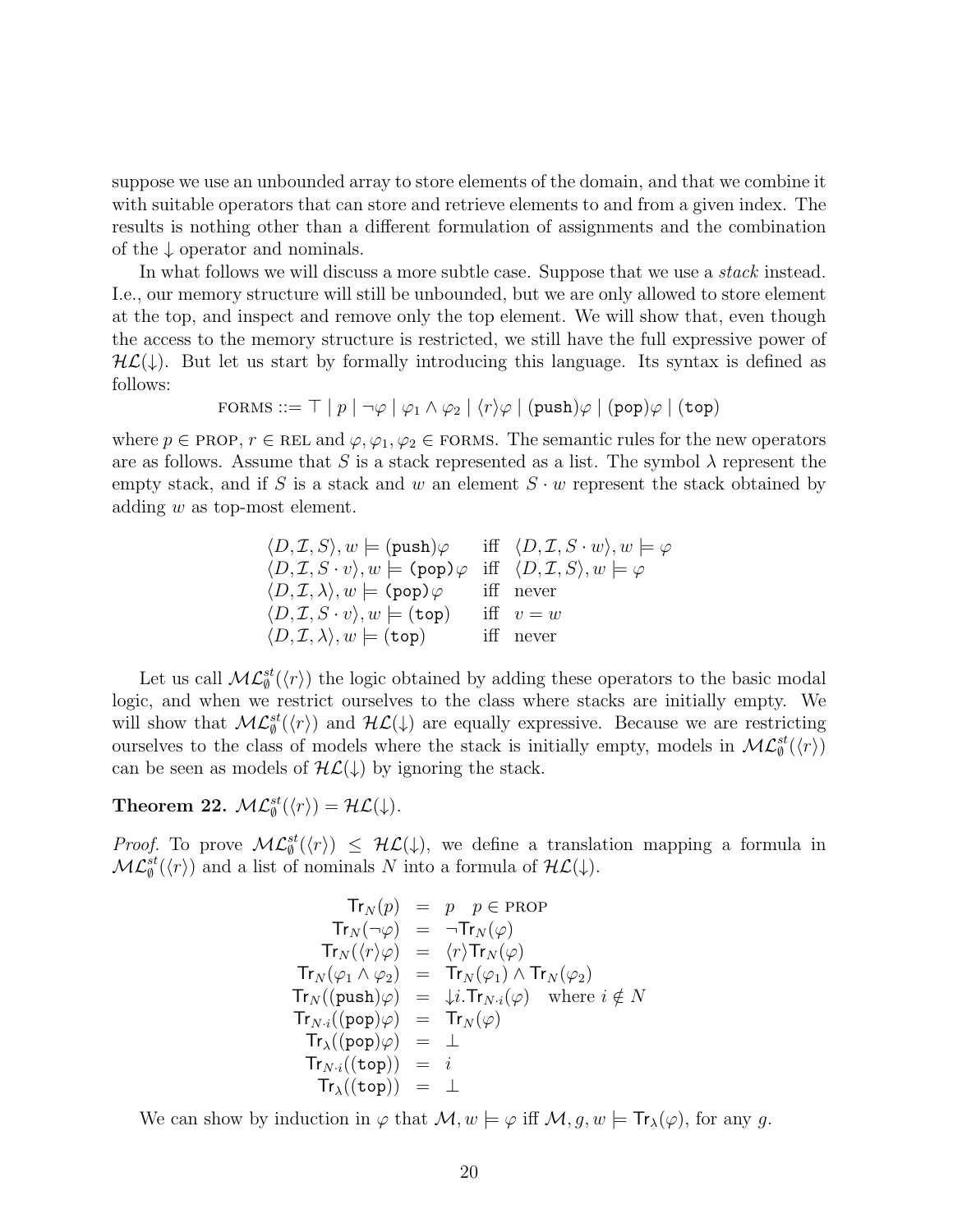suppose we use an unbounded array to store elements of the domain, and that we combine it with suitable operators that can store and retrieve elements to and from a given index. The results is nothing other than a different formulation of assignments and the combination of the $\downarrow$ operator and nominals.

In what follows we will discuss a more subtle case. Suppose that we use a *stack* instead. I.e., our memory structure will still be unbounded, but we are only allowed to store element at the top, and inspect and remove only the top element. We will show that, even though the access to the memory structure is restricted, we still have the full expressive power of $\mathcal{HL}(\downarrow)$. But let us start by formally introducing this language. Its syntax is defined as follows:

$$\text{FORMS} ::= \top \mid p \mid \neg\varphi \mid \varphi_1 \wedge \varphi_2 \mid \langle r\rangle\varphi \mid (\texttt{push})\varphi \mid (\texttt{pop})\varphi \mid (\texttt{top})$$

where $p \in \text{PROP}$, $r \in \text{REL}$ and $\varphi, \varphi_1, \varphi_2 \in \text{FORMS}$. The semantic rules for the new operators are as follows. Assume that $S$ is a stack represented as a list. The symbol $\lambda$ represent the empty stack, and if $S$ is a stack and $w$ an element $S \cdot w$ represent the stack obtained by adding $w$ as top-most element.

$$
\begin{array}{lll}
\langle D, \mathcal{I}, S\rangle, w \models (\texttt{push})\varphi & \text{iff} & \langle D, \mathcal{I}, S \cdot w\rangle, w \models \varphi \\
\langle D, \mathcal{I}, S \cdot v\rangle, w \models (\texttt{pop})\varphi & \text{iff} & \langle D, \mathcal{I}, S\rangle, w \models \varphi \\
\langle D, \mathcal{I}, \lambda\rangle, w \models (\texttt{pop})\varphi & \text{iff} & \text{never} \\
\langle D, \mathcal{I}, S \cdot v\rangle, w \models (\texttt{top}) & \text{iff} & v = w \\
\langle D, \mathcal{I}, \lambda\rangle, w \models (\texttt{top}) & \text{iff} & \text{never}
\end{array}
$$

Let us call $\mathcal{ML}^{st}_{\emptyset}(\langle r\rangle)$ the logic obtained by adding these operators to the basic modal logic, and when we restrict ourselves to the class where stacks are initially empty. We will show that $\mathcal{ML}^{st}_{\emptyset}(\langle r\rangle)$ and $\mathcal{HL}(\downarrow)$ are equally expressive. Because we are restricting ourselves to the class of models where the stack is initially empty, models in $\mathcal{ML}^{st}_{\emptyset}(\langle r\rangle)$ can be seen as models of $\mathcal{HL}(\downarrow)$ by ignoring the stack.

**Theorem 22.** $\mathcal{ML}^{st}_{\emptyset}(\langle r\rangle) = \mathcal{HL}(\downarrow)$.

*Proof.* To prove $\mathcal{ML}^{st}_{\emptyset}(\langle r\rangle) \leq \mathcal{HL}(\downarrow)$, we define a translation mapping a formula in $\mathcal{ML}^{st}_{\emptyset}(\langle r\rangle)$ and a list of nominals $N$ into a formula of $\mathcal{HL}(\downarrow)$.

$$
\begin{array}{rcl}
\mathsf{Tr}_N(p) & = & p \quad p \in \text{PROP} \\
\mathsf{Tr}_N(\neg\varphi) & = & \neg\mathsf{Tr}_N(\varphi) \\
\mathsf{Tr}_N(\langle r\rangle\varphi) & = & \langle r\rangle\mathsf{Tr}_N(\varphi) \\
\mathsf{Tr}_N(\varphi_1 \wedge \varphi_2) & = & \mathsf{Tr}_N(\varphi_1) \wedge \mathsf{Tr}_N(\varphi_2) \\
\mathsf{Tr}_N((\texttt{push})\varphi) & = & \downarrow i.\mathsf{Tr}_{N\cdot i}(\varphi) \quad \text{where } i \notin N \\
\mathsf{Tr}_{N\cdot i}((\texttt{pop})\varphi) & = & \mathsf{Tr}_N(\varphi) \\
\mathsf{Tr}_{\lambda}((\texttt{pop})\varphi) & = & \bot \\
\mathsf{Tr}_{N\cdot i}((\texttt{top})) & = & i \\
\mathsf{Tr}_{\lambda}((\texttt{top})) & = & \bot
\end{array}
$$

We can show by induction in $\varphi$ that $\mathcal{M}, w \models \varphi$ iff $\mathcal{M}, g, w \models \mathsf{Tr}_{\lambda}(\varphi)$, for any $g$.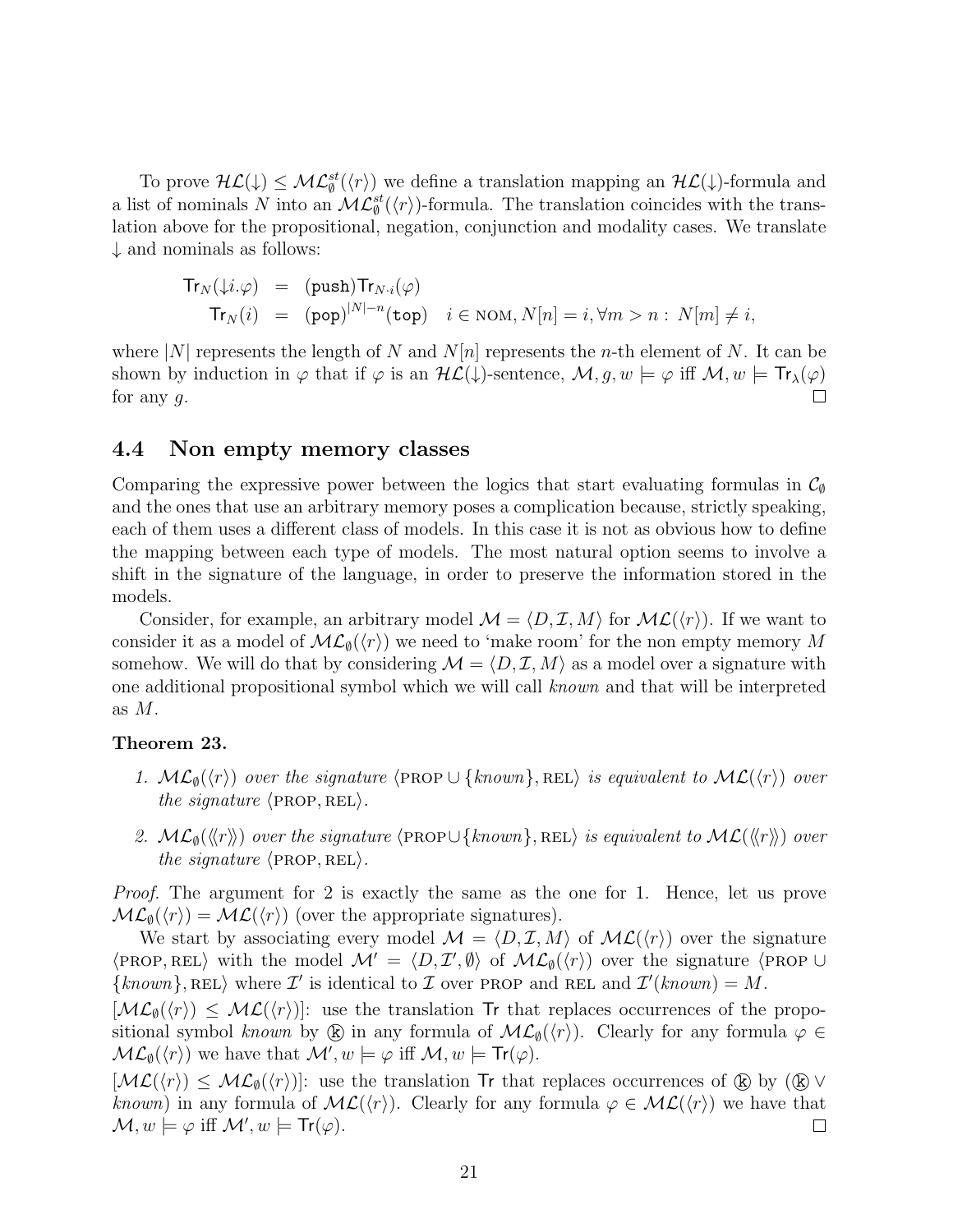To prove $\mathcal{HL}(\downarrow) \leq \mathcal{ML}^{st}_{\emptyset}(\langle r \rangle)$ we define a translation mapping an $\mathcal{HL}(\downarrow)$-formula and a list of nominals $N$ into an $\mathcal{ML}^{st}_{\emptyset}(\langle r \rangle)$-formula. The translation coincides with the translation above for the propositional, negation, conjunction and modality cases. We translate $\downarrow$ and nominals as follows:

$$
\begin{aligned}
\mathsf{Tr}_N(\downarrow i.\varphi) &= (\mathtt{push})\mathsf{Tr}_{N\cdot i}(\varphi) \\
\mathsf{Tr}_N(i) &= (\mathtt{pop})^{|N|-n}(\mathtt{top}) \quad i \in \text{NOM}, N[n] = i, \forall m > n : N[m] \neq i,
\end{aligned}
$$

where $|N|$ represents the length of $N$ and $N[n]$ represents the $n$-th element of $N$. It can be shown by induction in $\varphi$ that if $\varphi$ is an $\mathcal{HL}(\downarrow)$-sentence, $\mathcal{M}, g, w \models \varphi$ iff $\mathcal{M}, w \models \mathsf{Tr}_{\lambda}(\varphi)$ for any $g$. ☐

## 4.4 Non empty memory classes

Comparing the expressive power between the logics that start evaluating formulas in $\mathcal{C}_{\emptyset}$ and the ones that use an arbitrary memory poses a complication because, strictly speaking, each of them uses a different class of models. In this case it is not as obvious how to define the mapping between each type of models. The most natural option seems to involve a shift in the signature of the language, in order to preserve the information stored in the models.

Consider, for example, an arbitrary model $\mathcal{M} = \langle D, \mathcal{I}, M \rangle$ for $\mathcal{ML}(\langle r \rangle)$. If we want to consider it as a model of $\mathcal{ML}_{\emptyset}(\langle r \rangle)$ we need to 'make room' for the non empty memory $M$ somehow. We will do that by considering $\mathcal{M} = \langle D, \mathcal{I}, M \rangle$ as a model over a signature with one additional propositional symbol which we will call *known* and that will be interpreted as $M$.

**Theorem 23.**

1. *$\mathcal{ML}_{\emptyset}(\langle r \rangle)$ over the signature $\langle \text{PROP} \cup \{known\}, \text{REL} \rangle$ is equivalent to $\mathcal{ML}(\langle r \rangle)$ over the signature $\langle \text{PROP}, \text{REL} \rangle$.*
2. *$\mathcal{ML}_{\emptyset}(\langle\!\langle r \rangle\!\rangle)$ over the signature $\langle \text{PROP} \cup \{known\}, \text{REL} \rangle$ is equivalent to $\mathcal{ML}(\langle\!\langle r \rangle\!\rangle)$ over the signature $\langle \text{PROP}, \text{REL} \rangle$.*

*Proof.* The argument for 2 is exactly the same as the one for 1. Hence, let us prove $\mathcal{ML}_{\emptyset}(\langle r \rangle) = \mathcal{ML}(\langle r \rangle)$ (over the appropriate signatures).

We start by associating every model $\mathcal{M} = \langle D, \mathcal{I}, M \rangle$ of $\mathcal{ML}(\langle r \rangle)$ over the signature $\langle \text{PROP}, \text{REL} \rangle$ with the model $\mathcal{M}' = \langle D, \mathcal{I}', \emptyset \rangle$ of $\mathcal{ML}_{\emptyset}(\langle r \rangle)$ over the signature $\langle \text{PROP} \cup \{known\}, \text{REL} \rangle$ where $\mathcal{I}'$ is identical to $\mathcal{I}$ over PROP and REL and $\mathcal{I}'(known) = M$.

[$\mathcal{ML}_{\emptyset}(\langle r \rangle) \leq \mathcal{ML}(\langle r \rangle)$]: use the translation $\mathsf{Tr}$ that replaces occurrences of the propositional symbol *known* by ⓚ in any formula of $\mathcal{ML}_{\emptyset}(\langle r \rangle)$. Clearly for any formula $\varphi \in \mathcal{ML}_{\emptyset}(\langle r \rangle)$ we have that $\mathcal{M}', w \models \varphi$ iff $\mathcal{M}, w \models \mathsf{Tr}(\varphi)$.

[$\mathcal{ML}(\langle r \rangle) \leq \mathcal{ML}_{\emptyset}(\langle r \rangle)$]: use the translation $\mathsf{Tr}$ that replaces occurrences of ⓚ by (ⓚ $\vee$ *known*) in any formula of $\mathcal{ML}(\langle r \rangle)$. Clearly for any formula $\varphi \in \mathcal{ML}(\langle r \rangle)$ we have that $\mathcal{M}, w \models \varphi$ iff $\mathcal{M}', w \models \mathsf{Tr}(\varphi)$. ☐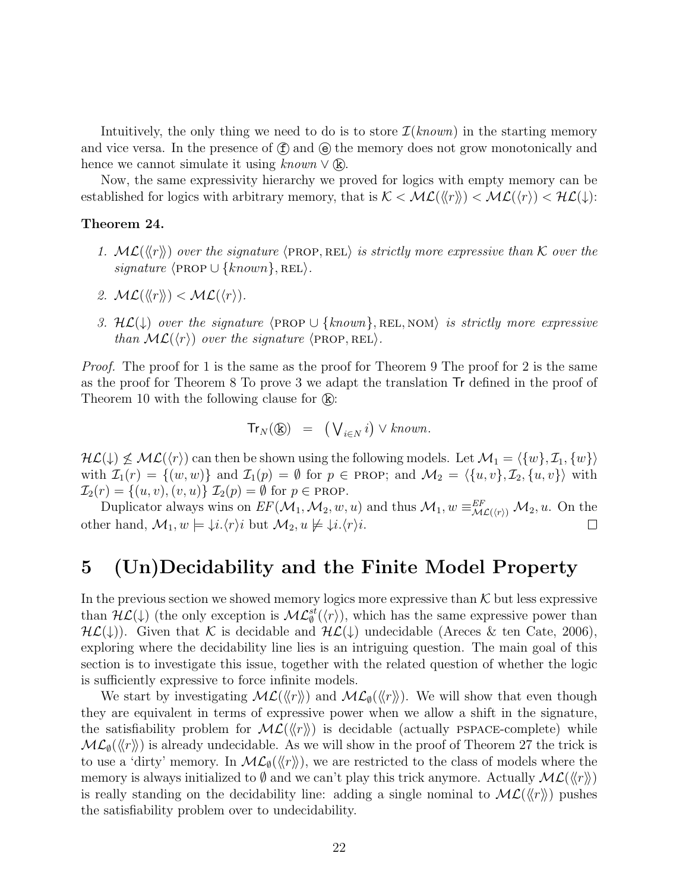Intuitively, the only thing we need to do is to store $\mathcal{I}(known)$ in the starting memory and vice versa. In the presence of ⓕ and ⓔ the memory does not grow monotonically and hence we cannot simulate it using $known \vee$ ⓚ.

Now, the same expressivity hierarchy we proved for logics with empty memory can be established for logics with arbitrary memory, that is $\mathcal{K} < \mathcal{ML}(\langle\!\langle r \rangle\!\rangle) < \mathcal{ML}(\langle r \rangle) < \mathcal{HL}(\downarrow)$:

**Theorem 24.**

1. *$\mathcal{ML}(\langle\!\langle r \rangle\!\rangle)$ over the signature $\langle \text{PROP}, \text{REL} \rangle$ is strictly more expressive than $\mathcal{K}$ over the signature $\langle \text{PROP} \cup \{known\}, \text{REL} \rangle$.*

2. *$\mathcal{ML}(\langle\!\langle r \rangle\!\rangle) < \mathcal{ML}(\langle r \rangle)$.*

3. *$\mathcal{HL}(\downarrow)$ over the signature $\langle \text{PROP} \cup \{known\}, \text{REL}, \text{NOM} \rangle$ is strictly more expressive than $\mathcal{ML}(\langle r \rangle)$ over the signature $\langle \text{PROP}, \text{REL} \rangle$.*

*Proof.* The proof for 1 is the same as the proof for Theorem 9 The proof for 2 is the same as the proof for Theorem 8 To prove 3 we adapt the translation $\mathsf{Tr}$ defined in the proof of Theorem 10 with the following clause for ⓚ:

$$\mathsf{Tr}_N(ⓚ) \;\; = \;\; \big(\textstyle\bigvee_{i \in N} i\big) \vee known.$$

$\mathcal{HL}(\downarrow) \not\leq \mathcal{ML}(\langle r \rangle)$ can then be shown using the following models. Let $\mathcal{M}_1 = \langle \{w\}, \mathcal{I}_1, \{w\} \rangle$ with $\mathcal{I}_1(r) = \{(w,w)\}$ and $\mathcal{I}_1(p) = \emptyset$ for $p \in \text{PROP}$; and $\mathcal{M}_2 = \langle \{u,v\}, \mathcal{I}_2, \{u,v\} \rangle$ with $\mathcal{I}_2(r) = \{(u,v),(v,u)\}$ $\mathcal{I}_2(p) = \emptyset$ for $p \in \text{PROP}$.

Duplicator always wins on $EF(\mathcal{M}_1, \mathcal{M}_2, w, u)$ and thus $\mathcal{M}_1, w \equiv^{EF}_{\mathcal{ML}(\langle r \rangle)} \mathcal{M}_2, u$. On the other hand, $\mathcal{M}_1, w \models {\downarrow} i.\langle r \rangle i$ but $\mathcal{M}_2, u \not\models {\downarrow} i.\langle r \rangle i$. ∎

# 5 (Un)Decidability and the Finite Model Property

In the previous section we showed memory logics more expressive than $\mathcal{K}$ but less expressive than $\mathcal{HL}(\downarrow)$ (the only exception is $\mathcal{ML}^{st}_{\emptyset}(\langle r \rangle)$, which has the same expressive power than $\mathcal{HL}(\downarrow)$). Given that $\mathcal{K}$ is decidable and $\mathcal{HL}(\downarrow)$ undecidable (Areces & ten Cate, 2006), exploring where the decidability line lies is an intriguing question. The main goal of this section is to investigate this issue, together with the related question of whether the logic is sufficiently expressive to force infinite models.

We start by investigating $\mathcal{ML}(\langle\!\langle r \rangle\!\rangle)$ and $\mathcal{ML}_{\emptyset}(\langle\!\langle r \rangle\!\rangle)$. We will show that even though they are equivalent in terms of expressive power when we allow a shift in the signature, the satisfiability problem for $\mathcal{ML}(\langle\!\langle r \rangle\!\rangle)$ is decidable (actually PSPACE-complete) while $\mathcal{ML}_{\emptyset}(\langle\!\langle r \rangle\!\rangle)$ is already undecidable. As we will show in the proof of Theorem 27 the trick is to use a 'dirty' memory. In $\mathcal{ML}_{\emptyset}(\langle\!\langle r \rangle\!\rangle)$, we are restricted to the class of models where the memory is always initialized to $\emptyset$ and we can't play this trick anymore. Actually $\mathcal{ML}(\langle\!\langle r \rangle\!\rangle)$ is really standing on the decidability line: adding a single nominal to $\mathcal{ML}(\langle\!\langle r \rangle\!\rangle)$ pushes the satisfiability problem over to undecidability.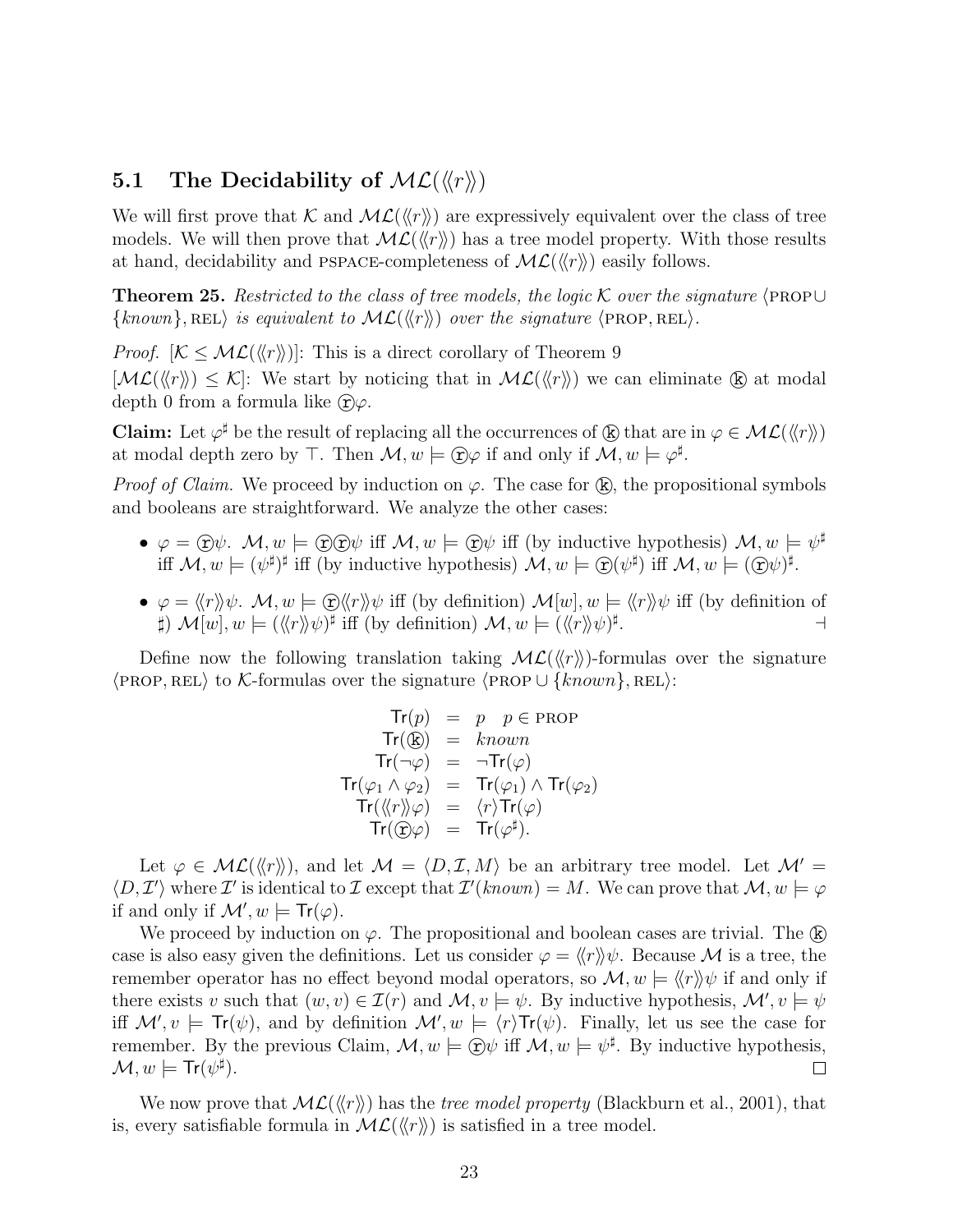### 5.1 The Decidability of $\mathcal{ML}(\langle\!\langle r \rangle\!\rangle)$

We will first prove that $\mathcal{K}$ and $\mathcal{ML}(\langle\!\langle r \rangle\!\rangle)$ are expressively equivalent over the class of tree models. We will then prove that $\mathcal{ML}(\langle\!\langle r \rangle\!\rangle)$ has a tree model property. With those results at hand, decidability and PSPACE-completeness of $\mathcal{ML}(\langle\!\langle r \rangle\!\rangle)$ easily follows.

**Theorem 25.** *Restricted to the class of tree models, the logic $\mathcal{K}$ over the signature $\langle \text{PROP} \cup \{known\}, \text{REL}\rangle$ is equivalent to $\mathcal{ML}(\langle\!\langle r \rangle\!\rangle)$ over the signature $\langle \text{PROP}, \text{REL}\rangle$.*

*Proof.* $[\mathcal{K} \leq \mathcal{ML}(\langle\!\langle r \rangle\!\rangle)]$: This is a direct corollary of Theorem 9

$[\mathcal{ML}(\langle\!\langle r \rangle\!\rangle) \leq \mathcal{K}]$: We start by noticing that in $\mathcal{ML}(\langle\!\langle r \rangle\!\rangle)$ we can eliminate ⓚ at modal depth 0 from a formula like ⓡ$\varphi$.

**Claim:** Let $\varphi^\sharp$ be the result of replacing all the occurrences of ⓚ that are in $\varphi \in \mathcal{ML}(\langle\!\langle r \rangle\!\rangle)$ at modal depth zero by $\top$. Then $\mathcal{M}, w \models$ ⓡ$\varphi$ if and only if $\mathcal{M}, w \models \varphi^\sharp$.

*Proof of Claim.* We proceed by induction on $\varphi$. The case for ⓚ, the propositional symbols and booleans are straightforward. We analyze the other cases:

- $\varphi =$ ⓡ$\psi$. $\mathcal{M}, w \models$ ⓡⓡ$\psi$ iff $\mathcal{M}, w \models$ ⓡ$\psi$ iff (by inductive hypothesis) $\mathcal{M}, w \models \psi^\sharp$ iff $\mathcal{M}, w \models (\psi^\sharp)^\sharp$ iff (by inductive hypothesis) $\mathcal{M}, w \models$ ⓡ$(\psi^\sharp)$ iff $\mathcal{M}, w \models ($ⓡ$\psi)^\sharp$.
- $\varphi = \langle\!\langle r \rangle\!\rangle\psi$. $\mathcal{M}, w \models$ ⓡ$\langle\!\langle r \rangle\!\rangle\psi$ iff (by definition) $\mathcal{M}[w], w \models \langle\!\langle r \rangle\!\rangle\psi$ iff (by definition of $\sharp$) $\mathcal{M}[w], w \models (\langle\!\langle r \rangle\!\rangle\psi)^\sharp$ iff (by definition) $\mathcal{M}, w \models (\langle\!\langle r \rangle\!\rangle\psi)^\sharp$. ⊣

Define now the following translation taking $\mathcal{ML}(\langle\!\langle r \rangle\!\rangle)$-formulas over the signature $\langle \text{PROP}, \text{REL}\rangle$ to $\mathcal{K}$-formulas over the signature $\langle \text{PROP} \cup \{known\}, \text{REL}\rangle$:

$$
\begin{array}{rcl}
\mathsf{Tr}(p) & = & p \quad p \in \text{PROP} \\
\mathsf{Tr}(\text{ⓚ}) & = & known \\
\mathsf{Tr}(\neg\varphi) & = & \neg\mathsf{Tr}(\varphi) \\
\mathsf{Tr}(\varphi_1 \wedge \varphi_2) & = & \mathsf{Tr}(\varphi_1) \wedge \mathsf{Tr}(\varphi_2) \\
\mathsf{Tr}(\langle\!\langle r \rangle\!\rangle\varphi) & = & \langle r \rangle \mathsf{Tr}(\varphi) \\
\mathsf{Tr}(\text{ⓡ}\varphi) & = & \mathsf{Tr}(\varphi^\sharp).
\end{array}
$$

Let $\varphi \in \mathcal{ML}(\langle\!\langle r \rangle\!\rangle)$, and let $\mathcal{M} = \langle D, \mathcal{I}, M\rangle$ be an arbitrary tree model. Let $\mathcal{M}' = \langle D, \mathcal{I}'\rangle$ where $\mathcal{I}'$ is identical to $\mathcal{I}$ except that $\mathcal{I}'(known) = M$. We can prove that $\mathcal{M}, w \models \varphi$ if and only if $\mathcal{M}', w \models \mathsf{Tr}(\varphi)$.

We proceed by induction on $\varphi$. The propositional and boolean cases are trivial. The ⓚ case is also easy given the definitions. Let us consider $\varphi = \langle\!\langle r \rangle\!\rangle\psi$. Because $\mathcal{M}$ is a tree, the remember operator has no effect beyond modal operators, so $\mathcal{M}, w \models \langle\!\langle r \rangle\!\rangle\psi$ if and only if there exists $v$ such that $(w, v) \in \mathcal{I}(r)$ and $\mathcal{M}, v \models \psi$. By inductive hypothesis, $\mathcal{M}', v \models \psi$ iff $\mathcal{M}', v \models \mathsf{Tr}(\psi)$, and by definition $\mathcal{M}', w \models \langle r \rangle\mathsf{Tr}(\psi)$. Finally, let us see the case for remember. By the previous Claim, $\mathcal{M}, w \models$ ⓡ$\psi$ iff $\mathcal{M}, w \models \psi^\sharp$. By inductive hypothesis, $\mathcal{M}, w \models \mathsf{Tr}(\psi^\sharp)$. □

We now prove that $\mathcal{ML}(\langle\!\langle r \rangle\!\rangle)$ has the *tree model property* (Blackburn et al., 2001), that is, every satisfiable formula in $\mathcal{ML}(\langle\!\langle r \rangle\!\rangle)$ is satisfied in a tree model.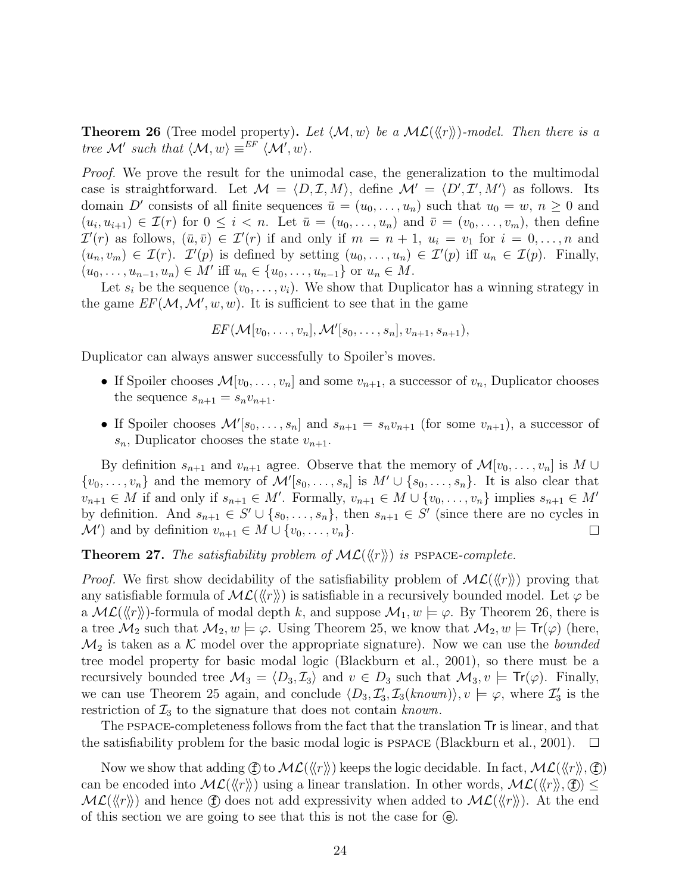**Theorem 26** (Tree model property)**.** *Let $\langle \mathcal{M}, w\rangle$ be a $\mathcal{ML}(\langle\!\langle r\rangle\!\rangle)$-model. Then there is a tree $\mathcal{M}'$ such that $\langle \mathcal{M}, w\rangle \equiv^{EF} \langle \mathcal{M}', w\rangle$.*

*Proof.* We prove the result for the unimodal case, the generalization to the multimodal case is straightforward. Let $\mathcal{M} = \langle D, \mathcal{I}, M\rangle$, define $\mathcal{M}' = \langle D', \mathcal{I}', M'\rangle$ as follows. Its domain $D'$ consists of all finite sequences $\bar{u} = (u_0, \ldots, u_n)$ such that $u_0 = w$, $n \geq 0$ and $(u_i, u_{i+1}) \in \mathcal{I}(r)$ for $0 \leq i < n$. Let $\bar{u} = (u_0, \ldots, u_n)$ and $\bar{v} = (v_0, \ldots, v_m)$, then define $\mathcal{I}'(r)$ as follows, $(\bar{u}, \bar{v}) \in \mathcal{I}'(r)$ if and only if $m = n + 1$, $u_i = v_1$ for $i = 0, \ldots, n$ and $(u_n, v_m) \in \mathcal{I}(r)$. $\mathcal{I}'(p)$ is defined by setting $(u_0, \ldots, u_n) \in \mathcal{I}'(p)$ iff $u_n \in \mathcal{I}(p)$. Finally, $(u_0, \ldots, u_{n-1}, u_n) \in M'$ iff $u_n \in \{u_0, \ldots, u_{n-1}\}$ or $u_n \in M$.

Let $s_i$ be the sequence $(v_0, \ldots, v_i)$. We show that Duplicator has a winning strategy in the game $EF(\mathcal{M}, \mathcal{M}', w, w)$. It is sufficient to see that in the game

$$EF(\mathcal{M}[v_0, \ldots, v_n], \mathcal{M}'[s_0, \ldots, s_n], v_{n+1}, s_{n+1}),$$

Duplicator can always answer successfully to Spoiler's moves.

- If Spoiler chooses $\mathcal{M}[v_0, \ldots, v_n]$ and some $v_{n+1}$, a successor of $v_n$, Duplicator chooses the sequence $s_{n+1} = s_n v_{n+1}$.
- If Spoiler chooses $\mathcal{M}'[s_0, \ldots, s_n]$ and $s_{n+1} = s_n v_{n+1}$ (for some $v_{n+1}$), a successor of $s_n$, Duplicator chooses the state $v_{n+1}$.

By definition $s_{n+1}$ and $v_{n+1}$ agree. Observe that the memory of $\mathcal{M}[v_0, \ldots, v_n]$ is $M \cup \{v_0, \ldots, v_n\}$ and the memory of $\mathcal{M}'[s_0, \ldots, s_n]$ is $M' \cup \{s_0, \ldots, s_n\}$. It is also clear that $v_{n+1} \in M$ if and only if $s_{n+1} \in M'$. Formally, $v_{n+1} \in M \cup \{v_0, \ldots, v_n\}$ implies $s_{n+1} \in M'$ by definition. And $s_{n+1} \in S' \cup \{s_0, \ldots, s_n\}$, then $s_{n+1} \in S'$ (since there are no cycles in $\mathcal{M}'$) and by definition $v_{n+1} \in M \cup \{v_0, \ldots, v_n\}$. ☐

**Theorem 27.** *The satisfiability problem of $\mathcal{ML}(\langle\!\langle r\rangle\!\rangle)$ is* PSPACE*-complete.*

*Proof.* We first show decidability of the satisfiability problem of $\mathcal{ML}(\langle\!\langle r\rangle\!\rangle)$ proving that any satisfiable formula of $\mathcal{ML}(\langle\!\langle r\rangle\!\rangle)$ is satisfiable in a recursively bounded model. Let $\varphi$ be a $\mathcal{ML}(\langle\!\langle r\rangle\!\rangle)$-formula of modal depth $k$, and suppose $\mathcal{M}_1, w \models \varphi$. By Theorem 26, there is a tree $\mathcal{M}_2$ such that $\mathcal{M}_2, w \models \varphi$. Using Theorem 25, we know that $\mathcal{M}_2, w \models \mathsf{Tr}(\varphi)$ (here, $\mathcal{M}_2$ is taken as a $\mathcal{K}$ model over the appropriate signature). Now we can use the *bounded* tree model property for basic modal logic (Blackburn et al., 2001), so there must be a recursively bounded tree $\mathcal{M}_3 = \langle D_3, \mathcal{I}_3\rangle$ and $v \in D_3$ such that $\mathcal{M}_3, v \models \mathsf{Tr}(\varphi)$. Finally, we can use Theorem 25 again, and conclude $\langle D_3, \mathcal{I}_3', \mathcal{I}_3(known)\rangle, v \models \varphi$, where $\mathcal{I}_3'$ is the restriction of $\mathcal{I}_3$ to the signature that does not contain *known*.

The PSPACE-completeness follows from the fact that the translation $\mathsf{Tr}$ is linear, and that the satisfiability problem for the basic modal logic is PSPACE (Blackburn et al., 2001). ☐

Now we show that adding ⓕ to $\mathcal{ML}(\langle\!\langle r\rangle\!\rangle)$ keeps the logic decidable. In fact, $\mathcal{ML}(\langle\!\langle r\rangle\!\rangle, ⓕ)$ can be encoded into $\mathcal{ML}(\langle\!\langle r\rangle\!\rangle)$ using a linear translation. In other words, $\mathcal{ML}(\langle\!\langle r\rangle\!\rangle, ⓕ) \leq \mathcal{ML}(\langle\!\langle r\rangle\!\rangle)$ and hence ⓕ does not add expressivity when added to $\mathcal{ML}(\langle\!\langle r\rangle\!\rangle)$. At the end of this section we are going to see that this is not the case for ⓔ.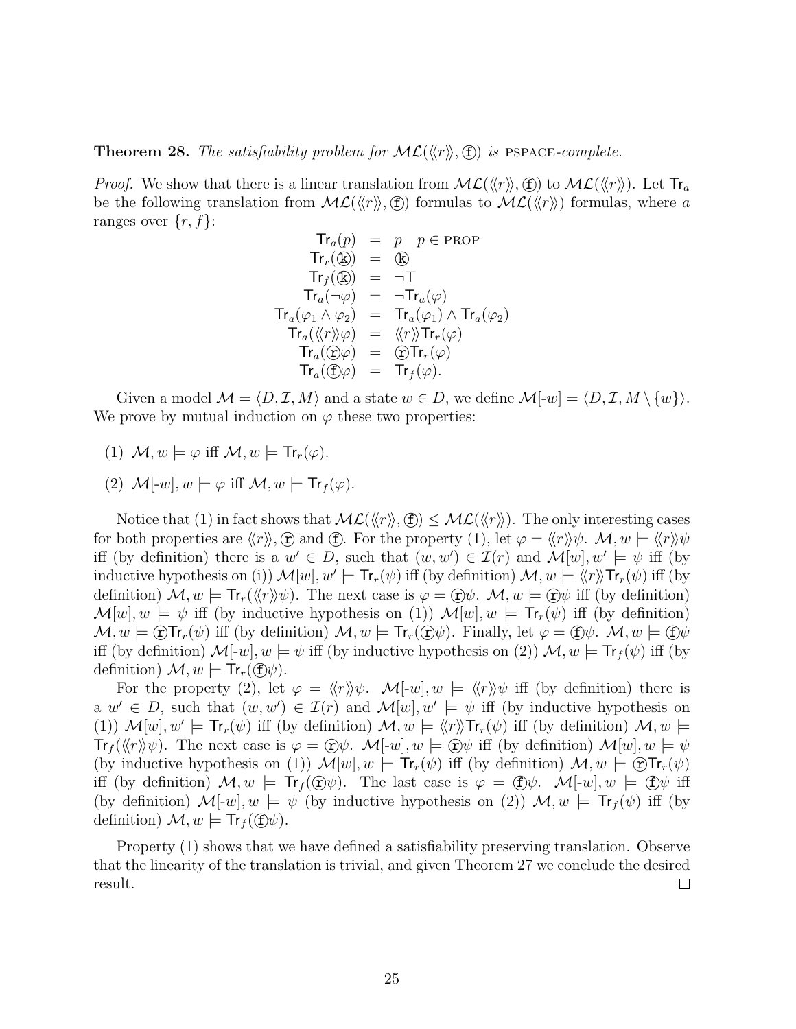**Theorem 28.** *The satisfiability problem for $\mathcal{ML}(\langle\!\langle r \rangle\!\rangle, ⓕ)$ is* PSPACE*-complete.*

*Proof.* We show that there is a linear translation from $\mathcal{ML}(\langle\!\langle r \rangle\!\rangle, ⓕ)$ to $\mathcal{ML}(\langle\!\langle r \rangle\!\rangle)$. Let $\mathsf{Tr}_a$ be the following translation from $\mathcal{ML}(\langle\!\langle r \rangle\!\rangle, ⓕ)$ formulas to $\mathcal{ML}(\langle\!\langle r \rangle\!\rangle)$ formulas, where $a$ ranges over $\{r, f\}$:

$$
\begin{array}{rcl}
\mathsf{Tr}_a(p) & = & p \quad p \in \text{PROP} \\
\mathsf{Tr}_r(ⓚ) & = & ⓚ \\
\mathsf{Tr}_f(ⓚ) & = & \neg\top \\
\mathsf{Tr}_a(\neg\varphi) & = & \neg\mathsf{Tr}_a(\varphi) \\
\mathsf{Tr}_a(\varphi_1 \wedge \varphi_2) & = & \mathsf{Tr}_a(\varphi_1) \wedge \mathsf{Tr}_a(\varphi_2) \\
\mathsf{Tr}_a(\langle\!\langle r \rangle\!\rangle\varphi) & = & \langle\!\langle r \rangle\!\rangle\mathsf{Tr}_r(\varphi) \\
\mathsf{Tr}_a(ⓡ\varphi) & = & ⓡ\mathsf{Tr}_r(\varphi) \\
\mathsf{Tr}_a(ⓕ\varphi) & = & \mathsf{Tr}_f(\varphi).
\end{array}
$$

Given a model $\mathcal{M} = \langle D, \mathcal{I}, M\rangle$ and a state $w \in D$, we define $\mathcal{M}[\text{-}w] = \langle D, \mathcal{I}, M \setminus \{w\}\rangle$. We prove by mutual induction on $\varphi$ these two properties:

(1) $\mathcal{M}, w \models \varphi$ iff $\mathcal{M}, w \models \mathsf{Tr}_r(\varphi)$.

(2) $\mathcal{M}[\text{-}w], w \models \varphi$ iff $\mathcal{M}, w \models \mathsf{Tr}_f(\varphi)$.

Notice that (1) in fact shows that $\mathcal{ML}(\langle\!\langle r \rangle\!\rangle, ⓕ) \leq \mathcal{ML}(\langle\!\langle r \rangle\!\rangle)$. The only interesting cases for both properties are $\langle\!\langle r \rangle\!\rangle$, ⓡ and ⓕ. For the property (1), let $\varphi = \langle\!\langle r \rangle\!\rangle\psi$. $\mathcal{M}, w \models \langle\!\langle r \rangle\!\rangle\psi$ iff (by definition) there is a $w' \in D$, such that $(w, w') \in \mathcal{I}(r)$ and $\mathcal{M}[w], w' \models \psi$ iff (by inductive hypothesis on (i)) $\mathcal{M}[w], w' \models \mathsf{Tr}_r(\psi)$ iff (by definition) $\mathcal{M}, w \models \langle\!\langle r \rangle\!\rangle\mathsf{Tr}_r(\psi)$ iff (by definition) $\mathcal{M}, w \models \mathsf{Tr}_r(\langle\!\langle r \rangle\!\rangle\psi)$. The next case is $\varphi = ⓡ\psi$. $\mathcal{M}, w \models ⓡ\psi$ iff (by definition) $\mathcal{M}[w], w \models \psi$ iff (by inductive hypothesis on (1)) $\mathcal{M}[w], w \models \mathsf{Tr}_r(\psi)$ iff (by definition) $\mathcal{M}, w \models ⓡ\mathsf{Tr}_r(\psi)$ iff (by definition) $\mathcal{M}, w \models \mathsf{Tr}_r(ⓡ\psi)$. Finally, let $\varphi = ⓕ\psi$. $\mathcal{M}, w \models ⓕ\psi$ iff (by definition) $\mathcal{M}[\text{-}w], w \models \psi$ iff (by inductive hypothesis on (2)) $\mathcal{M}, w \models \mathsf{Tr}_f(\psi)$ iff (by definition) $\mathcal{M}, w \models \mathsf{Tr}_r(ⓕ\psi)$.

For the property (2), let $\varphi = \langle\!\langle r \rangle\!\rangle\psi$. $\mathcal{M}[\text{-}w], w \models \langle\!\langle r \rangle\!\rangle\psi$ iff (by definition) there is a $w' \in D$, such that $(w, w') \in \mathcal{I}(r)$ and $\mathcal{M}[w], w' \models \psi$ iff (by inductive hypothesis on (1)) $\mathcal{M}[w], w' \models \mathsf{Tr}_r(\psi)$ iff (by definition) $\mathcal{M}, w \models \langle\!\langle r \rangle\!\rangle\mathsf{Tr}_r(\psi)$ iff (by definition) $\mathcal{M}, w \models \mathsf{Tr}_f(\langle\!\langle r \rangle\!\rangle\psi)$. The next case is $\varphi = ⓡ\psi$. $\mathcal{M}[\text{-}w], w \models ⓡ\psi$ iff (by definition) $\mathcal{M}[w], w \models \psi$ (by inductive hypothesis on (1)) $\mathcal{M}[w], w \models \mathsf{Tr}_r(\psi)$ iff (by definition) $\mathcal{M}, w \models ⓡ\mathsf{Tr}_r(\psi)$ iff (by definition) $\mathcal{M}, w \models \mathsf{Tr}_f(ⓡ\psi)$. The last case is $\varphi = ⓕ\psi$. $\mathcal{M}[\text{-}w], w \models ⓕ\psi$ iff (by definition) $\mathcal{M}[\text{-}w], w \models \psi$ (by inductive hypothesis on (2)) $\mathcal{M}, w \models \mathsf{Tr}_f(\psi)$ iff (by definition) $\mathcal{M}, w \models \mathsf{Tr}_f(ⓕ\psi)$.

Property (1) shows that we have defined a satisfiability preserving translation. Observe that the linearity of the translation is trivial, and given Theorem 27 we conclude the desired result. $\square$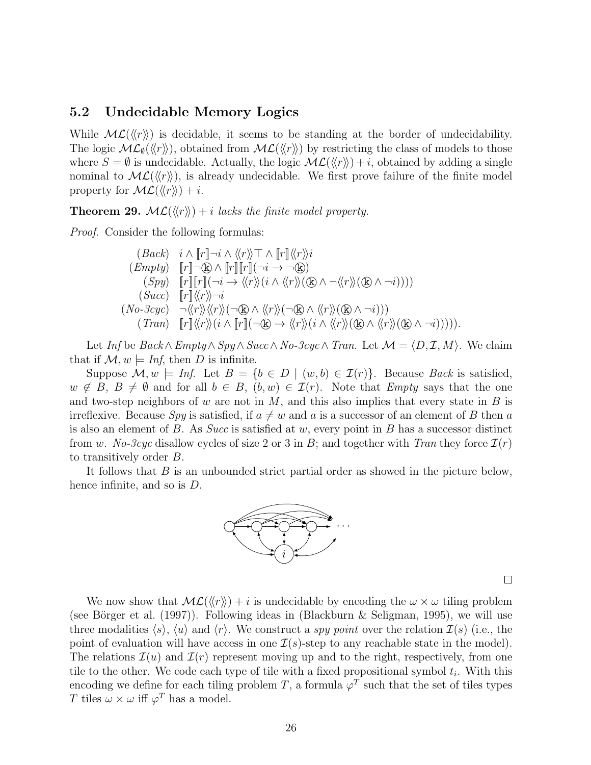### 5.2 Undecidable Memory Logics

While $\mathcal{ML}(\langle\!\langle r \rangle\!\rangle)$ is decidable, it seems to be standing at the border of undecidability. The logic $\mathcal{ML}_\emptyset(\langle\!\langle r \rangle\!\rangle)$, obtained from $\mathcal{ML}(\langle\!\langle r \rangle\!\rangle)$ by restricting the class of models to those where $S = \emptyset$ is undecidable. Actually, the logic $\mathcal{ML}(\langle\!\langle r \rangle\!\rangle) + i$, obtained by adding a single nominal to $\mathcal{ML}(\langle\!\langle r \rangle\!\rangle)$, is already undecidable. We first prove failure of the finite model property for $\mathcal{ML}(\langle\!\langle r \rangle\!\rangle) + i$.

**Theorem 29.** *$\mathcal{ML}(\langle\!\langle r \rangle\!\rangle) + i$ lacks the finite model property.*

*Proof.* Consider the following formulas:

$$
\begin{array}{rl}
(Back) & i \wedge [\![r]\!]\neg i \wedge \langle\!\langle r \rangle\!\rangle\top \wedge [\![r]\!]\langle\!\langle r \rangle\!\rangle i \\
(Empty) & [\![r]\!]\neg \text{ⓚ} \wedge [\![r]\!][\![r]\!](\neg i \rightarrow \neg \text{ⓚ}) \\
(Spy) & [\![r]\!][\![r]\!](\neg i \rightarrow \langle\!\langle r \rangle\!\rangle(i \wedge \langle\!\langle r \rangle\!\rangle(\text{ⓚ} \wedge \neg\langle\!\langle r \rangle\!\rangle(\text{ⓚ} \wedge \neg i)))) \\
(Succ) & [\![r]\!]\langle\!\langle r \rangle\!\rangle\neg i \\
(No\text{-}3cyc) & \neg\langle\!\langle r \rangle\!\rangle\langle\!\langle r \rangle\!\rangle(\neg\text{ⓚ} \wedge \langle\!\langle r \rangle\!\rangle(\neg\text{ⓚ} \wedge \langle\!\langle r \rangle\!\rangle(\text{ⓚ} \wedge \neg i))) \\
(Tran) & [\![r]\!]\langle\!\langle r \rangle\!\rangle(i \wedge [\![r]\!](\neg\text{ⓚ} \rightarrow \langle\!\langle r \rangle\!\rangle(i \wedge \langle\!\langle r \rangle\!\rangle(\text{ⓚ} \wedge \langle\!\langle r \rangle\!\rangle(\text{ⓚ} \wedge \neg i))))).
\end{array}
$$

Let *Inf* be $Back \wedge Empty \wedge Spy \wedge Succ \wedge No\text{-}3cyc \wedge Tran$. Let $\mathcal{M} = \langle D, \mathcal{I}, M\rangle$. We claim that if $\mathcal{M}, w \models Inf$, then $D$ is infinite.

Suppose $\mathcal{M}, w \models Inf$. Let $B = \{b \in D \mid (w, b) \in \mathcal{I}(r)\}$. Because *Back* is satisfied, $w \notin B$, $B \neq \emptyset$ and for all $b \in B$, $(b, w) \in \mathcal{I}(r)$. Note that *Empty* says that the one and two-step neighbors of $w$ are not in $M$, and this also implies that every state in $B$ is irreflexive. Because *Spy* is satisfied, if $a \neq w$ and $a$ is a successor of an element of $B$ then $a$ is also an element of $B$. As *Succ* is satisfied at $w$, every point in $B$ has a successor distinct from $w$. *No-3cyc* disallow cycles of size 2 or 3 in $B$; and together with *Tran* they force $\mathcal{I}(r)$ to transitively order $B$.

It follows that $B$ is an unbounded strict partial order as showed in the picture below, hence infinite, and so is $D$.

□

We now show that $\mathcal{ML}(\langle\!\langle r \rangle\!\rangle) + i$ is undecidable by encoding the $\omega \times \omega$ tiling problem (see Börger et al. (1997)). Following ideas in (Blackburn & Seligman, 1995), we will use three modalities $\langle s\rangle$, $\langle u\rangle$ and $\langle r\rangle$. We construct a *spy point* over the relation $\mathcal{I}(s)$ (i.e., the point of evaluation will have access in one $\mathcal{I}(s)$-step to any reachable state in the model). The relations $\mathcal{I}(u)$ and $\mathcal{I}(r)$ represent moving up and to the right, respectively, from one tile to the other. We code each type of tile with a fixed propositional symbol $t_i$. With this encoding we define for each tiling problem $T$, a formula $\varphi^T$ such that the set of tiles types $T$ tiles $\omega \times \omega$ iff $\varphi^T$ has a model.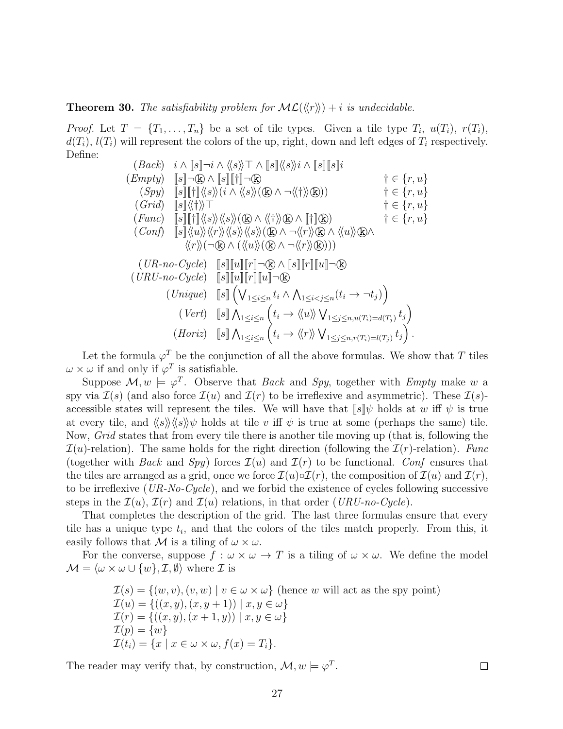**Theorem 30.** *The satisfiability problem for $\mathcal{ML}(\langle\!\langle r \rangle\!\rangle) + i$ is undecidable.*

*Proof.* Let $T = \{T_1, \ldots, T_n\}$ be a set of tile types. Given a tile type $T_i$, $u(T_i)$, $r(T_i)$, $d(T_i)$, $l(T_i)$ will represent the colors of the up, right, down and left edges of $T_i$ respectively. Define:

$$
\begin{array}{rll}
(\mathit{Back}) & i \wedge [\![s]\!]\neg i \wedge \langle\!\langle s \rangle\!\rangle \top \wedge [\![s]\!]\langle\!\langle s \rangle\!\rangle i \wedge [\![s]\!][\![s]\!]i & \\
(\mathit{Empty}) & [\![s]\!]\neg \text{ⓚ} \wedge [\![s]\!][\![\dagger]\!]\neg \text{ⓚ} & \dagger \in \{r, u\} \\
(\mathit{Spy}) & [\![s]\!][\![\dagger]\!]\langle\!\langle s \rangle\!\rangle(i \wedge \langle\!\langle s \rangle\!\rangle(\text{ⓚ} \wedge \neg\langle\!\langle \dagger \rangle\!\rangle \text{ⓚ})) & \dagger \in \{r, u\} \\
(\mathit{Grid}) & [\![s]\!]\langle\!\langle \dagger \rangle\!\rangle \top & \dagger \in \{r, u\} \\
(\mathit{Func}) & [\![s]\!][\![\dagger]\!]\langle\!\langle s \rangle\!\rangle\langle\!\langle s \rangle\!\rangle(\text{ⓚ} \wedge \langle\!\langle \dagger \rangle\!\rangle \text{ⓚ} \wedge [\![\dagger]\!]\text{ⓚ}) & \dagger \in \{r, u\} \\
(\mathit{Conf}) & [\![s]\!]\langle\!\langle u \rangle\!\rangle\langle\!\langle r \rangle\!\rangle\langle\!\langle s \rangle\!\rangle\langle\!\langle s \rangle\!\rangle(\text{ⓚ} \wedge \neg\langle\!\langle r \rangle\!\rangle\text{ⓚ} \wedge \langle\!\langle u \rangle\!\rangle\text{ⓚ} \wedge & \\
& \quad \langle\!\langle r \rangle\!\rangle(\neg \text{ⓚ} \wedge (\langle\!\langle u \rangle\!\rangle(\text{ⓚ} \wedge \neg\langle\!\langle r \rangle\!\rangle \text{ⓚ})))) &
\end{array}
$$

$$
\begin{array}{rl}
(\mathit{UR\text{-}no\text{-}Cycle}) & [\![s]\!][\![u]\!][\![r]\!]\neg\text{ⓚ} \wedge [\![s]\!][\![r]\!][\![u]\!]\neg\text{ⓚ} \\
(\mathit{URU\text{-}no\text{-}Cycle}) & [\![s]\!][\![u]\!][\![r]\!][\![u]\!]\neg\text{ⓚ} \\
(\mathit{Unique}) & [\![s]\!]\left(\bigvee_{1 \le i \le n} t_i \wedge \bigwedge_{1 \le i < j \le n}(t_i \to \neg t_j)\right) \\
(\mathit{Vert}) & [\![s]\!]\bigwedge_{1 \le i \le n}\left(t_i \to \langle\!\langle u \rangle\!\rangle \bigvee_{1 \le j \le n, u(T_i) = d(T_j)} t_j\right) \\
(\mathit{Horiz}) & [\![s]\!]\bigwedge_{1 \le i \le n}\left(t_i \to \langle\!\langle r \rangle\!\rangle \bigvee_{1 \le j \le n, r(T_i) = l(T_j)} t_j\right).
\end{array}
$$

Let the formula $\varphi^T$ be the conjunction of all the above formulas. We show that $T$ tiles $\omega \times \omega$ if and only if $\varphi^T$ is satisfiable.

Suppose $\mathcal{M}, w \models \varphi^T$. Observe that *Back* and *Spy*, together with *Empty* make $w$ a spy via $\mathcal{I}(s)$ (and also force $\mathcal{I}(u)$ and $\mathcal{I}(r)$ to be irreflexive and asymmetric). These $\mathcal{I}(s)$-accessible states will represent the tiles. We will have that $[\![s]\!]\psi$ holds at $w$ iff $\psi$ is true at every tile, and $\langle\!\langle s \rangle\!\rangle\langle\!\langle s \rangle\!\rangle\psi$ holds at tile $v$ iff $\psi$ is true at some (perhaps the same) tile. Now, *Grid* states that from every tile there is another tile moving up (that is, following the $\mathcal{I}(u)$-relation). The same holds for the right direction (following the $\mathcal{I}(r)$-relation). *Func* (together with *Back* and *Spy*) forces $\mathcal{I}(u)$ and $\mathcal{I}(r)$ to be functional. *Conf* ensures that the tiles are arranged as a grid, once we force $\mathcal{I}(u) \circ \mathcal{I}(r)$, the composition of $\mathcal{I}(u)$ and $\mathcal{I}(r)$, to be irreflexive (*UR-No-Cycle*), and we forbid the existence of cycles following successive steps in the $\mathcal{I}(u)$, $\mathcal{I}(r)$ and $\mathcal{I}(u)$ relations, in that order (*URU-no-Cycle*).

That completes the description of the grid. The last three formulas ensure that every tile has a unique type $t_i$, and that the colors of the tiles match properly. From this, it easily follows that $\mathcal{M}$ is a tiling of $\omega \times \omega$.

For the converse, suppose $f : \omega \times \omega \to T$ is a tiling of $\omega \times \omega$. We define the model $\mathcal{M} = \langle \omega \times \omega \cup \{w\}, \mathcal{I}, \emptyset \rangle$ where $\mathcal{I}$ is

$$
\begin{array}{l}
\mathcal{I}(s) = \{(w, v), (v, w) \mid v \in \omega \times \omega\} \text{ (hence } w \text{ will act as the spy point)} \\
\mathcal{I}(u) = \{((x, y), (x, y + 1)) \mid x, y \in \omega\} \\
\mathcal{I}(r) = \{((x, y), (x + 1, y)) \mid x, y \in \omega\} \\
\mathcal{I}(p) = \{w\} \\
\mathcal{I}(t_i) = \{x \mid x \in \omega \times \omega, f(x) = T_i\}.
\end{array}
$$

The reader may verify that, by construction, $\mathcal{M}, w \models \varphi^T$. $\square$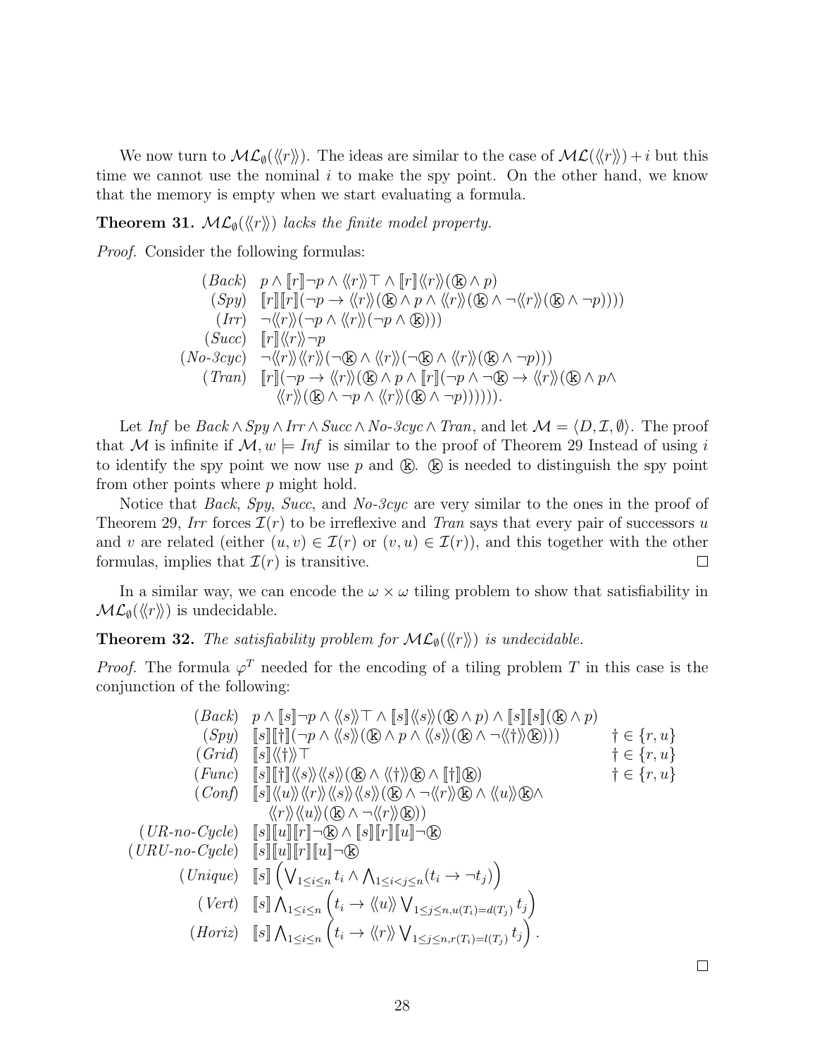We now turn to $\mathcal{ML}_\emptyset(\langle\!\langle r \rangle\!\rangle)$. The ideas are similar to the case of $\mathcal{ML}(\langle\!\langle r \rangle\!\rangle) + i$ but this time we cannot use the nominal $i$ to make the spy point. On the other hand, we know that the memory is empty when we start evaluating a formula.

**Theorem 31.** *$\mathcal{ML}_\emptyset(\langle\!\langle r \rangle\!\rangle)$ lacks the finite model property.*

*Proof.* Consider the following formulas:

$$
\begin{array}{rl}
(\mathit{Back}) & p \land [\![r]\!]\neg p \land \langle\!\langle r \rangle\!\rangle\top \land [\![r]\!]\langle\!\langle r \rangle\!\rangle(ⓚ \land p) \\
(\mathit{Spy}) & [\![r]\!][\![r]\!](\neg p \to \langle\!\langle r \rangle\!\rangle(ⓚ \land p \land \langle\!\langle r \rangle\!\rangle(ⓚ \land \neg\langle\!\langle r \rangle\!\rangle(ⓚ \land \neg p)))) \\
(\mathit{Irr}) & \neg\langle\!\langle r \rangle\!\rangle(\neg p \land \langle\!\langle r \rangle\!\rangle(\neg p \land ⓚ))) \\
(\mathit{Succ}) & [\![r]\!]\langle\!\langle r \rangle\!\rangle\neg p \\
(\mathit{No\text{-}3cyc}) & \neg\langle\!\langle r \rangle\!\rangle\langle\!\langle r \rangle\!\rangle(\neg ⓚ \land \langle\!\langle r \rangle\!\rangle(\neg ⓚ \land \langle\!\langle r \rangle\!\rangle(ⓚ \land \neg p))) \\
(\mathit{Tran}) & [\![r]\!](\neg p \to \langle\!\langle r \rangle\!\rangle(ⓚ \land p \land [\![r]\!](\neg p \land \neg ⓚ \to \langle\!\langle r \rangle\!\rangle(ⓚ \land p \land \\
& \quad \langle\!\langle r \rangle\!\rangle(ⓚ \land \neg p \land \langle\!\langle r \rangle\!\rangle(ⓚ \land \neg p)))))).
\end{array}
$$

Let $\mathit{Inf}$ be $\mathit{Back} \land \mathit{Spy} \land \mathit{Irr} \land \mathit{Succ} \land \mathit{No\text{-}3cyc} \land \mathit{Tran}$, and let $\mathcal{M} = \langle D, \mathcal{I}, \emptyset\rangle$. The proof that $\mathcal{M}$ is infinite if $\mathcal{M}, w \models \mathit{Inf}$ is similar to the proof of Theorem 29 Instead of using $i$ to identify the spy point we now use $p$ and ⓚ. ⓚ is needed to distinguish the spy point from other points where $p$ might hold.

Notice that *Back*, *Spy*, *Succ*, and *No-3cyc* are very similar to the ones in the proof of Theorem 29, *Irr* forces $\mathcal{I}(r)$ to be irreflexive and *Tran* says that every pair of successors $u$ and $v$ are related (either $(u, v) \in \mathcal{I}(r)$ or $(v, u) \in \mathcal{I}(r)$), and this together with the other formulas, implies that $\mathcal{I}(r)$ is transitive. $\square$

In a similar way, we can encode the $\omega \times \omega$ tiling problem to show that satisfiability in $\mathcal{ML}_\emptyset(\langle\!\langle r \rangle\!\rangle)$ is undecidable.

**Theorem 32.** *The satisfiability problem for $\mathcal{ML}_\emptyset(\langle\!\langle r \rangle\!\rangle)$ is undecidable.*

*Proof.* The formula $\varphi^T$ needed for the encoding of a tiling problem $T$ in this case is the conjunction of the following:

$$
\begin{array}{rll}
(\mathit{Back}) & p \land [\![s]\!]\neg p \land \langle\!\langle s \rangle\!\rangle\top \land [\![s]\!]\langle\!\langle s \rangle\!\rangle(ⓚ \land p) \land [\![s]\!][\![s]\!](ⓚ \land p) & \\
(\mathit{Spy}) & [\![s]\!][\![\dagger]\!](\neg p \land \langle\!\langle s \rangle\!\rangle(ⓚ \land p \land \langle\!\langle s \rangle\!\rangle(ⓚ \land \neg\langle\!\langle \dagger \rangle\!\rangle ⓚ))) & \dagger \in \{r, u\} \\
(\mathit{Grid}) & [\![s]\!]\langle\!\langle \dagger \rangle\!\rangle\top & \dagger \in \{r, u\} \\
(\mathit{Func}) & [\![s]\!][\![\dagger]\!]\langle\!\langle s \rangle\!\rangle\langle\!\langle s \rangle\!\rangle(ⓚ \land \langle\!\langle \dagger \rangle\!\rangle ⓚ \land [\![\dagger]\!]ⓚ) & \dagger \in \{r, u\} \\
(\mathit{Conf}) & [\![s]\!]\langle\!\langle u \rangle\!\rangle\langle\!\langle r \rangle\!\rangle\langle\!\langle s \rangle\!\rangle\langle\!\langle s \rangle\!\rangle(ⓚ \land \neg\langle\!\langle r \rangle\!\rangle ⓚ \land \langle\!\langle u \rangle\!\rangle ⓚ \land & \\
& \quad \langle\!\langle r \rangle\!\rangle\langle\!\langle u \rangle\!\rangle(ⓚ \land \neg\langle\!\langle r \rangle\!\rangle ⓚ)) & \\
(\mathit{UR\text{-}no\text{-}Cycle}) & [\![s]\!][\![u]\!][\![r]\!]\neg ⓚ \land [\![s]\!][\![r]\!][\![u]\!]\neg ⓚ & \\
(\mathit{URU\text{-}no\text{-}Cycle}) & [\![s]\!][\![u]\!][\![r]\!][\![u]\!]\neg ⓚ & \\
(\mathit{Unique}) & [\![s]\!]\left(\bigvee_{1 \le i \le n} t_i \land \bigwedge_{1 \le i < j \le n}(t_i \to \neg t_j)\right) & \\
(\mathit{Vert}) & [\![s]\!]\bigwedge_{1 \le i \le n}\left(t_i \to \langle\!\langle u \rangle\!\rangle \bigvee_{1 \le j \le n, u(T_i) = d(T_j)} t_j\right) & \\
(\mathit{Horiz}) & [\![s]\!]\bigwedge_{1 \le i \le n}\left(t_i \to \langle\!\langle r \rangle\!\rangle \bigvee_{1 \le j \le n, r(T_i) = l(T_j)} t_j\right). &
\end{array}
$$

$\square$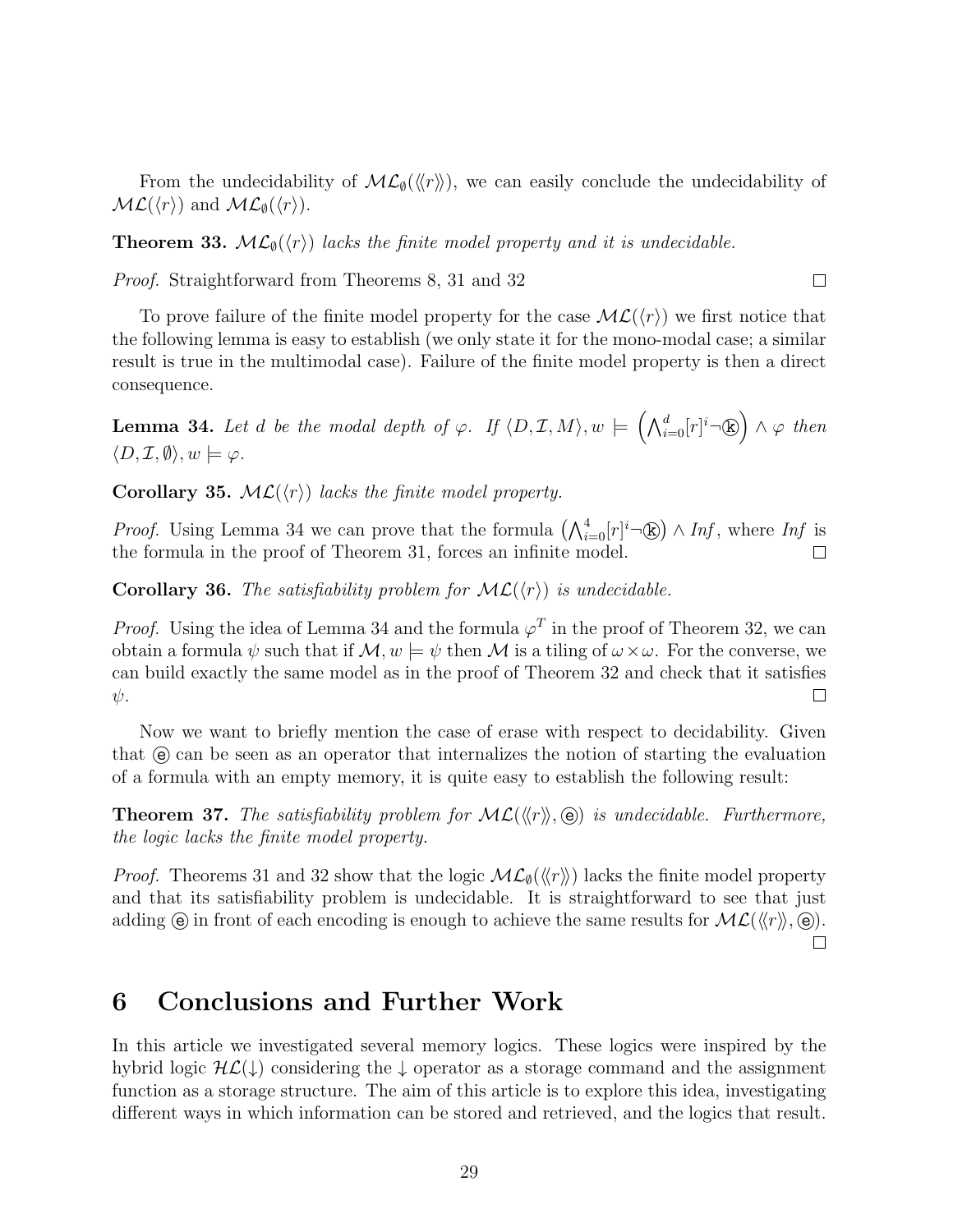From the undecidability of $\mathcal{ML}_\emptyset(\langle\!\langle r \rangle\!\rangle)$, we can easily conclude the undecidability of $\mathcal{ML}(\langle r \rangle)$ and $\mathcal{ML}_\emptyset(\langle r \rangle)$.

**Theorem 33.** *$\mathcal{ML}_\emptyset(\langle r \rangle)$ lacks the finite model property and it is undecidable.*

*Proof.* Straightforward from Theorems 8, 31 and 32 □

To prove failure of the finite model property for the case $\mathcal{ML}(\langle r \rangle)$ we first notice that the following lemma is easy to establish (we only state it for the mono-modal case; a similar result is true in the multimodal case). Failure of the finite model property is then a direct consequence.

**Lemma 34.** *Let $d$ be the modal depth of $\varphi$. If $\langle D, \mathcal{I}, M \rangle, w \models \left( \bigwedge_{i=0}^{d} [r]^i \neg ⓚ \right) \wedge \varphi$ then $\langle D, \mathcal{I}, \emptyset \rangle, w \models \varphi$.*

**Corollary 35.** *$\mathcal{ML}(\langle r \rangle)$ lacks the finite model property.*

*Proof.* Using Lemma 34 we can prove that the formula $\left( \bigwedge_{i=0}^{4} [r]^i \neg ⓚ \right) \wedge Inf$, where $Inf$ is the formula in the proof of Theorem 31, forces an infinite model. □

**Corollary 36.** *The satisfiability problem for $\mathcal{ML}(\langle r \rangle)$ is undecidable.*

*Proof.* Using the idea of Lemma 34 and the formula $\varphi^T$ in the proof of Theorem 32, we can obtain a formula $\psi$ such that if $\mathcal{M}, w \models \psi$ then $\mathcal{M}$ is a tiling of $\omega \times \omega$. For the converse, we can build exactly the same model as in the proof of Theorem 32 and check that it satisfies $\psi$. □

Now we want to briefly mention the case of erase with respect to decidability. Given that ⓔ can be seen as an operator that internalizes the notion of starting the evaluation of a formula with an empty memory, it is quite easy to establish the following result:

**Theorem 37.** *The satisfiability problem for $\mathcal{ML}(\langle\!\langle r \rangle\!\rangle, ⓔ)$ is undecidable. Furthermore, the logic lacks the finite model property.*

*Proof.* Theorems 31 and 32 show that the logic $\mathcal{ML}_\emptyset(\langle\!\langle r \rangle\!\rangle)$ lacks the finite model property and that its satisfiability problem is undecidable. It is straightforward to see that just adding ⓔ in front of each encoding is enough to achieve the same results for $\mathcal{ML}(\langle\!\langle r \rangle\!\rangle, ⓔ)$. □

# 6 Conclusions and Further Work

In this article we investigated several memory logics. These logics were inspired by the hybrid logic $\mathcal{HL}(\downarrow)$ considering the $\downarrow$ operator as a storage command and the assignment function as a storage structure. The aim of this article is to explore this idea, investigating different ways in which information can be stored and retrieved, and the logics that result.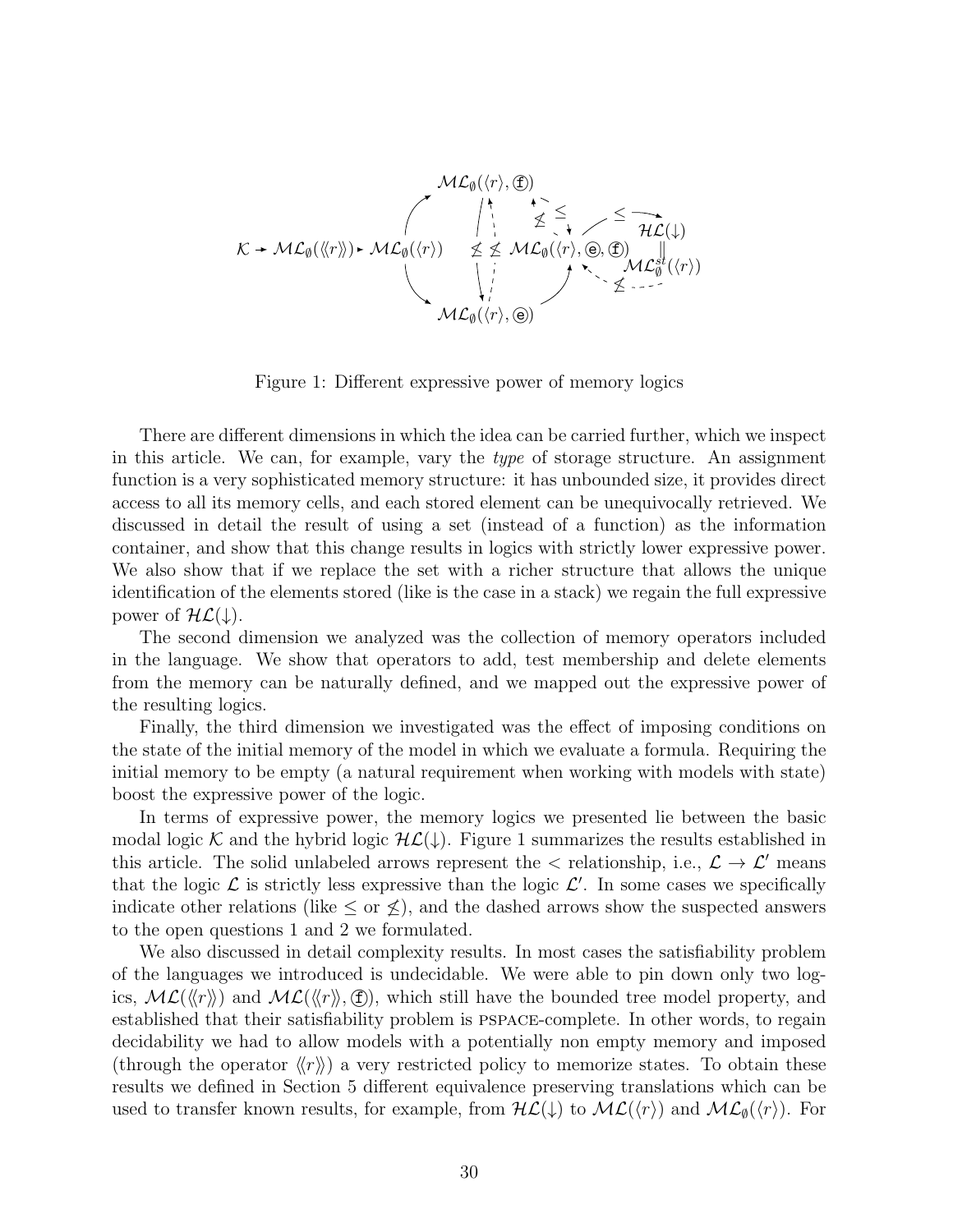$$\mathcal{K} \rightarrow \mathcal{ML}_\emptyset(\langle\!\langle r \rangle\!\rangle) \rightarrow \mathcal{ML}_\emptyset(\langle r \rangle) \quad \mathcal{ML}_\emptyset(\langle r \rangle, ⓕ) \quad \mathcal{ML}_\emptyset(\langle r \rangle, ⓔ) \quad \mathcal{ML}_\emptyset(\langle r \rangle, ⓔ, ⓕ) \quad \mathcal{HL}(\downarrow) = \mathcal{ML}^{st}_\emptyset(\langle r \rangle)$$

Figure 1: Different expressive power of memory logics

There are different dimensions in which the idea can be carried further, which we inspect in this article. We can, for example, vary the *type* of storage structure. An assignment function is a very sophisticated memory structure: it has unbounded size, it provides direct access to all its memory cells, and each stored element can be unequivocally retrieved. We discussed in detail the result of using a set (instead of a function) as the information container, and show that this change results in logics with strictly lower expressive power. We also show that if we replace the set with a richer structure that allows the unique identification of the elements stored (like is the case in a stack) we regain the full expressive power of $\mathcal{HL}(\downarrow)$.

The second dimension we analyzed was the collection of memory operators included in the language. We show that operators to add, test membership and delete elements from the memory can be naturally defined, and we mapped out the expressive power of the resulting logics.

Finally, the third dimension we investigated was the effect of imposing conditions on the state of the initial memory of the model in which we evaluate a formula. Requiring the initial memory to be empty (a natural requirement when working with models with state) boost the expressive power of the logic.

In terms of expressive power, the memory logics we presented lie between the basic modal logic $\mathcal{K}$ and the hybrid logic $\mathcal{HL}(\downarrow)$. Figure 1 summarizes the results established in this article. The solid unlabeled arrows represent the $<$ relationship, i.e., $\mathcal{L} \rightarrow \mathcal{L}'$ means that the logic $\mathcal{L}$ is strictly less expressive than the logic $\mathcal{L}'$. In some cases we specifically indicate other relations (like $\leq$ or $\not\leq$), and the dashed arrows show the suspected answers to the open questions 1 and 2 we formulated.

We also discussed in detail complexity results. In most cases the satisfiability problem of the languages we introduced is undecidable. We were able to pin down only two logics, $\mathcal{ML}(\langle\!\langle r \rangle\!\rangle)$ and $\mathcal{ML}(\langle\!\langle r \rangle\!\rangle, ⓕ)$, which still have the bounded tree model property, and established that their satisfiability problem is PSPACE-complete. In other words, to regain decidability we had to allow models with a potentially non empty memory and imposed (through the operator $\langle\!\langle r \rangle\!\rangle$) a very restricted policy to memorize states. To obtain these results we defined in Section 5 different equivalence preserving translations which can be used to transfer known results, for example, from $\mathcal{HL}(\downarrow)$ to $\mathcal{ML}(\langle r \rangle)$ and $\mathcal{ML}_\emptyset(\langle r \rangle)$. For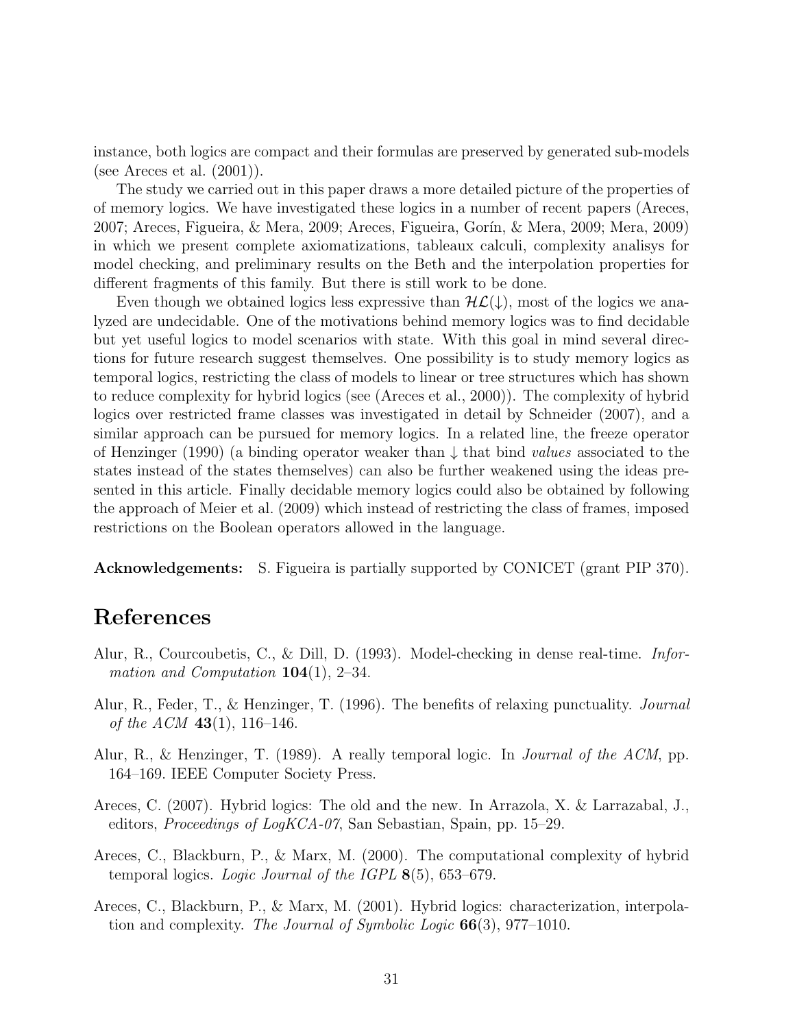instance, both logics are compact and their formulas are preserved by generated sub-models (see Areces et al. (2001)).

The study we carried out in this paper draws a more detailed picture of the properties of of memory logics. We have investigated these logics in a number of recent papers (Areces, 2007; Areces, Figueira, & Mera, 2009; Areces, Figueira, Gorín, & Mera, 2009; Mera, 2009) in which we present complete axiomatizations, tableaux calculi, complexity analisys for model checking, and preliminary results on the Beth and the interpolation properties for different fragments of this family. But there is still work to be done.

Even though we obtained logics less expressive than $\mathcal{HL}(\downarrow)$, most of the logics we analyzed are undecidable. One of the motivations behind memory logics was to find decidable but yet useful logics to model scenarios with state. With this goal in mind several directions for future research suggest themselves. One possibility is to study memory logics as temporal logics, restricting the class of models to linear or tree structures which has shown to reduce complexity for hybrid logics (see (Areces et al., 2000)). The complexity of hybrid logics over restricted frame classes was investigated in detail by Schneider (2007), and a similar approach can be pursued for memory logics. In a related line, the freeze operator of Henzinger (1990) (a binding operator weaker than $\downarrow$ that bind *values* associated to the states instead of the states themselves) can also be further weakened using the ideas presented in this article. Finally decidable memory logics could also be obtained by following the approach of Meier et al. (2009) which instead of restricting the class of frames, imposed restrictions on the Boolean operators allowed in the language.

**Acknowledgements:** S. Figueira is partially supported by CONICET (grant PIP 370).

# References

Alur, R., Courcoubetis, C., & Dill, D. (1993). Model-checking in dense real-time. *Information and Computation* **104**(1), 2–34.

Alur, R., Feder, T., & Henzinger, T. (1996). The benefits of relaxing punctuality. *Journal of the ACM* **43**(1), 116–146.

Alur, R., & Henzinger, T. (1989). A really temporal logic. In *Journal of the ACM*, pp. 164–169. IEEE Computer Society Press.

Areces, C. (2007). Hybrid logics: The old and the new. In Arrazola, X. & Larrazabal, J., editors, *Proceedings of LogKCA-07*, San Sebastian, Spain, pp. 15–29.

Areces, C., Blackburn, P., & Marx, M. (2000). The computational complexity of hybrid temporal logics. *Logic Journal of the IGPL* **8**(5), 653–679.

Areces, C., Blackburn, P., & Marx, M. (2001). Hybrid logics: characterization, interpolation and complexity. *The Journal of Symbolic Logic* **66**(3), 977–1010.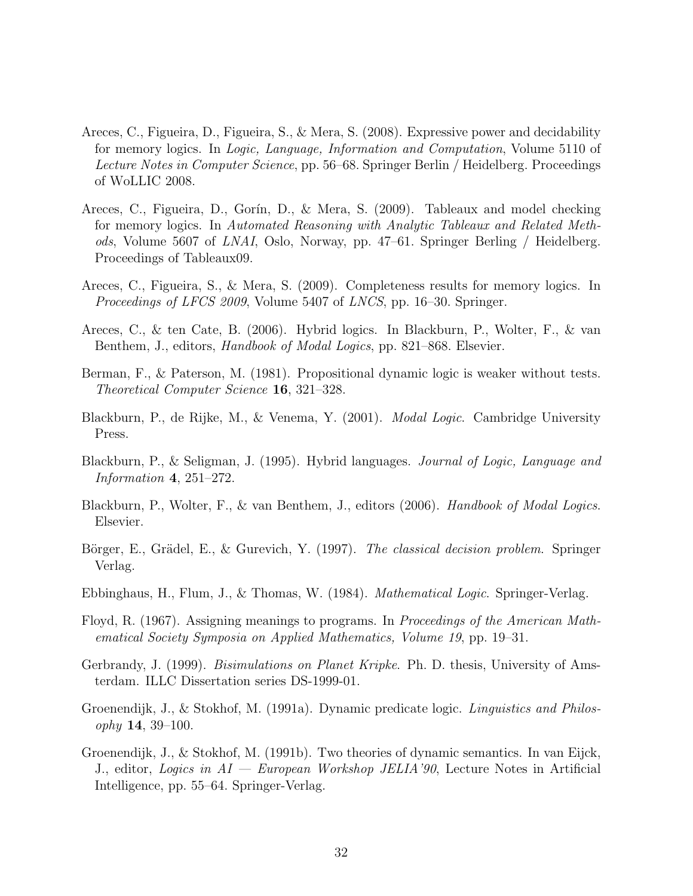Areces, C., Figueira, D., Figueira, S., & Mera, S. (2008). Expressive power and decidability for memory logics. In *Logic, Language, Information and Computation*, Volume 5110 of *Lecture Notes in Computer Science*, pp. 56–68. Springer Berlin / Heidelberg. Proceedings of WoLLIC 2008.

Areces, C., Figueira, D., Gorín, D., & Mera, S. (2009). Tableaux and model checking for memory logics. In *Automated Reasoning with Analytic Tableaux and Related Methods*, Volume 5607 of *LNAI*, Oslo, Norway, pp. 47–61. Springer Berling / Heidelberg. Proceedings of Tableaux09.

Areces, C., Figueira, S., & Mera, S. (2009). Completeness results for memory logics. In *Proceedings of LFCS 2009*, Volume 5407 of *LNCS*, pp. 16–30. Springer.

Areces, C., & ten Cate, B. (2006). Hybrid logics. In Blackburn, P., Wolter, F., & van Benthem, J., editors, *Handbook of Modal Logics*, pp. 821–868. Elsevier.

Berman, F., & Paterson, M. (1981). Propositional dynamic logic is weaker without tests. *Theoretical Computer Science* **16**, 321–328.

Blackburn, P., de Rijke, M., & Venema, Y. (2001). *Modal Logic*. Cambridge University Press.

Blackburn, P., & Seligman, J. (1995). Hybrid languages. *Journal of Logic, Language and Information* **4**, 251–272.

Blackburn, P., Wolter, F., & van Benthem, J., editors (2006). *Handbook of Modal Logics*. Elsevier.

Börger, E., Grädel, E., & Gurevich, Y. (1997). *The classical decision problem*. Springer Verlag.

Ebbinghaus, H., Flum, J., & Thomas, W. (1984). *Mathematical Logic*. Springer-Verlag.

Floyd, R. (1967). Assigning meanings to programs. In *Proceedings of the American Mathematical Society Symposia on Applied Mathematics, Volume 19*, pp. 19–31.

Gerbrandy, J. (1999). *Bisimulations on Planet Kripke*. Ph. D. thesis, University of Amsterdam. ILLC Dissertation series DS-1999-01.

Groenendijk, J., & Stokhof, M. (1991a). Dynamic predicate logic. *Linguistics and Philosophy* **14**, 39–100.

Groenendijk, J., & Stokhof, M. (1991b). Two theories of dynamic semantics. In van Eijck, J., editor, *Logics in AI — European Workshop JELIA'90*, Lecture Notes in Artificial Intelligence, pp. 55–64. Springer-Verlag.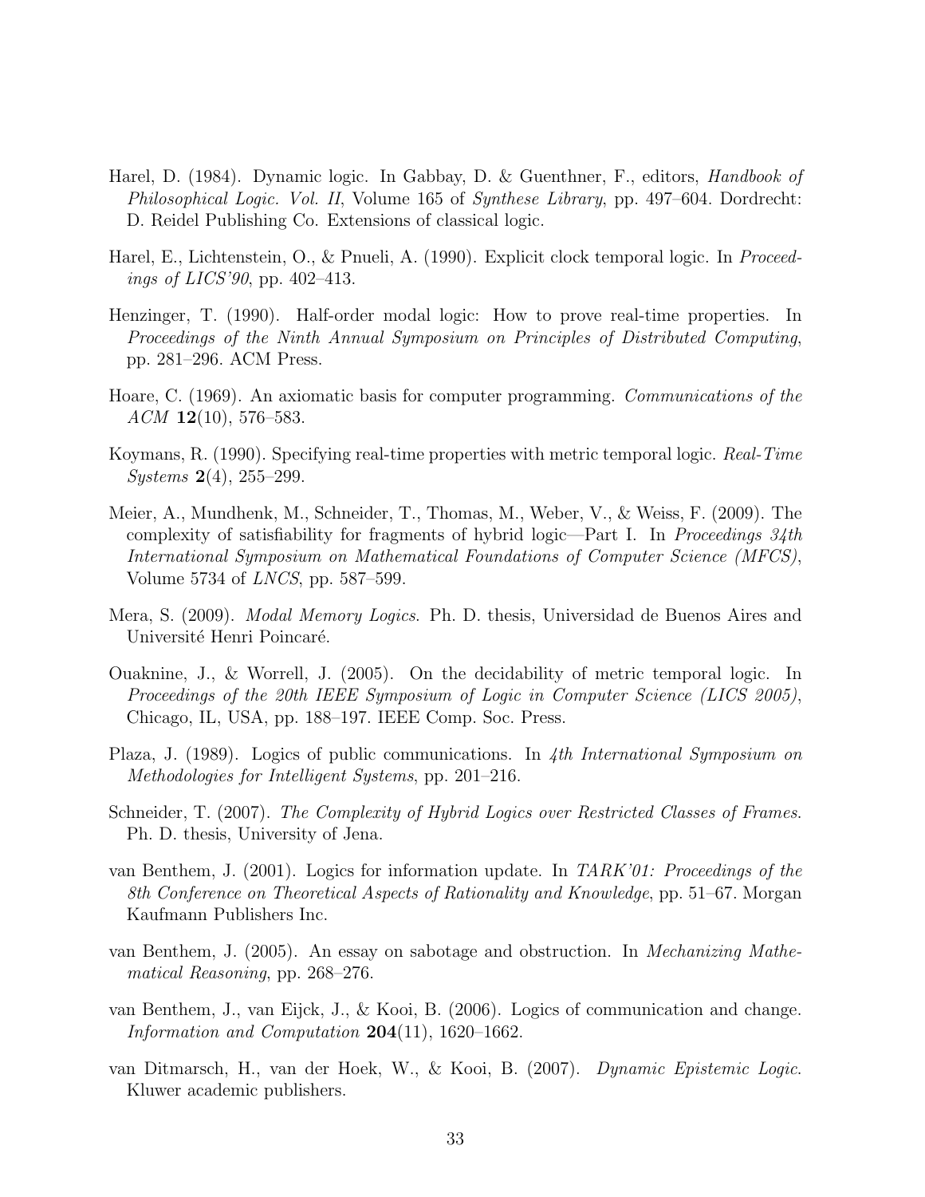Harel, D. (1984). Dynamic logic. In Gabbay, D. & Guenthner, F., editors, *Handbook of Philosophical Logic. Vol. II*, Volume 165 of *Synthese Library*, pp. 497–604. Dordrecht: D. Reidel Publishing Co. Extensions of classical logic.

Harel, E., Lichtenstein, O., & Pnueli, A. (1990). Explicit clock temporal logic. In *Proceedings of LICS'90*, pp. 402–413.

Henzinger, T. (1990). Half-order modal logic: How to prove real-time properties. In *Proceedings of the Ninth Annual Symposium on Principles of Distributed Computing*, pp. 281–296. ACM Press.

Hoare, C. (1969). An axiomatic basis for computer programming. *Communications of the ACM* **12**(10), 576–583.

Koymans, R. (1990). Specifying real-time properties with metric temporal logic. *Real-Time Systems* **2**(4), 255–299.

Meier, A., Mundhenk, M., Schneider, T., Thomas, M., Weber, V., & Weiss, F. (2009). The complexity of satisfiability for fragments of hybrid logic—Part I. In *Proceedings 34th International Symposium on Mathematical Foundations of Computer Science (MFCS)*, Volume 5734 of *LNCS*, pp. 587–599.

Mera, S. (2009). *Modal Memory Logics*. Ph. D. thesis, Universidad de Buenos Aires and Université Henri Poincaré.

Ouaknine, J., & Worrell, J. (2005). On the decidability of metric temporal logic. In *Proceedings of the 20th IEEE Symposium of Logic in Computer Science (LICS 2005)*, Chicago, IL, USA, pp. 188–197. IEEE Comp. Soc. Press.

Plaza, J. (1989). Logics of public communications. In *4th International Symposium on Methodologies for Intelligent Systems*, pp. 201–216.

Schneider, T. (2007). *The Complexity of Hybrid Logics over Restricted Classes of Frames*. Ph. D. thesis, University of Jena.

van Benthem, J. (2001). Logics for information update. In *TARK'01: Proceedings of the 8th Conference on Theoretical Aspects of Rationality and Knowledge*, pp. 51–67. Morgan Kaufmann Publishers Inc.

van Benthem, J. (2005). An essay on sabotage and obstruction. In *Mechanizing Mathematical Reasoning*, pp. 268–276.

van Benthem, J., van Eijck, J., & Kooi, B. (2006). Logics of communication and change. *Information and Computation* **204**(11), 1620–1662.

van Ditmarsch, H., van der Hoek, W., & Kooi, B. (2007). *Dynamic Epistemic Logic*. Kluwer academic publishers.